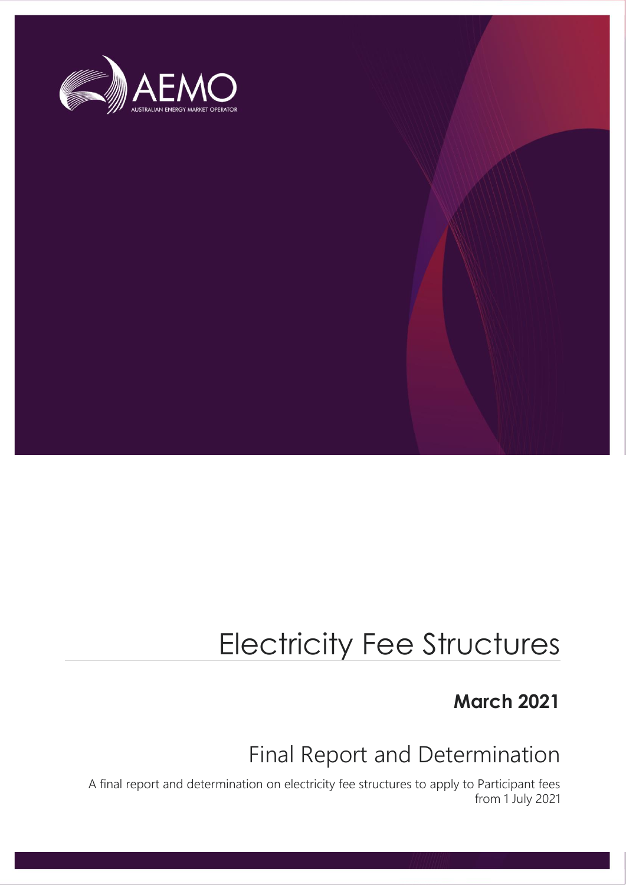AEMO

AUSTRALIAN ENERGY MARKET OPERATOR

# Electricity Fee Structures

**March 2021**

## Final Report and Determination

A final report and determination on electricity fee structures to apply to Participant fees from 1 July 2021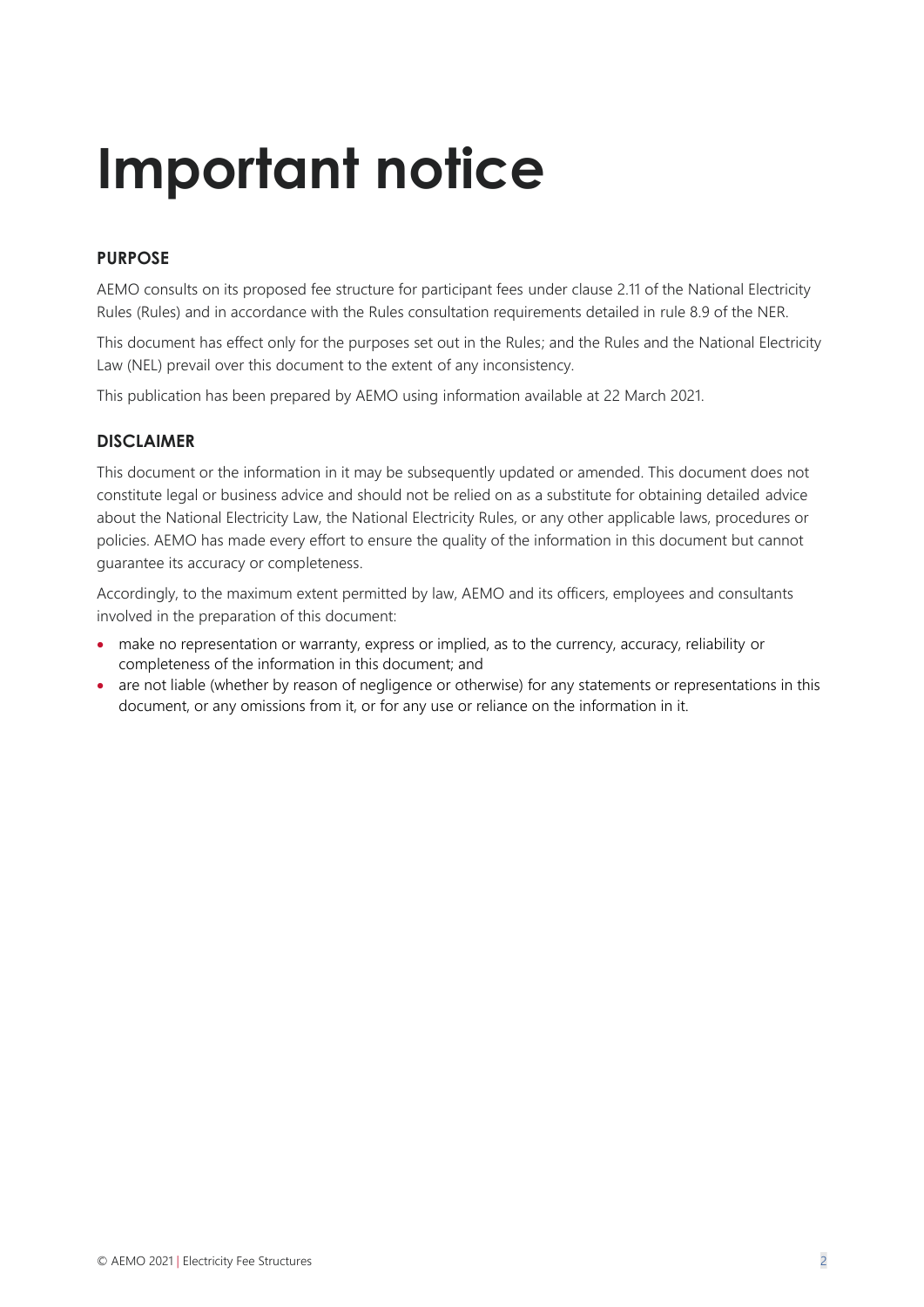# Important notice

## PURPOSE

AEMO consults on its proposed fee structure for participant fees under clause 2.11 of the National Electricity Rules (Rules) and in accordance with the Rules consultation requirements detailed in rule 8.9 of the NER.

This document has effect only for the purposes set out in the Rules; and the Rules and the National Electricity Law (NEL) prevail over this document to the extent of any inconsistency.

This publication has been prepared by AEMO using information available at 22 March 2021.

## DISCLAIMER

This document or the information in it may be subsequently updated or amended. This document does not constitute legal or business advice and should not be relied on as a substitute for obtaining detailed advice about the National Electricity Law, the National Electricity Rules, or any other applicable laws, procedures or policies. AEMO has made every effort to ensure the quality of the information in this document but cannot guarantee its accuracy or completeness.

Accordingly, to the maximum extent permitted by law, AEMO and its officers, employees and consultants involved in the preparation of this document:

- make no representation or warranty, express or implied, as to the currency, accuracy, reliability or completeness of the information in this document; and
- are not liable (whether by reason of negligence or otherwise) for any statements or representations in this document, or any omissions from it, or for any use or reliance on the information in it.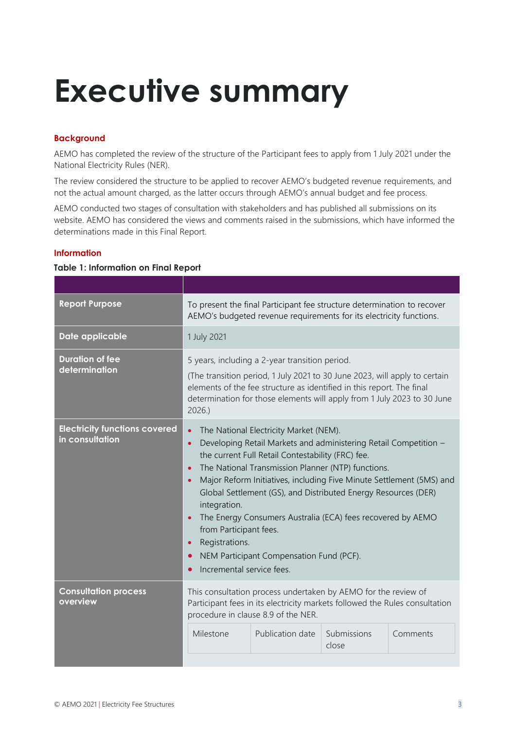# Executive summary

**Background**

AEMO has completed the review of the structure of the Participant fees to apply from 1 July 2021 under the National Electricity Rules (NER).

The review considered the structure to be applied to recover AEMO's budgeted revenue requirements, and not the actual amount charged, as the latter occurs through AEMO's annual budget and fee process.

AEMO conducted two stages of consultation with stakeholders and has published all submissions on its website. AEMO has considered the views and comments raised in the submissions, which have informed the determinations made in this Final Report.

**Information**

**Table 1: Information on Final Report**

| | |
|---|---|
| **Report Purpose** | To present the final Participant fee structure determination to recover AEMO's budgeted revenue requirements for its electricity functions. |
| **Date applicable** | 1 July 2021 |
| **Duration of fee determination** | 5 years, including a 2-year transition period.<br>(The transition period, 1 July 2021 to 30 June 2023, will apply to certain elements of the fee structure as identified in this report. The final determination for those elements will apply from 1 July 2023 to 30 June 2026.) |
| **Electricity functions covered in consultation** | • The National Electricity Market (NEM).<br>• Developing Retail Markets and administering Retail Competition – the current Full Retail Contestability (FRC) fee.<br>• The National Transmission Planner (NTP) functions.<br>• Major Reform Initiatives, including Five Minute Settlement (5MS) and Global Settlement (GS), and Distributed Energy Resources (DER) integration.<br>• The Energy Consumers Australia (ECA) fees recovered by AEMO from Participant fees.<br>• Registrations.<br>• NEM Participant Compensation Fund (PCF).<br>• Incremental service fees. |
| **Consultation process overview** | This consultation process undertaken by AEMO for the review of Participant fees in its electricity markets followed the Rules consultation procedure in clause 8.9 of the NER. |

| Milestone | Publication date | Submissions close | Comments |
|---|---|---|---|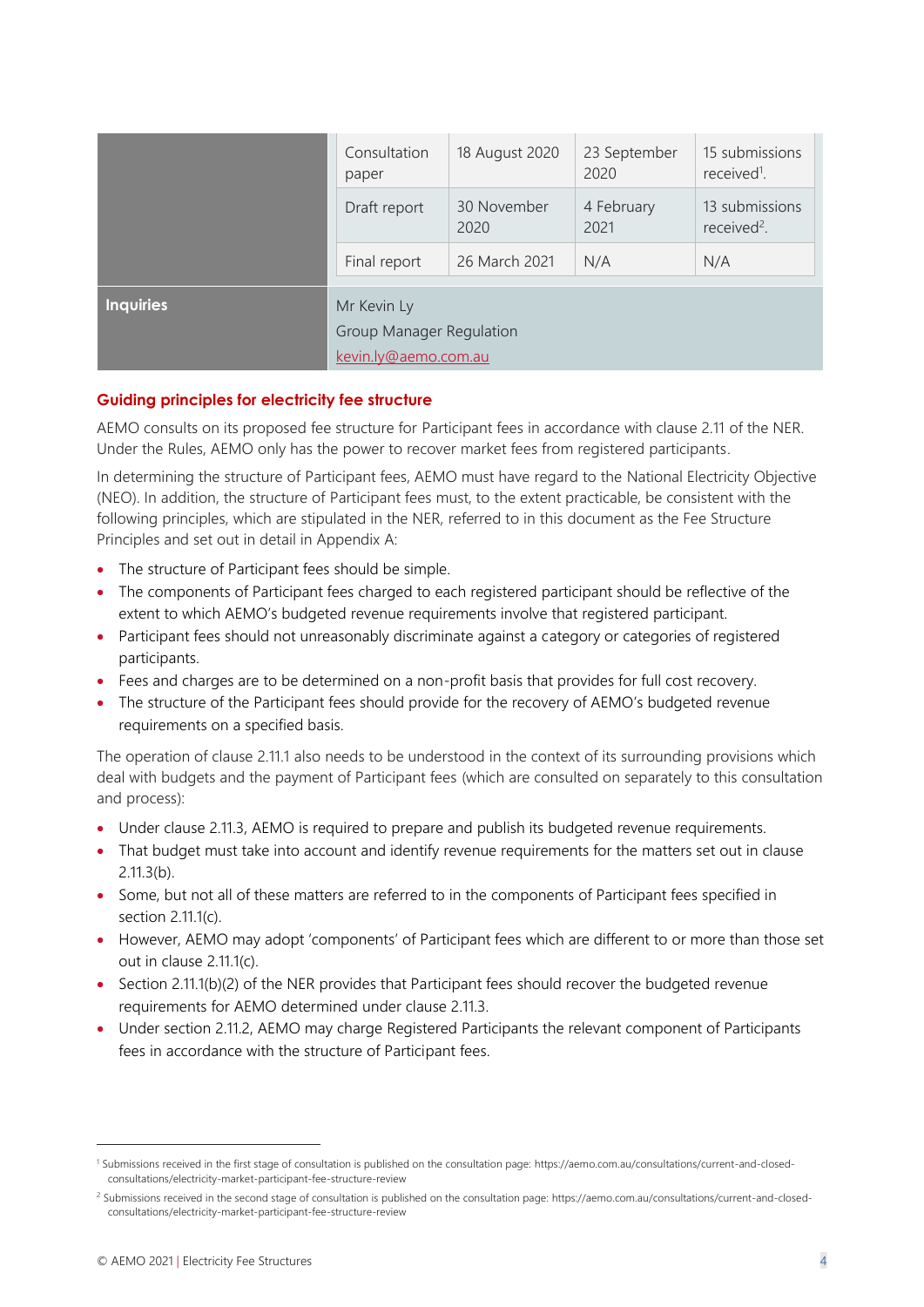|  | Consultation paper | 18 August 2020 | 23 September 2020 | 15 submissions received[1]. |
|---|---|---|---|---|
|  | Draft report | 30 November 2020 | 4 February 2021 | 13 submissions received[2]. |
|  | Final report | 26 March 2021 | N/A | N/A |
| **Inquiries** | Mr Kevin Ly<br>Group Manager Regulation<br>kevin.ly@aemo.com.au | | | |

## Guiding principles for electricity fee structure

AEMO consults on its proposed fee structure for Participant fees in accordance with clause 2.11 of the NER. Under the Rules, AEMO only has the power to recover market fees from registered participants.

In determining the structure of Participant fees, AEMO must have regard to the National Electricity Objective (NEO). In addition, the structure of Participant fees must, to the extent practicable, be consistent with the following principles, which are stipulated in the NER, referred to in this document as the Fee Structure Principles and set out in detail in Appendix A:

- The structure of Participant fees should be simple.
- The components of Participant fees charged to each registered participant should be reflective of the extent to which AEMO's budgeted revenue requirements involve that registered participant.
- Participant fees should not unreasonably discriminate against a category or categories of registered participants.
- Fees and charges are to be determined on a non-profit basis that provides for full cost recovery.
- The structure of the Participant fees should provide for the recovery of AEMO's budgeted revenue requirements on a specified basis.

The operation of clause 2.11.1 also needs to be understood in the context of its surrounding provisions which deal with budgets and the payment of Participant fees (which are consulted on separately to this consultation and process):

- Under clause 2.11.3, AEMO is required to prepare and publish its budgeted revenue requirements.
- That budget must take into account and identify revenue requirements for the matters set out in clause 2.11.3(b).
- Some, but not all of these matters are referred to in the components of Participant fees specified in section 2.11.1(c).
- However, AEMO may adopt 'components' of Participant fees which are different to or more than those set out in clause 2.11.1(c).
- Section 2.11.1(b)(2) of the NER provides that Participant fees should recover the budgeted revenue requirements for AEMO determined under clause 2.11.3.
- Under section 2.11.2, AEMO may charge Registered Participants the relevant component of Participants fees in accordance with the structure of Participant fees.

---

[1] Submissions received in the first stage of consultation is published on the consultation page: https://aemo.com.au/consultations/current-and-closed-consultations/electricity-market-participant-fee-structure-review

[2] Submissions received in the second stage of consultation is published on the consultation page: https://aemo.com.au/consultations/current-and-closed-consultations/electricity-market-participant-fee-structure-review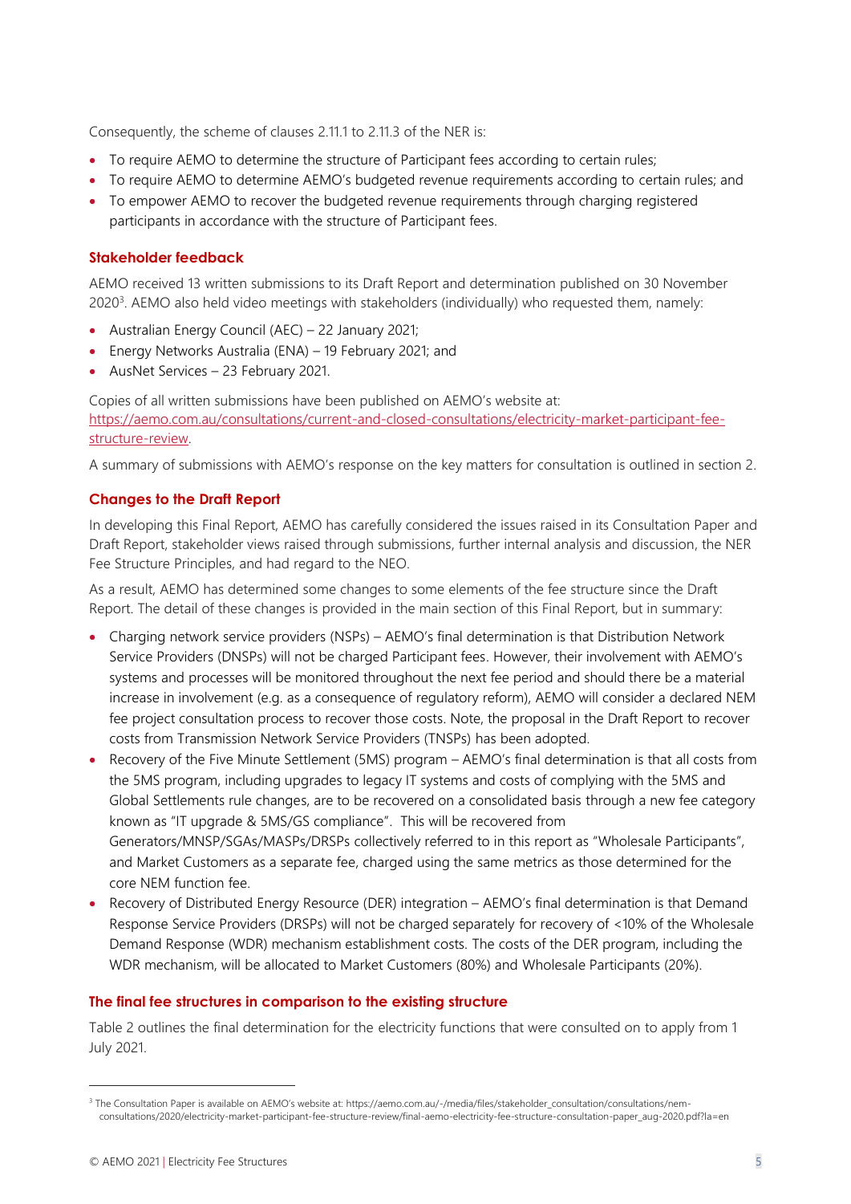Consequently, the scheme of clauses 2.11.1 to 2.11.3 of the NER is:

- To require AEMO to determine the structure of Participant fees according to certain rules;
- To require AEMO to determine AEMO's budgeted revenue requirements according to certain rules; and
- To empower AEMO to recover the budgeted revenue requirements through charging registered participants in accordance with the structure of Participant fees.

### Stakeholder feedback

AEMO received 13 written submissions to its Draft Report and determination published on 30 November 2020[3]. AEMO also held video meetings with stakeholders (individually) who requested them, namely:

- Australian Energy Council (AEC) – 22 January 2021;
- Energy Networks Australia (ENA) – 19 February 2021; and
- AusNet Services – 23 February 2021.

Copies of all written submissions have been published on AEMO's website at: [https://aemo.com.au/consultations/current-and-closed-consultations/electricity-market-participant-fee-structure-review](https://aemo.com.au/consultations/current-and-closed-consultations/electricity-market-participant-fee-structure-review).

A summary of submissions with AEMO's response on the key matters for consultation is outlined in section 2.

### Changes to the Draft Report

In developing this Final Report, AEMO has carefully considered the issues raised in its Consultation Paper and Draft Report, stakeholder views raised through submissions, further internal analysis and discussion, the NER Fee Structure Principles, and had regard to the NEO.

As a result, AEMO has determined some changes to some elements of the fee structure since the Draft Report. The detail of these changes is provided in the main section of this Final Report, but in summary:

- Charging network service providers (NSPs) – AEMO's final determination is that Distribution Network Service Providers (DNSPs) will not be charged Participant fees. However, their involvement with AEMO's systems and processes will be monitored throughout the next fee period and should there be a material increase in involvement (e.g. as a consequence of regulatory reform), AEMO will consider a declared NEM fee project consultation process to recover those costs. Note, the proposal in the Draft Report to recover costs from Transmission Network Service Providers (TNSPs) has been adopted.
- Recovery of the Five Minute Settlement (5MS) program – AEMO's final determination is that all costs from the 5MS program, including upgrades to legacy IT systems and costs of complying with the 5MS and Global Settlements rule changes, are to be recovered on a consolidated basis through a new fee category known as "IT upgrade & 5MS/GS compliance". This will be recovered from Generators/MNSP/SGAs/MASPs/DRSPs collectively referred to in this report as "Wholesale Participants", and Market Customers as a separate fee, charged using the same metrics as those determined for the core NEM function fee.
- Recovery of Distributed Energy Resource (DER) integration – AEMO's final determination is that Demand Response Service Providers (DRSPs) will not be charged separately for recovery of <10% of the Wholesale Demand Response (WDR) mechanism establishment costs. The costs of the DER program, including the WDR mechanism, will be allocated to Market Customers (80%) and Wholesale Participants (20%).

### The final fee structures in comparison to the existing structure

Table 2 outlines the final determination for the electricity functions that were consulted on to apply from 1 July 2021.

---

[3] The Consultation Paper is available on AEMO's website at: https://aemo.com.au/-/media/files/stakeholder_consultation/consultations/nem-consultations/2020/electricity-market-participant-fee-structure-review/final-aemo-electricity-fee-structure-consultation-paper_aug-2020.pdf?la=en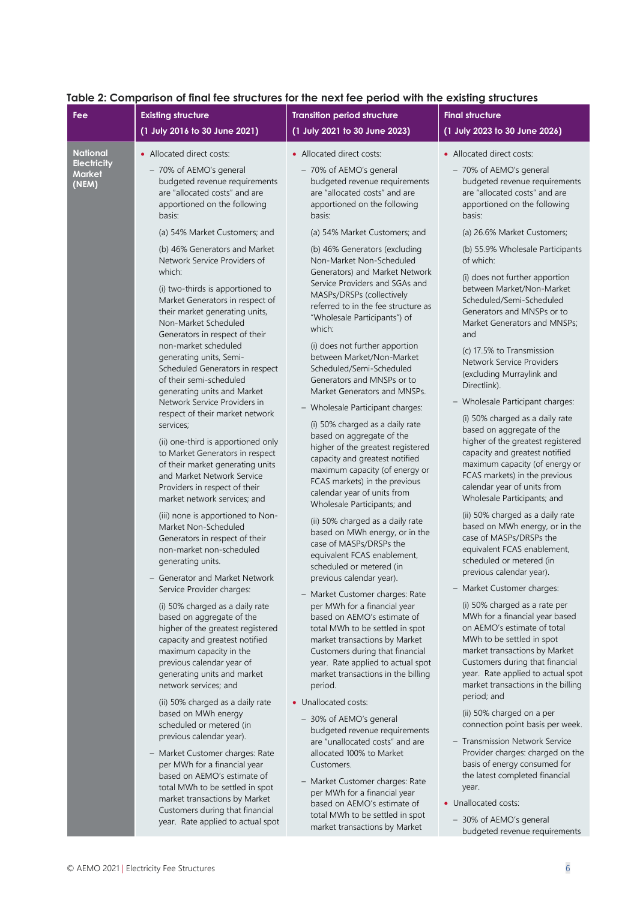**Table 2: Comparison of final fee structures for the next fee period with the existing structures**

| Fee | Existing structure (1 July 2016 to 30 June 2021) | Transition period structure (1 July 2021 to 30 June 2023) | Final structure (1 July 2023 to 30 June 2026) |
|---|---|---|---|
| **National Electricity Market (NEM)** | • Allocated direct costs:<br>– 70% of AEMO's general budgeted revenue requirements are "allocated costs" and are apportioned on the following basis:<br>(a) 54% Market Customers; and<br>(b) 46% Generators and Market Network Service Providers of which:<br>(i) two-thirds is apportioned to Market Generators in respect of their market generating units, Non-Market Scheduled Generators in respect of their non-market scheduled generating units, Semi-Scheduled Generators in respect of their semi-scheduled generating units and Market Network Service Providers in respect of their market network services;<br>(ii) one-third is apportioned only to Market Generators in respect of their market generating units and Market Network Service Providers in respect of their market network services; and<br>(iii) none is apportioned to Non-Market Non-Scheduled Generators in respect of their non-market non-scheduled generating units.<br>– Generator and Market Network Service Provider charges:<br>(i) 50% charged as a daily rate based on aggregate of the higher of the greatest registered capacity and greatest notified maximum capacity in the previous calendar year of generating units and market network services; and<br>(ii) 50% charged as a daily rate based on MWh energy scheduled or metered (in previous calendar year).<br>– Market Customer charges: Rate per MWh for a financial year based on AEMO's estimate of total MWh to be settled in spot market transactions by Market Customers during that financial year. Rate applied to actual spot | • Allocated direct costs:<br>– 70% of AEMO's general budgeted revenue requirements are "allocated costs" and are apportioned on the following basis:<br>(a) 54% Market Customers; and<br>(b) 46% Generators (excluding Non-Market Non-Scheduled Generators) and Market Network Service Providers and SGAs and MASPs/DRSPs (collectively referred to in the fee structure as "Wholesale Participants") of which:<br>(i) does not further apportion between Market/Non-Market Scheduled/Semi-Scheduled Generators and MNSPs or to Market Generators and MNSPs.<br>– Wholesale Participant charges:<br>(i) 50% charged as a daily rate based on aggregate of the higher of the greatest registered capacity and greatest notified maximum capacity (of energy or FCAS markets) in the previous calendar year of units from Wholesale Participants; and<br>(ii) 50% charged as a daily rate based on MWh energy, or in the case of MASPs/DRSPs the equivalent FCAS enablement, scheduled or metered (in previous calendar year).<br>– Market Customer charges: Rate per MWh for a financial year based on AEMO's estimate of total MWh to be settled in spot market transactions by Market Customers during that financial year. Rate applied to actual spot market transactions in the billing period.<br>• Unallocated costs:<br>– 30% of AEMO's general budgeted revenue requirements are "unallocated costs" and are allocated 100% to Market Customers.<br>– Market Customer charges: Rate per MWh for a financial year based on AEMO's estimate of total MWh to be settled in spot market transactions by Market | • Allocated direct costs:<br>– 70% of AEMO's general budgeted revenue requirements are "allocated costs" and are apportioned on the following basis:<br>(a) 26.6% Market Customers;<br>(b) 55.9% Wholesale Participants of which:<br>(i) does not further apportion between Market/Non-Market Scheduled/Semi-Scheduled Generators and MNSPs or to Market Generators and MNSPs; and<br>(c) 17.5% to Transmission Network Service Providers (excluding Murraylink and Directlink).<br>– Wholesale Participant charges:<br>(i) 50% charged as a daily rate based on aggregate of the higher of the greatest registered capacity and greatest notified maximum capacity (of energy or FCAS markets) in the previous calendar year of units from Wholesale Participants; and<br>(ii) 50% charged as a daily rate based on MWh energy, or in the case of MASPs/DRSPs the equivalent FCAS enablement, scheduled or metered (in previous calendar year).<br>– Market Customer charges:<br>(i) 50% charged as a rate per MWh for a financial year based on AEMO's estimate of total MWh to be settled in spot market transactions by Market Customers during that financial year. Rate applied to actual spot market transactions in the billing period; and<br>(ii) 50% charged on a per connection point basis per week.<br>– Transmission Network Service Provider charges: charged on the basis of energy consumed for the latest completed financial year.<br>• Unallocated costs:<br>– 30% of AEMO's general budgeted revenue requirements |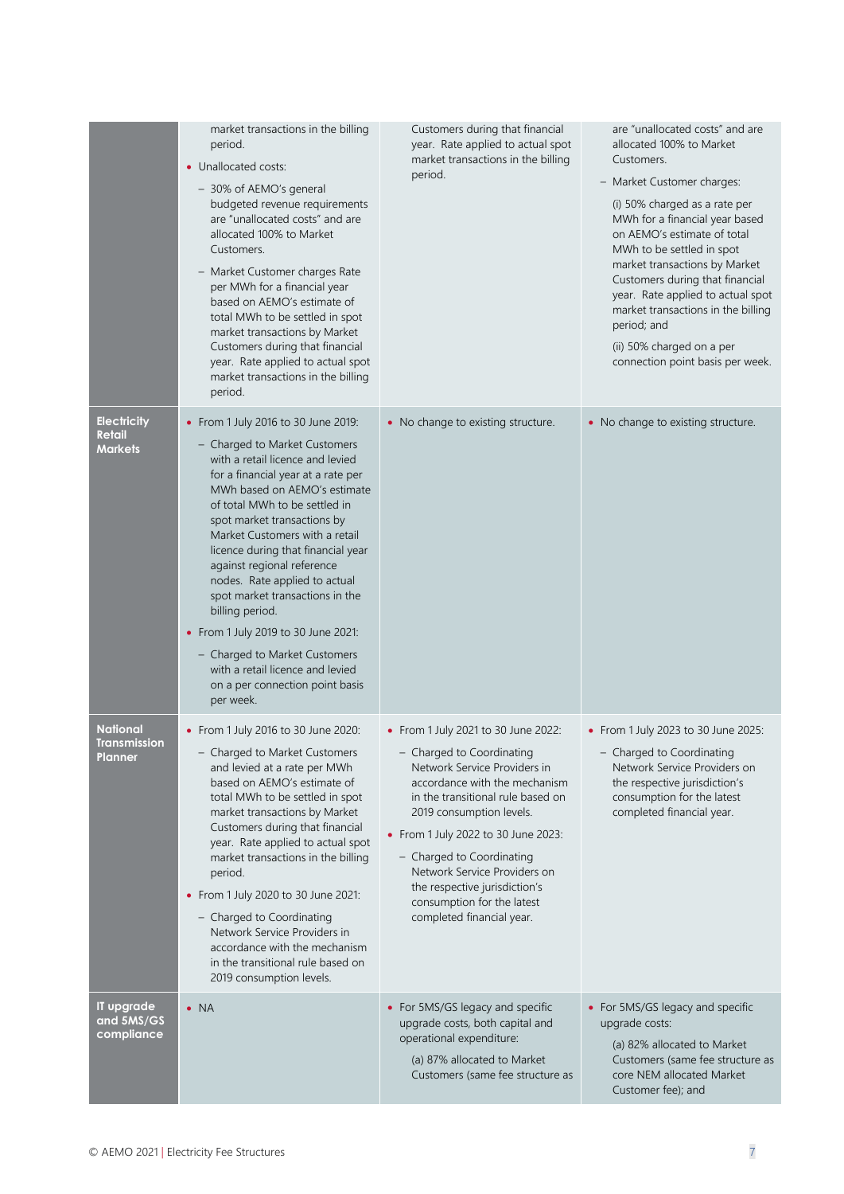| | | | |
|---|---|---|---|
| | market transactions in the billing period.<br>• Unallocated costs:<br>– 30% of AEMO's general budgeted revenue requirements are "unallocated costs" and are allocated 100% to Market Customers.<br>– Market Customer charges Rate per MWh for a financial year based on AEMO's estimate of total MWh to be settled in spot market transactions by Market Customers during that financial year. Rate applied to actual spot market transactions in the billing period. | Customers during that financial year. Rate applied to actual spot market transactions in the billing period. | are "unallocated costs" and are allocated 100% to Market Customers.<br>– Market Customer charges:<br>(i) 50% charged as a rate per MWh for a financial year based on AEMO's estimate of total MWh to be settled in spot market transactions by Market Customers during that financial year. Rate applied to actual spot market transactions in the billing period; and<br>(ii) 50% charged on a per connection point basis per week. |
| **Electricity Retail Markets** | • From 1 July 2016 to 30 June 2019:<br>– Charged to Market Customers with a retail licence and levied for a financial year at a rate per MWh based on AEMO's estimate of total MWh to be settled in spot market transactions by Market Customers with a retail licence during that financial year against regional reference nodes. Rate applied to actual spot market transactions in the billing period.<br>• From 1 July 2019 to 30 June 2021:<br>– Charged to Market Customers with a retail licence and levied on a per connection point basis per week. | • No change to existing structure. | • No change to existing structure. |
| **National Transmission Planner** | • From 1 July 2016 to 30 June 2020:<br>– Charged to Market Customers and levied at a rate per MWh based on AEMO's estimate of total MWh to be settled in spot market transactions by Market Customers during that financial year. Rate applied to actual spot market transactions in the billing period.<br>• From 1 July 2020 to 30 June 2021:<br>– Charged to Coordinating Network Service Providers in accordance with the mechanism in the transitional rule based on 2019 consumption levels. | • From 1 July 2021 to 30 June 2022:<br>– Charged to Coordinating Network Service Providers in accordance with the mechanism in the transitional rule based on 2019 consumption levels.<br>• From 1 July 2022 to 30 June 2023:<br>– Charged to Coordinating Network Service Providers on the respective jurisdiction's consumption for the latest completed financial year. | • From 1 July 2023 to 30 June 2025:<br>– Charged to Coordinating Network Service Providers on the respective jurisdiction's consumption for the latest completed financial year. |
| **IT upgrade and 5MS/GS compliance** | • NA | • For 5MS/GS legacy and specific upgrade costs, both capital and operational expenditure:<br>(a) 87% allocated to Market Customers (same fee structure as | • For 5MS/GS legacy and specific upgrade costs:<br>(a) 82% allocated to Market Customers (same fee structure as core NEM allocated Market Customer fee); and |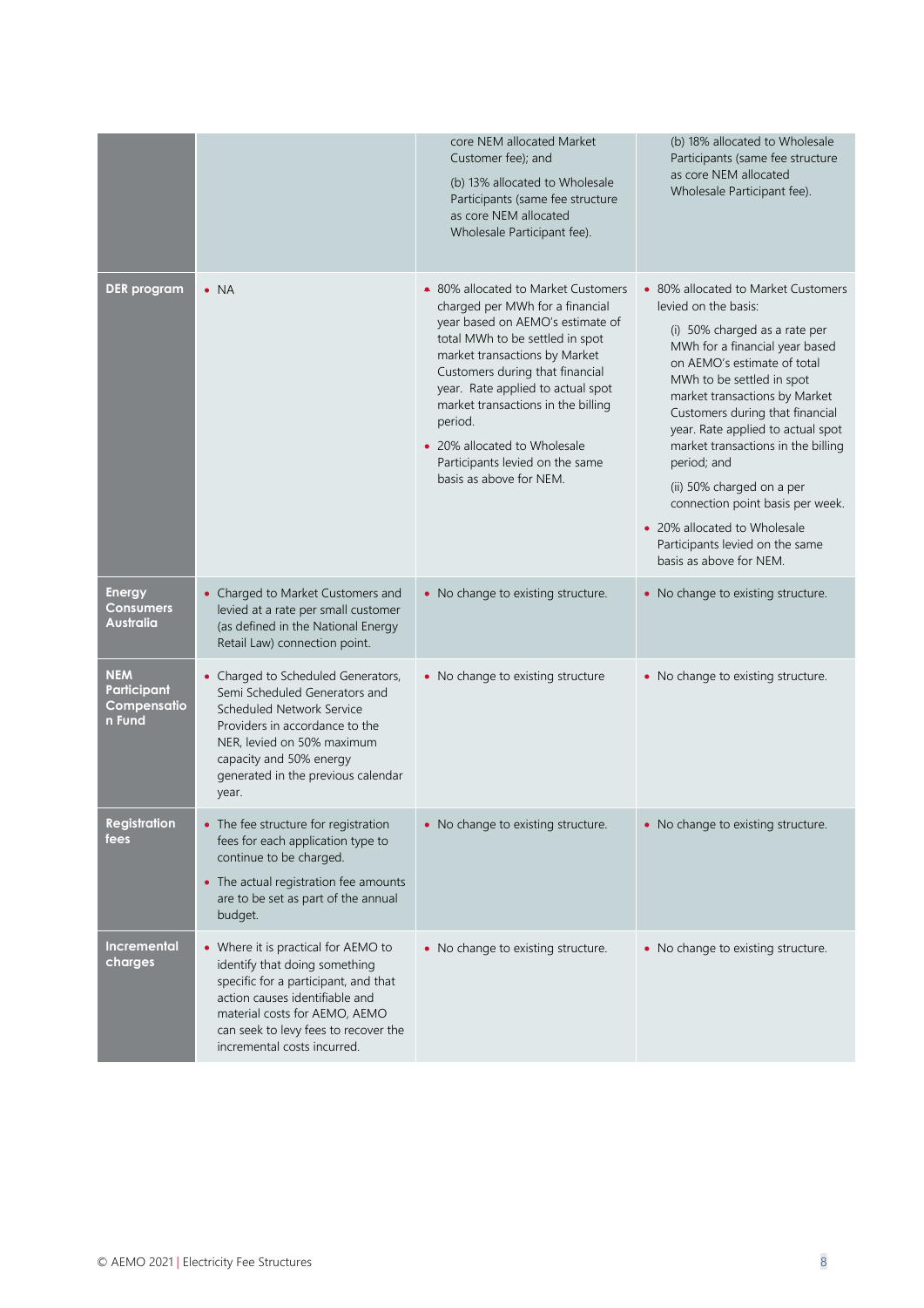| | | | |
|---|---|---|---|
| | | core NEM allocated Market Customer fee); and<br><br>(b) 13% allocated to Wholesale Participants (same fee structure as core NEM allocated Wholesale Participant fee). | (b) 18% allocated to Wholesale Participants (same fee structure as core NEM allocated Wholesale Participant fee). |
| **DER program** | • NA | • 80% allocated to Market Customers charged per MWh for a financial year based on AEMO's estimate of total MWh to be settled in spot market transactions by Market Customers during that financial year. Rate applied to actual spot market transactions in the billing period.<br>• 20% allocated to Wholesale Participants levied on the same basis as above for NEM. | • 80% allocated to Market Customers levied on the basis:<br><br>(i) 50% charged as a rate per MWh for a financial year based on AEMO's estimate of total MWh to be settled in spot market transactions by Market Customers during that financial year. Rate applied to actual spot market transactions in the billing period; and<br><br>(ii) 50% charged on a per connection point basis per week.<br>• 20% allocated to Wholesale Participants levied on the same basis as above for NEM. |
| **Energy Consumers Australia** | • Charged to Market Customers and levied at a rate per small customer (as defined in the National Energy Retail Law) connection point. | • No change to existing structure. | • No change to existing structure. |
| **NEM Participant Compensation Fund** | • Charged to Scheduled Generators, Semi Scheduled Generators and Scheduled Network Service Providers in accordance to the NER, levied on 50% maximum capacity and 50% energy generated in the previous calendar year. | • No change to existing structure | • No change to existing structure. |
| **Registration fees** | • The fee structure for registration fees for each application type to continue to be charged.<br>• The actual registration fee amounts are to be set as part of the annual budget. | • No change to existing structure. | • No change to existing structure. |
| **Incremental charges** | • Where it is practical for AEMO to identify that doing something specific for a participant, and that action causes identifiable and material costs for AEMO, AEMO can seek to levy fees to recover the incremental costs incurred. | • No change to existing structure. | • No change to existing structure. |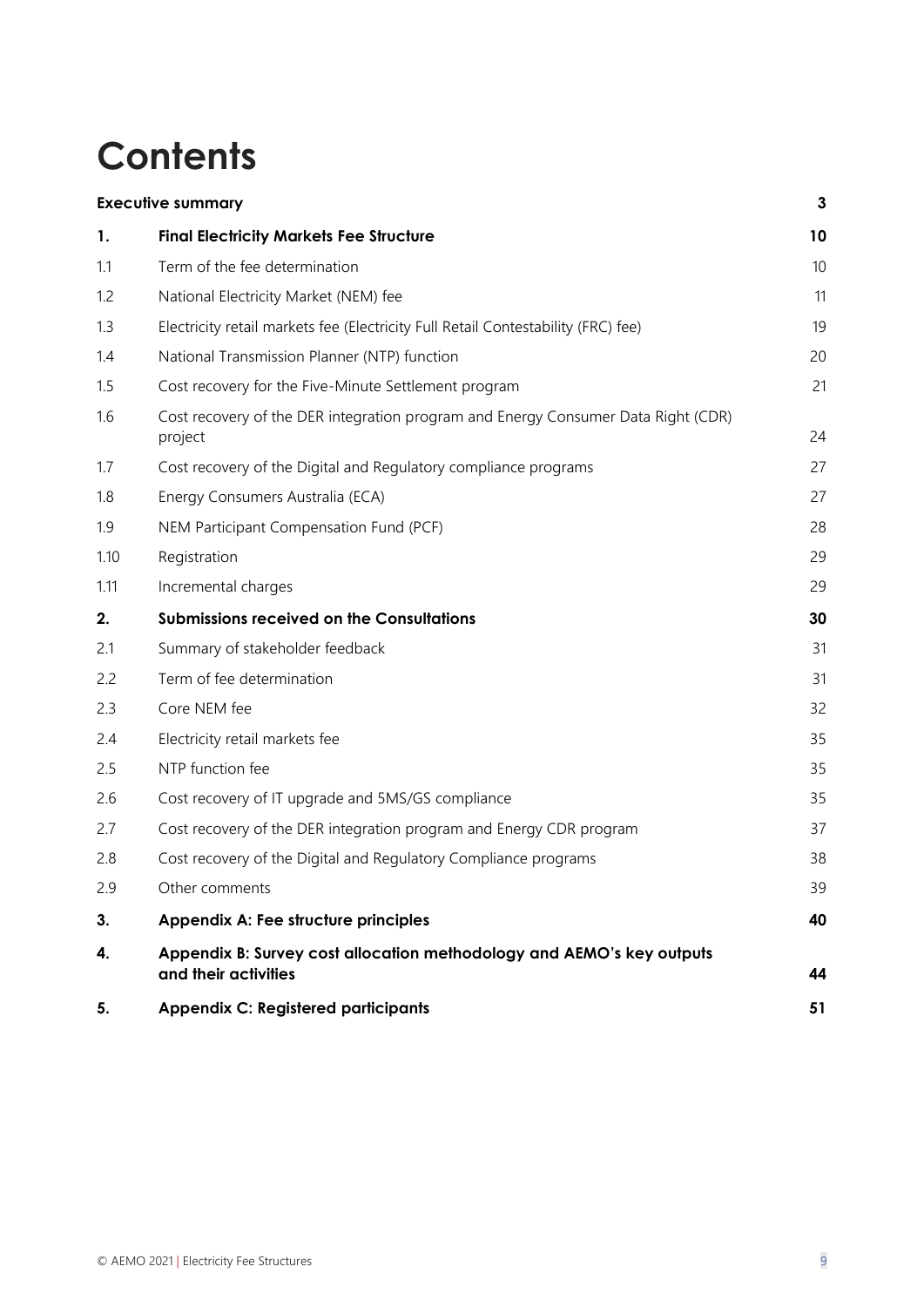# Contents

| | | |
|---|---|---|
| **Executive summary** | | **3** |
| **1.** | **Final Electricity Markets Fee Structure** | **10** |
| 1.1 | Term of the fee determination | 10 |
| 1.2 | National Electricity Market (NEM) fee | 11 |
| 1.3 | Electricity retail markets fee (Electricity Full Retail Contestability (FRC) fee) | 19 |
| 1.4 | National Transmission Planner (NTP) function | 20 |
| 1.5 | Cost recovery for the Five-Minute Settlement program | 21 |
| 1.6 | Cost recovery of the DER integration program and Energy Consumer Data Right (CDR) project | 24 |
| 1.7 | Cost recovery of the Digital and Regulatory compliance programs | 27 |
| 1.8 | Energy Consumers Australia (ECA) | 27 |
| 1.9 | NEM Participant Compensation Fund (PCF) | 28 |
| 1.10 | Registration | 29 |
| 1.11 | Incremental charges | 29 |
| **2.** | **Submissions received on the Consultations** | **30** |
| 2.1 | Summary of stakeholder feedback | 31 |
| 2.2 | Term of fee determination | 31 |
| 2.3 | Core NEM fee | 32 |
| 2.4 | Electricity retail markets fee | 35 |
| 2.5 | NTP function fee | 35 |
| 2.6 | Cost recovery of IT upgrade and 5MS/GS compliance | 35 |
| 2.7 | Cost recovery of the DER integration program and Energy CDR program | 37 |
| 2.8 | Cost recovery of the Digital and Regulatory Compliance programs | 38 |
| 2.9 | Other comments | 39 |
| **3.** | **Appendix A: Fee structure principles** | **40** |
| **4.** | **Appendix B: Survey cost allocation methodology and AEMO's key outputs and their activities** | **44** |
| **5.** | **Appendix C: Registered participants** | **51** |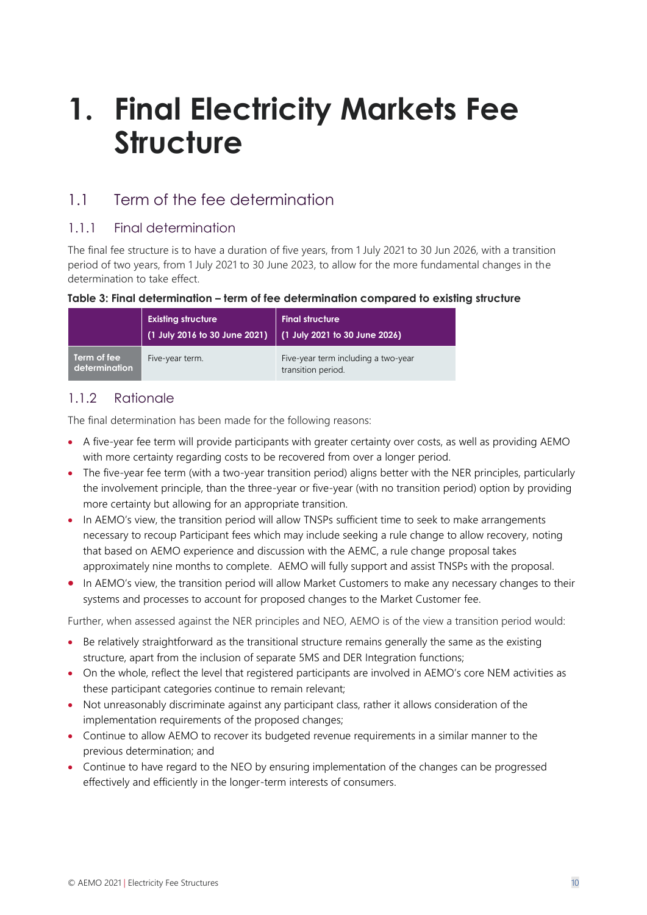# 1. Final Electricity Markets Fee Structure

## 1.1 Term of the fee determination

### 1.1.1 Final determination

The final fee structure is to have a duration of five years, from 1 July 2021 to 30 Jun 2026, with a transition period of two years, from 1 July 2021 to 30 June 2023, to allow for the more fundamental changes in the determination to take effect.

**Table 3: Final determination – term of fee determination compared to existing structure**

| | Existing structure (1 July 2016 to 30 June 2021) | Final structure (1 July 2021 to 30 June 2026) |
|---|---|---|
| **Term of fee determination** | Five-year term. | Five-year term including a two-year transition period. |

### 1.1.2 Rationale

The final determination has been made for the following reasons:

- A five-year fee term will provide participants with greater certainty over costs, as well as providing AEMO with more certainty regarding costs to be recovered from over a longer period.
- The five-year fee term (with a two-year transition period) aligns better with the NER principles, particularly the involvement principle, than the three-year or five-year (with no transition period) option by providing more certainty but allowing for an appropriate transition.
- In AEMO's view, the transition period will allow TNSPs sufficient time to seek to make arrangements necessary to recoup Participant fees which may include seeking a rule change to allow recovery, noting that based on AEMO experience and discussion with the AEMC, a rule change proposal takes approximately nine months to complete. AEMO will fully support and assist TNSPs with the proposal.
- In AEMO's view, the transition period will allow Market Customers to make any necessary changes to their systems and processes to account for proposed changes to the Market Customer fee.

Further, when assessed against the NER principles and NEO, AEMO is of the view a transition period would:

- Be relatively straightforward as the transitional structure remains generally the same as the existing structure, apart from the inclusion of separate 5MS and DER Integration functions;
- On the whole, reflect the level that registered participants are involved in AEMO's core NEM activities as these participant categories continue to remain relevant;
- Not unreasonably discriminate against any participant class, rather it allows consideration of the implementation requirements of the proposed changes;
- Continue to allow AEMO to recover its budgeted revenue requirements in a similar manner to the previous determination; and
- Continue to have regard to the NEO by ensuring implementation of the changes can be progressed effectively and efficiently in the longer-term interests of consumers.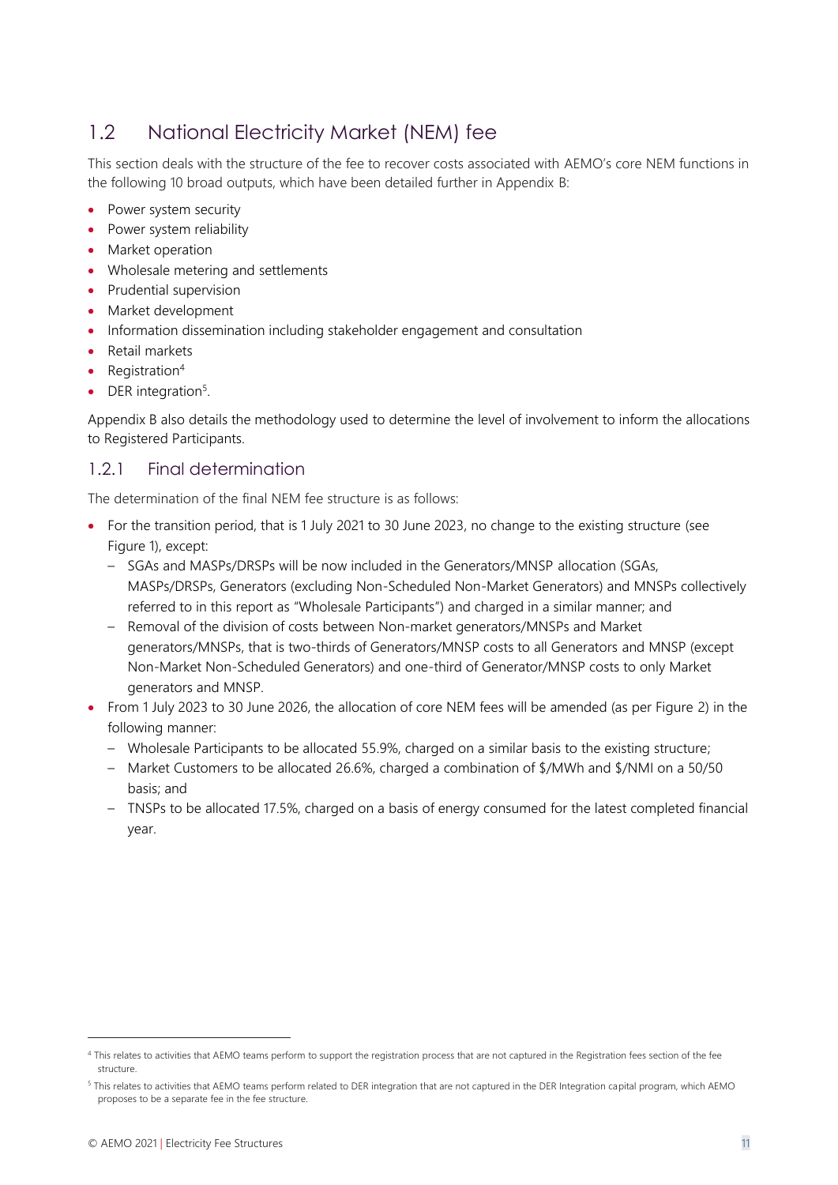## 1.2 National Electricity Market (NEM) fee

This section deals with the structure of the fee to recover costs associated with AEMO's core NEM functions in the following 10 broad outputs, which have been detailed further in Appendix B:

- Power system security
- Power system reliability
- Market operation
- Wholesale metering and settlements
- Prudential supervision
- Market development
- Information dissemination including stakeholder engagement and consultation
- Retail markets
- Registration[4]
- DER integration[5].

Appendix B also details the methodology used to determine the level of involvement to inform the allocations to Registered Participants.

### 1.2.1 Final determination

The determination of the final NEM fee structure is as follows:

- For the transition period, that is 1 July 2021 to 30 June 2023, no change to the existing structure (see Figure 1), except:
  - SGAs and MASPs/DRSPs will be now included in the Generators/MNSP allocation (SGAs, MASPs/DRSPs, Generators (excluding Non-Scheduled Non-Market Generators) and MNSPs collectively referred to in this report as "Wholesale Participants") and charged in a similar manner; and
  - Removal of the division of costs between Non-market generators/MNSPs and Market generators/MNSPs, that is two-thirds of Generators/MNSP costs to all Generators and MNSP (except Non-Market Non-Scheduled Generators) and one-third of Generator/MNSP costs to only Market generators and MNSP.
- From 1 July 2023 to 30 June 2026, the allocation of core NEM fees will be amended (as per Figure 2) in the following manner:
  - Wholesale Participants to be allocated 55.9%, charged on a similar basis to the existing structure;
  - Market Customers to be allocated 26.6%, charged a combination of $/MWh and $/NMI on a 50/50 basis; and
  - TNSPs to be allocated 17.5%, charged on a basis of energy consumed for the latest completed financial year.

[4] This relates to activities that AEMO teams perform to support the registration process that are not captured in the Registration fees section of the fee structure.

[5] This relates to activities that AEMO teams perform related to DER integration that are not captured in the DER Integration capital program, which AEMO proposes to be a separate fee in the fee structure.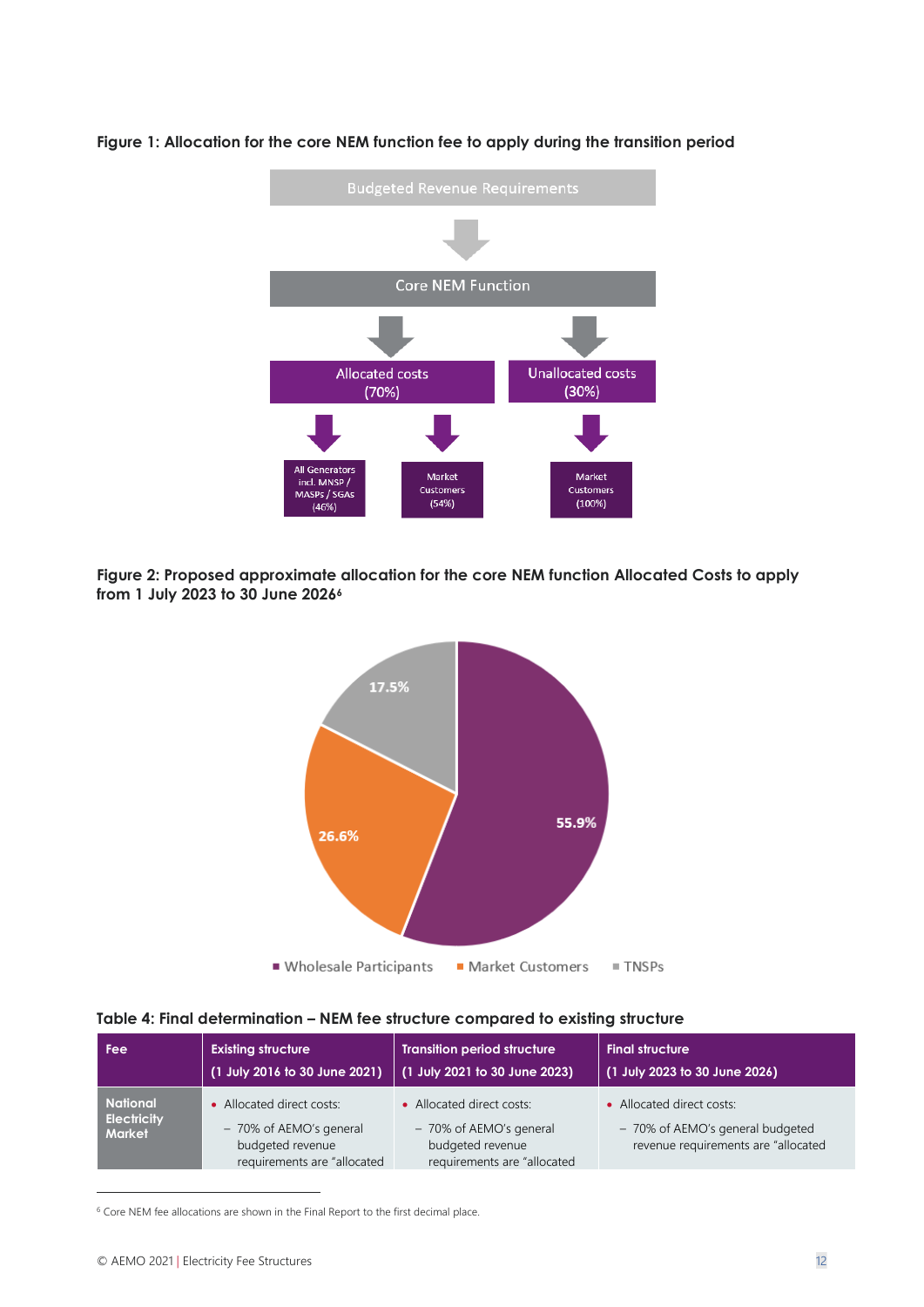**Figure 1: Allocation for the core NEM function fee to apply during the transition period**

Budgeted Revenue Requirements

Core NEM Function

Allocated costs (70%)

- All Generators incl. MNSP / MASPs / SGAs (46%)
- Market Customers (54%)

Unallocated costs (30%)

- Market Customers (100%)

**Figure 2: Proposed approximate allocation for the core NEM function Allocated Costs to apply from 1 July 2023 to 30 June 2026**[6]

- Wholesale Participants: 55.9%
- Market Customers: 26.6%
- TNSPs: 17.5%

**Table 4: Final determination – NEM fee structure compared to existing structure**

| Fee | Existing structure (1 July 2016 to 30 June 2021) | Transition period structure (1 July 2021 to 30 June 2023) | Final structure (1 July 2023 to 30 June 2026) |
|---|---|---|---|
| National Electricity Market | • Allocated direct costs:<br>– 70% of AEMO's general budgeted revenue requirements are "allocated | • Allocated direct costs:<br>– 70% of AEMO's general budgeted revenue requirements are "allocated | • Allocated direct costs:<br>– 70% of AEMO's general budgeted revenue requirements are "allocated |

[6] Core NEM fee allocations are shown in the Final Report to the first decimal place.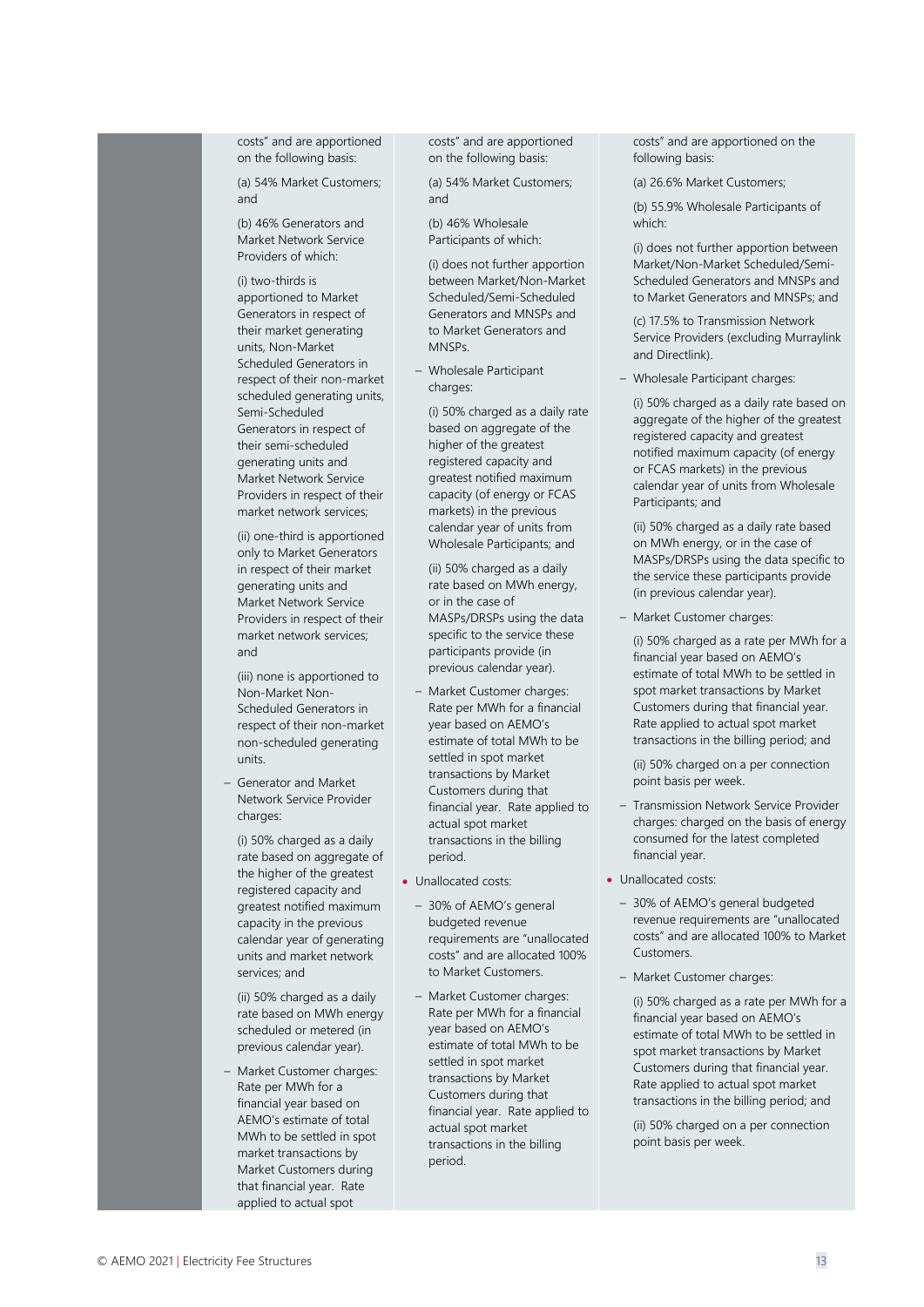| | | | |
|---|---|---|---|
| | costs" and are apportioned on the following basis:<br><br>(a) 54% Market Customers; and<br><br>(b) 46% Generators and Market Network Service Providers of which:<br><br>(i) two-thirds is apportioned to Market Generators in respect of their market generating units, Non-Market Scheduled Generators in respect of their non-market scheduled generating units, Semi-Scheduled Generators in respect of their semi-scheduled generating units and Market Network Service Providers in respect of their market network services;<br><br>(ii) one-third is apportioned only to Market Generators in respect of their market generating units and Market Network Service Providers in respect of their market network services; and<br><br>(iii) none is apportioned to Non-Market Non-Scheduled Generators in respect of their non-market non-scheduled generating units.<br><br>– Generator and Market Network Service Provider charges:<br><br>(i) 50% charged as a daily rate based on aggregate of the higher of the greatest registered capacity and greatest notified maximum capacity in the previous calendar year of generating units and market network services; and<br><br>(ii) 50% charged as a daily rate based on MWh energy scheduled or metered (in previous calendar year).<br><br>– Market Customer charges: Rate per MWh for a financial year based on AEMO's estimate of total MWh to be settled in spot market transactions by Market Customers during that financial year. Rate applied to actual spot | costs" and are apportioned on the following basis:<br><br>(a) 54% Market Customers; and<br><br>(b) 46% Wholesale Participants of which:<br><br>(i) does not further apportion between Market/Non-Market Scheduled/Semi-Scheduled Generators and MNSPs and to Market Generators and MNSPs.<br><br>– Wholesale Participant charges:<br><br>(i) 50% charged as a daily rate based on aggregate of the higher of the greatest registered capacity and greatest notified maximum capacity (of energy or FCAS markets) in the previous calendar year of units from Wholesale Participants; and<br><br>(ii) 50% charged as a daily rate based on MWh energy, or in the case of MASPs/DRSPs using the data specific to the service these participants provide (in previous calendar year).<br><br>– Market Customer charges: Rate per MWh for a financial year based on AEMO's estimate of total MWh to be settled in spot market transactions by Market Customers during that financial year. Rate applied to actual spot market transactions in the billing period.<br><br>• Unallocated costs:<br><br>– 30% of AEMO's general budgeted revenue requirements are "unallocated costs" and are allocated 100% to Market Customers.<br><br>– Market Customer charges: Rate per MWh for a financial year based on AEMO's estimate of total MWh to be settled in spot market transactions by Market Customers during that financial year. Rate applied to actual spot market transactions in the billing period. | costs" and are apportioned on the following basis:<br><br>(a) 26.6% Market Customers;<br><br>(b) 55.9% Wholesale Participants of which:<br><br>(i) does not further apportion between Market/Non-Market Scheduled/Semi-Scheduled Generators and MNSPs and to Market Generators and MNSPs; and<br><br>(c) 17.5% to Transmission Network Service Providers (excluding Murraylink and Directlink).<br><br>– Wholesale Participant charges:<br><br>(i) 50% charged as a daily rate based on aggregate of the higher of the greatest registered capacity and greatest notified maximum capacity (of energy or FCAS markets) in the previous calendar year of units from Wholesale Participants; and<br><br>(ii) 50% charged as a daily rate based on MWh energy, or in the case of MASPs/DRSPs using the data specific to the service these participants provide (in previous calendar year).<br><br>– Market Customer charges:<br><br>(i) 50% charged as a rate per MWh for a financial year based on AEMO's estimate of total MWh to be settled in spot market transactions by Market Customers during that financial year. Rate applied to actual spot market transactions in the billing period; and<br><br>(ii) 50% charged on a per connection point basis per week.<br><br>– Transmission Network Service Provider charges: charged on the basis of energy consumed for the latest completed financial year.<br><br>• Unallocated costs:<br><br>– 30% of AEMO's general budgeted revenue requirements are "unallocated costs" and are allocated 100% to Market Customers.<br><br>– Market Customer charges:<br><br>(i) 50% charged as a rate per MWh for a financial year based on AEMO's estimate of total MWh to be settled in spot market transactions by Market Customers during that financial year. Rate applied to actual spot market transactions in the billing period; and<br><br>(ii) 50% charged on a per connection point basis per week. |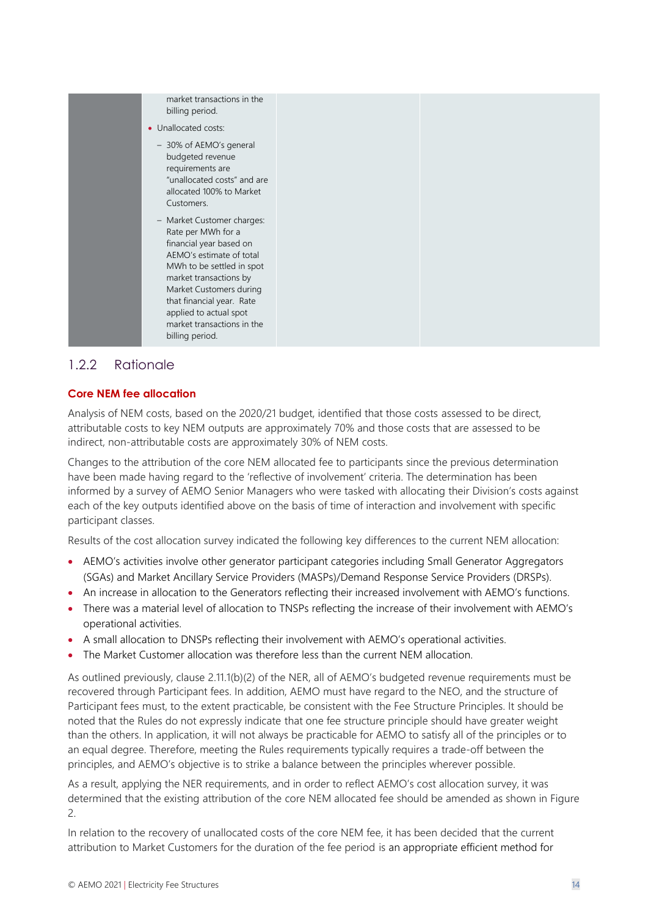| | | | |
|---|---|---|---|
| | market transactions in the billing period.<br>• Unallocated costs:<br>– 30% of AEMO's general budgeted revenue requirements are "unallocated costs" and are allocated 100% to Market Customers.<br>– Market Customer charges: Rate per MWh for a financial year based on AEMO's estimate of total MWh to be settled in spot market transactions by Market Customers during that financial year. Rate applied to actual spot market transactions in the billing period. | | |

### 1.2.2 Rationale

**Core NEM fee allocation**

Analysis of NEM costs, based on the 2020/21 budget, identified that those costs assessed to be direct, attributable costs to key NEM outputs are approximately 70% and those costs that are assessed to be indirect, non-attributable costs are approximately 30% of NEM costs.

Changes to the attribution of the core NEM allocated fee to participants since the previous determination have been made having regard to the 'reflective of involvement' criteria. The determination has been informed by a survey of AEMO Senior Managers who were tasked with allocating their Division's costs against each of the key outputs identified above on the basis of time of interaction and involvement with specific participant classes.

Results of the cost allocation survey indicated the following key differences to the current NEM allocation:

- AEMO's activities involve other generator participant categories including Small Generator Aggregators (SGAs) and Market Ancillary Service Providers (MASPs)/Demand Response Service Providers (DRSPs).
- An increase in allocation to the Generators reflecting their increased involvement with AEMO's functions.
- There was a material level of allocation to TNSPs reflecting the increase of their involvement with AEMO's operational activities.
- A small allocation to DNSPs reflecting their involvement with AEMO's operational activities.
- The Market Customer allocation was therefore less than the current NEM allocation.

As outlined previously, clause 2.11.1(b)(2) of the NER, all of AEMO's budgeted revenue requirements must be recovered through Participant fees. In addition, AEMO must have regard to the NEO, and the structure of Participant fees must, to the extent practicable, be consistent with the Fee Structure Principles. It should be noted that the Rules do not expressly indicate that one fee structure principle should have greater weight than the others. In application, it will not always be practicable for AEMO to satisfy all of the principles or to an equal degree. Therefore, meeting the Rules requirements typically requires a trade-off between the principles, and AEMO's objective is to strike a balance between the principles wherever possible.

As a result, applying the NER requirements, and in order to reflect AEMO's cost allocation survey, it was determined that the existing attribution of the core NEM allocated fee should be amended as shown in Figure 2.

In relation to the recovery of unallocated costs of the core NEM fee, it has been decided that the current attribution to Market Customers for the duration of the fee period is an appropriate efficient method for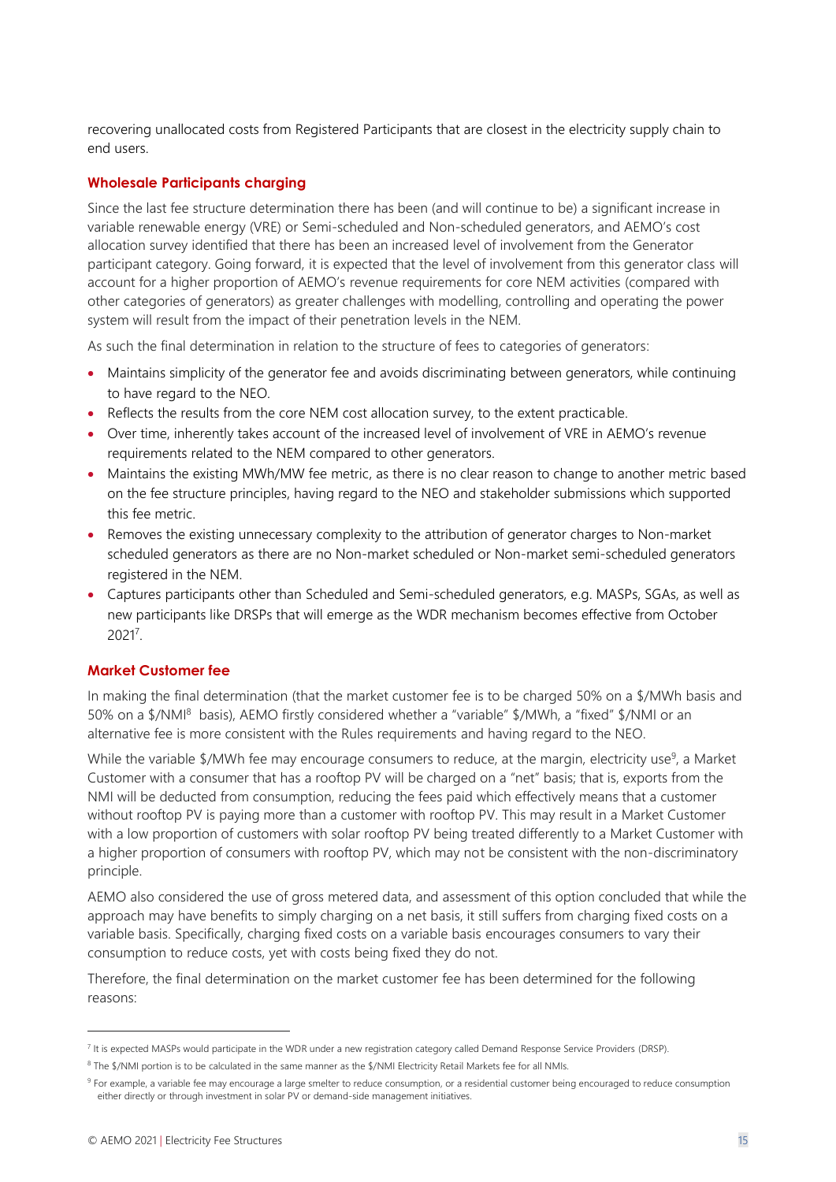recovering unallocated costs from Registered Participants that are closest in the electricity supply chain to end users.

### Wholesale Participants charging

Since the last fee structure determination there has been (and will continue to be) a significant increase in variable renewable energy (VRE) or Semi-scheduled and Non-scheduled generators, and AEMO's cost allocation survey identified that there has been an increased level of involvement from the Generator participant category. Going forward, it is expected that the level of involvement from this generator class will account for a higher proportion of AEMO's revenue requirements for core NEM activities (compared with other categories of generators) as greater challenges with modelling, controlling and operating the power system will result from the impact of their penetration levels in the NEM.

As such the final determination in relation to the structure of fees to categories of generators:

- Maintains simplicity of the generator fee and avoids discriminating between generators, while continuing to have regard to the NEO.
- Reflects the results from the core NEM cost allocation survey, to the extent practicable.
- Over time, inherently takes account of the increased level of involvement of VRE in AEMO's revenue requirements related to the NEM compared to other generators.
- Maintains the existing MWh/MW fee metric, as there is no clear reason to change to another metric based on the fee structure principles, having regard to the NEO and stakeholder submissions which supported this fee metric.
- Removes the existing unnecessary complexity to the attribution of generator charges to Non-market scheduled generators as there are no Non-market scheduled or Non-market semi-scheduled generators registered in the NEM.
- Captures participants other than Scheduled and Semi-scheduled generators, e.g. MASPs, SGAs, as well as new participants like DRSPs that will emerge as the WDR mechanism becomes effective from October 2021[7].

### Market Customer fee

In making the final determination (that the market customer fee is to be charged 50% on a $/MWh basis and 50% on a $/NMI[8] basis), AEMO firstly considered whether a "variable" $/MWh, a "fixed" $/NMI or an alternative fee is more consistent with the Rules requirements and having regard to the NEO.

While the variable $/MWh fee may encourage consumers to reduce, at the margin, electricity use[9], a Market Customer with a consumer that has a rooftop PV will be charged on a "net" basis; that is, exports from the NMI will be deducted from consumption, reducing the fees paid which effectively means that a customer without rooftop PV is paying more than a customer with rooftop PV. This may result in a Market Customer with a low proportion of customers with solar rooftop PV being treated differently to a Market Customer with a higher proportion of consumers with rooftop PV, which may not be consistent with the non-discriminatory principle.

AEMO also considered the use of gross metered data, and assessment of this option concluded that while the approach may have benefits to simply charging on a net basis, it still suffers from charging fixed costs on a variable basis. Specifically, charging fixed costs on a variable basis encourages consumers to vary their consumption to reduce costs, yet with costs being fixed they do not.

Therefore, the final determination on the market customer fee has been determined for the following reasons:

---

[7] It is expected MASPs would participate in the WDR under a new registration category called Demand Response Service Providers (DRSP).

[8] The $/NMI portion is to be calculated in the same manner as the $/NMI Electricity Retail Markets fee for all NMIs.

[9] For example, a variable fee may encourage a large smelter to reduce consumption, or a residential customer being encouraged to reduce consumption either directly or through investment in solar PV or demand-side management initiatives.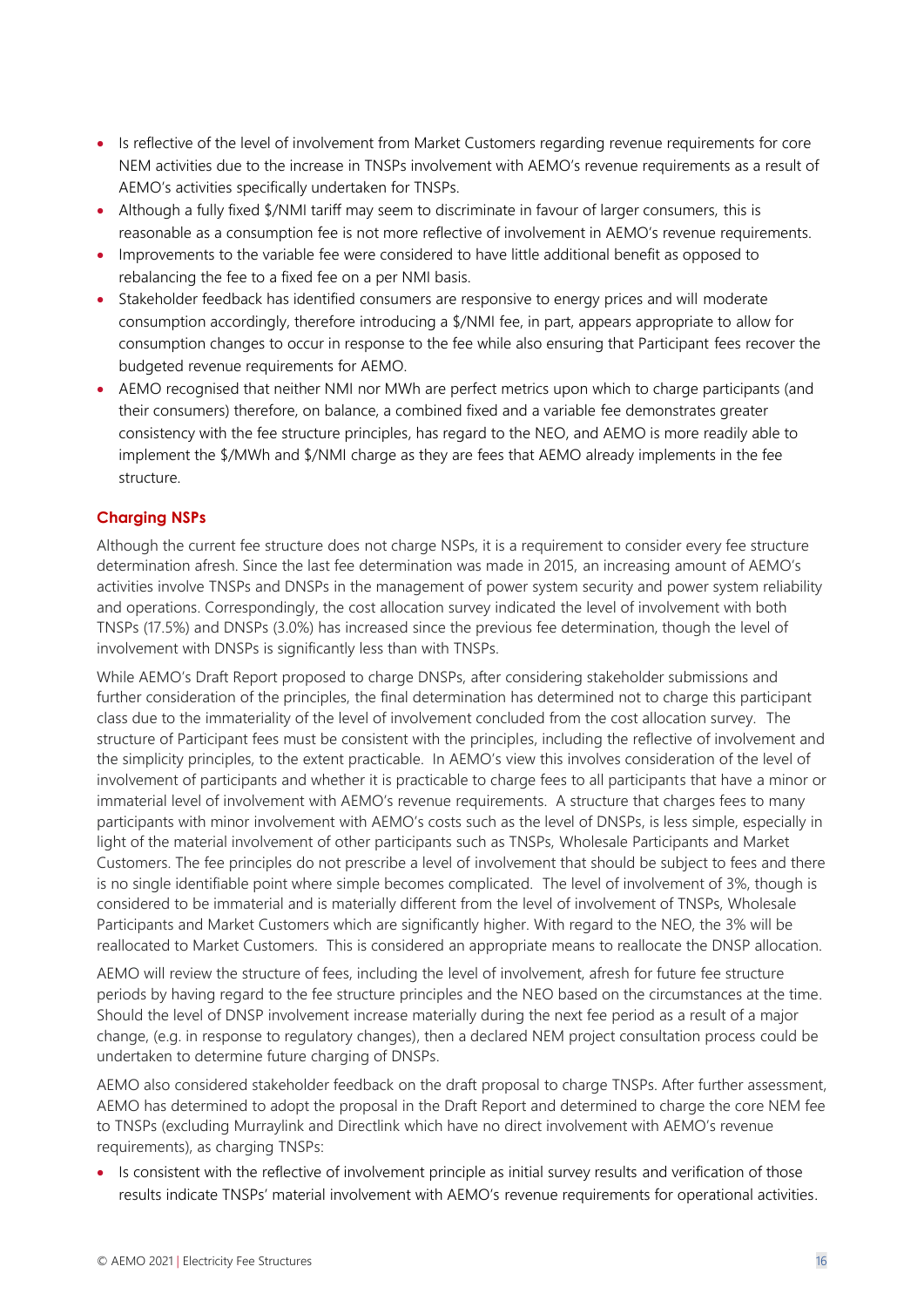- Is reflective of the level of involvement from Market Customers regarding revenue requirements for core NEM activities due to the increase in TNSPs involvement with AEMO's revenue requirements as a result of AEMO's activities specifically undertaken for TNSPs.
- Although a fully fixed $/NMI tariff may seem to discriminate in favour of larger consumers, this is reasonable as a consumption fee is not more reflective of involvement in AEMO's revenue requirements.
- Improvements to the variable fee were considered to have little additional benefit as opposed to rebalancing the fee to a fixed fee on a per NMI basis.
- Stakeholder feedback has identified consumers are responsive to energy prices and will moderate consumption accordingly, therefore introducing a $/NMI fee, in part, appears appropriate to allow for consumption changes to occur in response to the fee while also ensuring that Participant fees recover the budgeted revenue requirements for AEMO.
- AEMO recognised that neither NMI nor MWh are perfect metrics upon which to charge participants (and their consumers) therefore, on balance, a combined fixed and a variable fee demonstrates greater consistency with the fee structure principles, has regard to the NEO, and AEMO is more readily able to implement the $/MWh and $/NMI charge as they are fees that AEMO already implements in the fee structure.

#### Charging NSPs

Although the current fee structure does not charge NSPs, it is a requirement to consider every fee structure determination afresh. Since the last fee determination was made in 2015, an increasing amount of AEMO's activities involve TNSPs and DNSPs in the management of power system security and power system reliability and operations. Correspondingly, the cost allocation survey indicated the level of involvement with both TNSPs (17.5%) and DNSPs (3.0%) has increased since the previous fee determination, though the level of involvement with DNSPs is significantly less than with TNSPs.

While AEMO's Draft Report proposed to charge DNSPs, after considering stakeholder submissions and further consideration of the principles, the final determination has determined not to charge this participant class due to the immateriality of the level of involvement concluded from the cost allocation survey. The structure of Participant fees must be consistent with the principles, including the reflective of involvement and the simplicity principles, to the extent practicable. In AEMO's view this involves consideration of the level of involvement of participants and whether it is practicable to charge fees to all participants that have a minor or immaterial level of involvement with AEMO's revenue requirements. A structure that charges fees to many participants with minor involvement with AEMO's costs such as the level of DNSPs, is less simple, especially in light of the material involvement of other participants such as TNSPs, Wholesale Participants and Market Customers. The fee principles do not prescribe a level of involvement that should be subject to fees and there is no single identifiable point where simple becomes complicated. The level of involvement of 3%, though is considered to be immaterial and is materially different from the level of involvement of TNSPs, Wholesale Participants and Market Customers which are significantly higher. With regard to the NEO, the 3% will be reallocated to Market Customers. This is considered an appropriate means to reallocate the DNSP allocation.

AEMO will review the structure of fees, including the level of involvement, afresh for future fee structure periods by having regard to the fee structure principles and the NEO based on the circumstances at the time. Should the level of DNSP involvement increase materially during the next fee period as a result of a major change, (e.g. in response to regulatory changes), then a declared NEM project consultation process could be undertaken to determine future charging of DNSPs.

AEMO also considered stakeholder feedback on the draft proposal to charge TNSPs. After further assessment, AEMO has determined to adopt the proposal in the Draft Report and determined to charge the core NEM fee to TNSPs (excluding Murraylink and Directlink which have no direct involvement with AEMO's revenue requirements), as charging TNSPs:

- Is consistent with the reflective of involvement principle as initial survey results and verification of those results indicate TNSPs' material involvement with AEMO's revenue requirements for operational activities.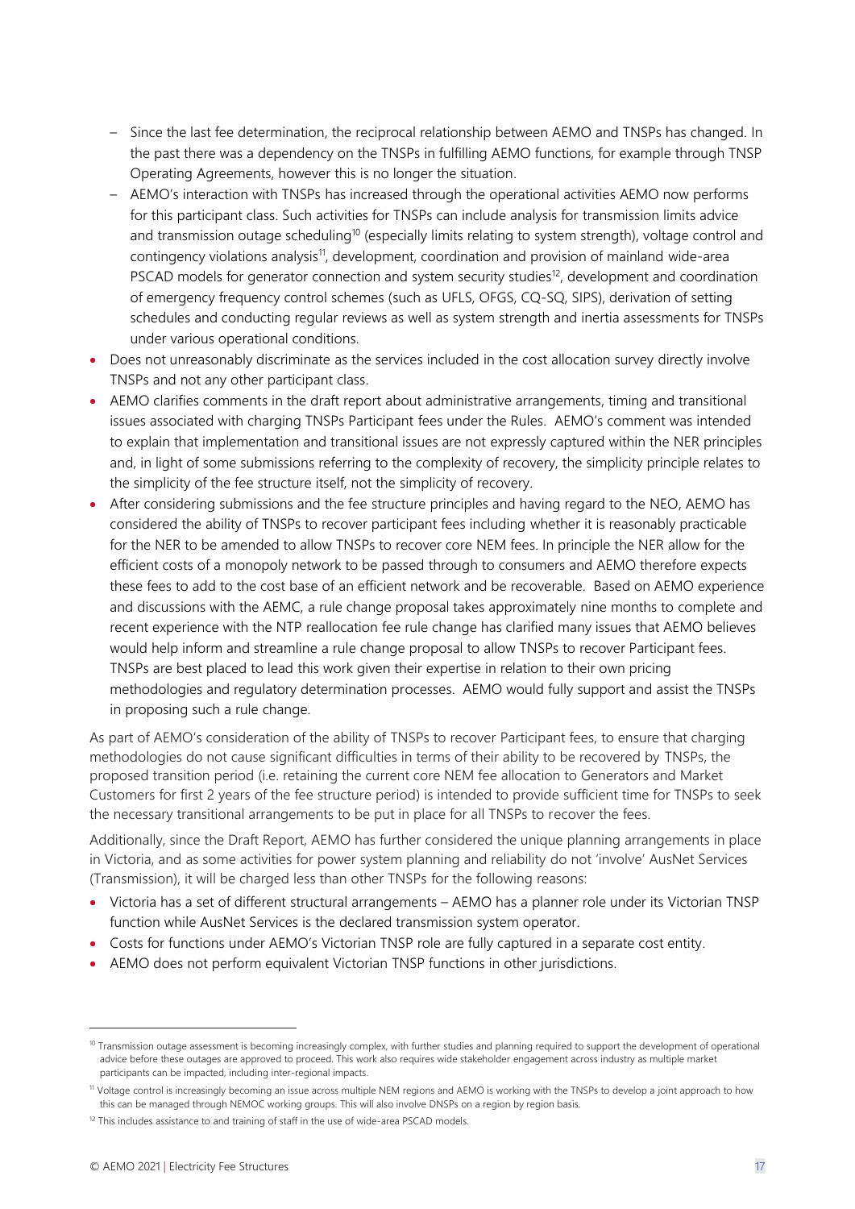- Since the last fee determination, the reciprocal relationship between AEMO and TNSPs has changed. In the past there was a dependency on the TNSPs in fulfilling AEMO functions, for example through TNSP Operating Agreements, however this is no longer the situation.
  - AEMO's interaction with TNSPs has increased through the operational activities AEMO now performs for this participant class. Such activities for TNSPs can include analysis for transmission limits advice and transmission outage scheduling[10] (especially limits relating to system strength), voltage control and contingency violations analysis[11], development, coordination and provision of mainland wide-area PSCAD models for generator connection and system security studies[12], development and coordination of emergency frequency control schemes (such as UFLS, OFGS, CQ-SQ, SIPS), derivation of setting schedules and conducting regular reviews as well as system strength and inertia assessments for TNSPs under various operational conditions.
- Does not unreasonably discriminate as the services included in the cost allocation survey directly involve TNSPs and not any other participant class.
- AEMO clarifies comments in the draft report about administrative arrangements, timing and transitional issues associated with charging TNSPs Participant fees under the Rules. AEMO's comment was intended to explain that implementation and transitional issues are not expressly captured within the NER principles and, in light of some submissions referring to the complexity of recovery, the simplicity principle relates to the simplicity of the fee structure itself, not the simplicity of recovery.
- After considering submissions and the fee structure principles and having regard to the NEO, AEMO has considered the ability of TNSPs to recover participant fees including whether it is reasonably practicable for the NER to be amended to allow TNSPs to recover core NEM fees. In principle the NER allow for the efficient costs of a monopoly network to be passed through to consumers and AEMO therefore expects these fees to add to the cost base of an efficient network and be recoverable. Based on AEMO experience and discussions with the AEMC, a rule change proposal takes approximately nine months to complete and recent experience with the NTP reallocation fee rule change has clarified many issues that AEMO believes would help inform and streamline a rule change proposal to allow TNSPs to recover Participant fees. TNSPs are best placed to lead this work given their expertise in relation to their own pricing methodologies and regulatory determination processes. AEMO would fully support and assist the TNSPs in proposing such a rule change.

As part of AEMO's consideration of the ability of TNSPs to recover Participant fees, to ensure that charging methodologies do not cause significant difficulties in terms of their ability to be recovered by TNSPs, the proposed transition period (i.e. retaining the current core NEM fee allocation to Generators and Market Customers for first 2 years of the fee structure period) is intended to provide sufficient time for TNSPs to seek the necessary transitional arrangements to be put in place for all TNSPs to recover the fees.

Additionally, since the Draft Report, AEMO has further considered the unique planning arrangements in place in Victoria, and as some activities for power system planning and reliability do not 'involve' AusNet Services (Transmission), it will be charged less than other TNSPs for the following reasons:

- Victoria has a set of different structural arrangements – AEMO has a planner role under its Victorian TNSP function while AusNet Services is the declared transmission system operator.
- Costs for functions under AEMO's Victorian TNSP role are fully captured in a separate cost entity.
- AEMO does not perform equivalent Victorian TNSP functions in other jurisdictions.

[10] Transmission outage assessment is becoming increasingly complex, with further studies and planning required to support the development of operational advice before these outages are approved to proceed. This work also requires wide stakeholder engagement across industry as multiple market participants can be impacted, including inter-regional impacts.

[11] Voltage control is increasingly becoming an issue across multiple NEM regions and AEMO is working with the TNSPs to develop a joint approach to how this can be managed through NEMOC working groups. This will also involve DNSPs on a region by region basis.

[12] This includes assistance to and training of staff in the use of wide-area PSCAD models.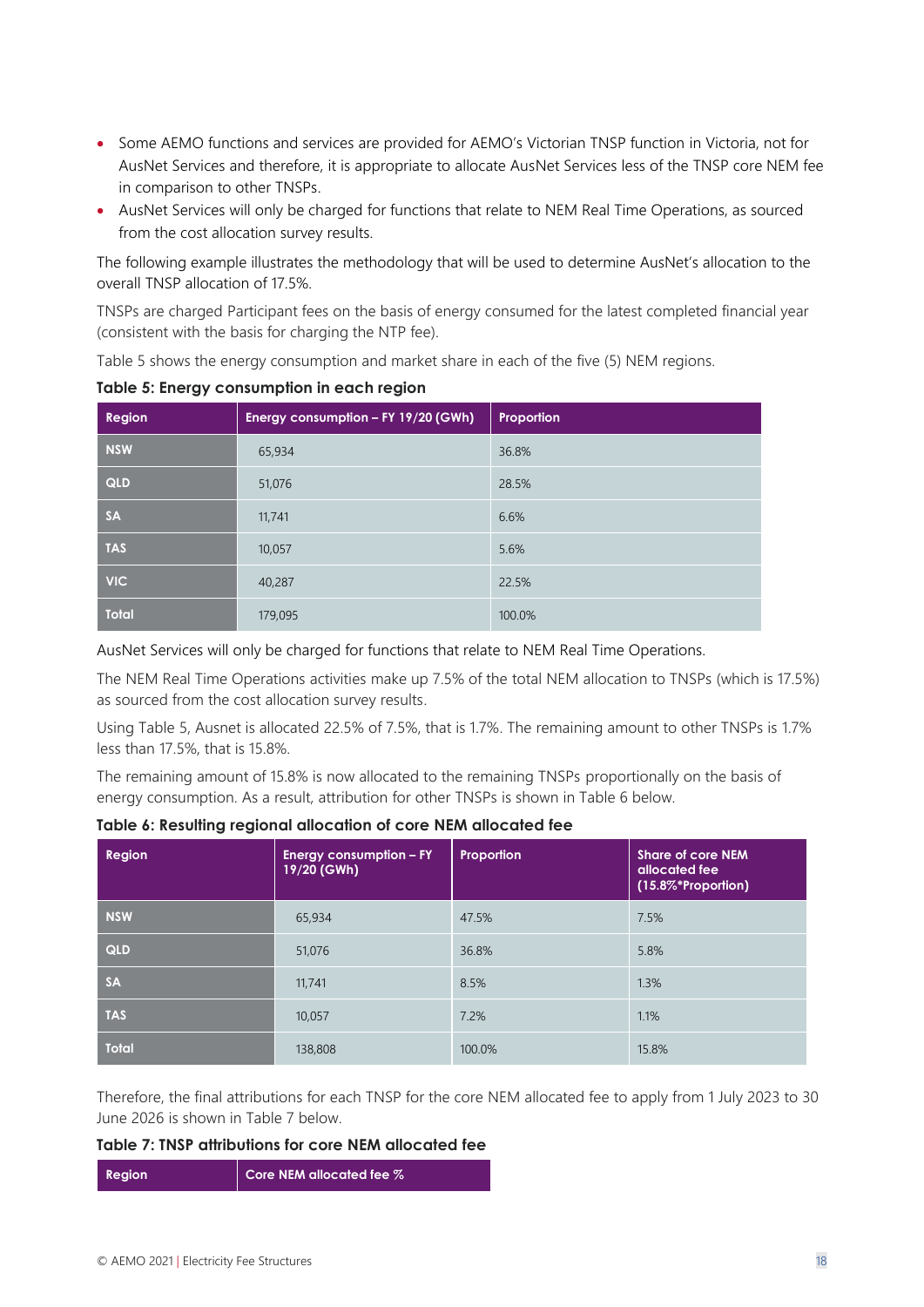- Some AEMO functions and services are provided for AEMO's Victorian TNSP function in Victoria, not for AusNet Services and therefore, it is appropriate to allocate AusNet Services less of the TNSP core NEM fee in comparison to other TNSPs.
- AusNet Services will only be charged for functions that relate to NEM Real Time Operations, as sourced from the cost allocation survey results.

The following example illustrates the methodology that will be used to determine AusNet's allocation to the overall TNSP allocation of 17.5%.

TNSPs are charged Participant fees on the basis of energy consumed for the latest completed financial year (consistent with the basis for charging the NTP fee).

Table 5 shows the energy consumption and market share in each of the five (5) NEM regions.

**Table 5: Energy consumption in each region**

| Region | Energy consumption – FY 19/20 (GWh) | Proportion |
|---|---|---|
| NSW | 65,934 | 36.8% |
| QLD | 51,076 | 28.5% |
| SA | 11,741 | 6.6% |
| TAS | 10,057 | 5.6% |
| VIC | 40,287 | 22.5% |
| Total | 179,095 | 100.0% |

AusNet Services will only be charged for functions that relate to NEM Real Time Operations.

The NEM Real Time Operations activities make up 7.5% of the total NEM allocation to TNSPs (which is 17.5%) as sourced from the cost allocation survey results.

Using Table 5, Ausnet is allocated 22.5% of 7.5%, that is 1.7%. The remaining amount to other TNSPs is 1.7% less than 17.5%, that is 15.8%.

The remaining amount of 15.8% is now allocated to the remaining TNSPs proportionally on the basis of energy consumption. As a result, attribution for other TNSPs is shown in Table 6 below.

**Table 6: Resulting regional allocation of core NEM allocated fee**

| Region | Energy consumption – FY 19/20 (GWh) | Proportion | Share of core NEM allocated fee (15.8%*Proportion) |
|---|---|---|---|
| NSW | 65,934 | 47.5% | 7.5% |
| QLD | 51,076 | 36.8% | 5.8% |
| SA | 11,741 | 8.5% | 1.3% |
| TAS | 10,057 | 7.2% | 1.1% |
| Total | 138,808 | 100.0% | 15.8% |

Therefore, the final attributions for each TNSP for the core NEM allocated fee to apply from 1 July 2023 to 30 June 2026 is shown in Table 7 below.

**Table 7: TNSP attributions for core NEM allocated fee**

| Region | Core NEM allocated fee % |
|---|---|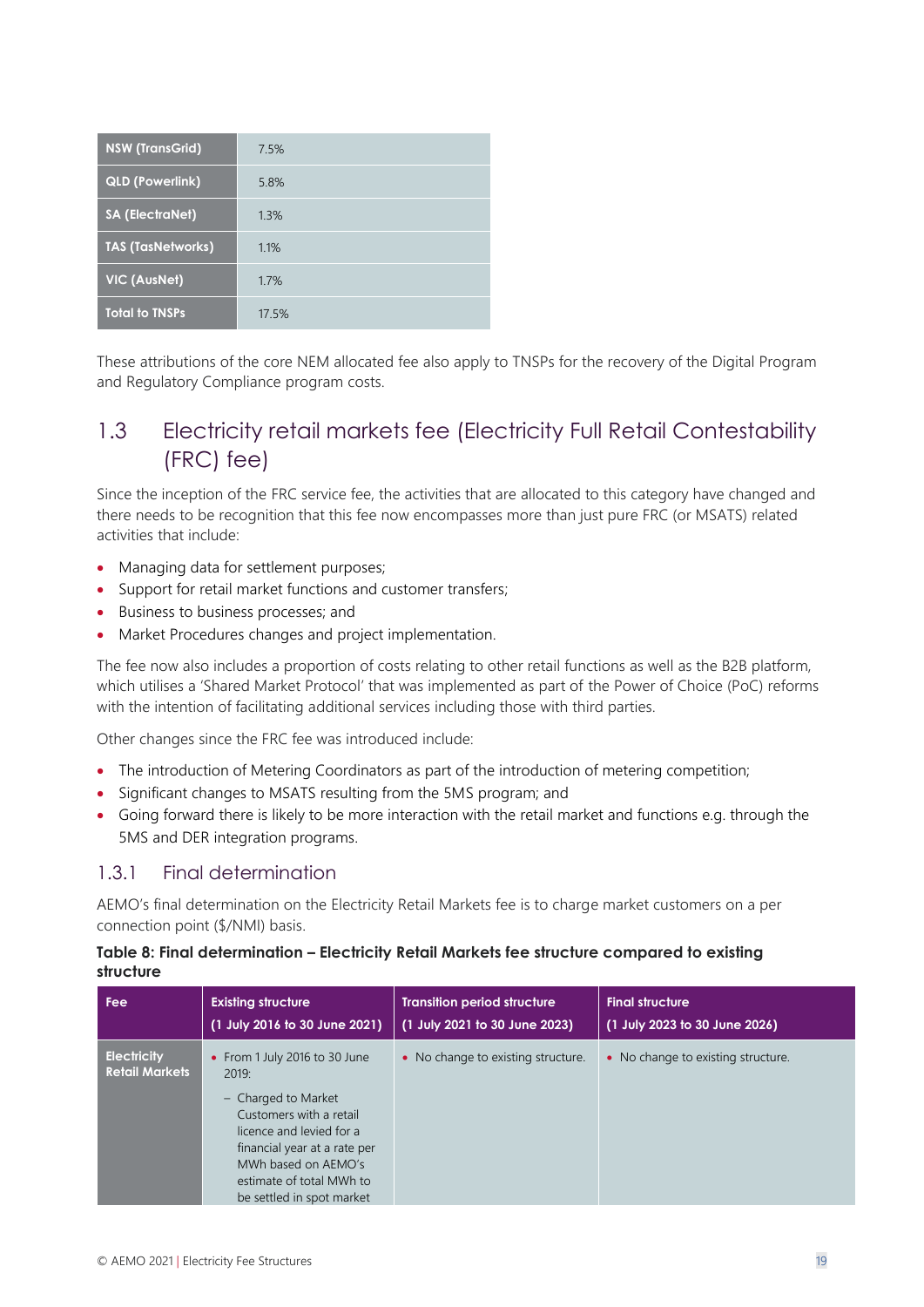| NSW (TransGrid) | 7.5% |
| --- | --- |
| QLD (Powerlink) | 5.8% |
| SA (ElectraNet) | 1.3% |
| TAS (TasNetworks) | 1.1% |
| VIC (AusNet) | 1.7% |
| Total to TNSPs | 17.5% |

These attributions of the core NEM allocated fee also apply to TNSPs for the recovery of the Digital Program and Regulatory Compliance program costs.

## 1.3 Electricity retail markets fee (Electricity Full Retail Contestability (FRC) fee)

Since the inception of the FRC service fee, the activities that are allocated to this category have changed and there needs to be recognition that this fee now encompasses more than just pure FRC (or MSATS) related activities that include:

- Managing data for settlement purposes;
- Support for retail market functions and customer transfers;
- Business to business processes; and
- Market Procedures changes and project implementation.

The fee now also includes a proportion of costs relating to other retail functions as well as the B2B platform, which utilises a 'Shared Market Protocol' that was implemented as part of the Power of Choice (PoC) reforms with the intention of facilitating additional services including those with third parties.

Other changes since the FRC fee was introduced include:

- The introduction of Metering Coordinators as part of the introduction of metering competition;
- Significant changes to MSATS resulting from the 5MS program; and
- Going forward there is likely to be more interaction with the retail market and functions e.g. through the 5MS and DER integration programs.

### 1.3.1 Final determination

AEMO's final determination on the Electricity Retail Markets fee is to charge market customers on a per connection point ($/NMI) basis.

**Table 8: Final determination – Electricity Retail Markets fee structure compared to existing structure**

| Fee | Existing structure (1 July 2016 to 30 June 2021) | Transition period structure (1 July 2021 to 30 June 2023) | Final structure (1 July 2023 to 30 June 2026) |
| --- | --- | --- | --- |
| Electricity Retail Markets | • From 1 July 2016 to 30 June 2019: – Charged to Market Customers with a retail licence and levied for a financial year at a rate per MWh based on AEMO's estimate of total MWh to be settled in spot market | • No change to existing structure. | • No change to existing structure. |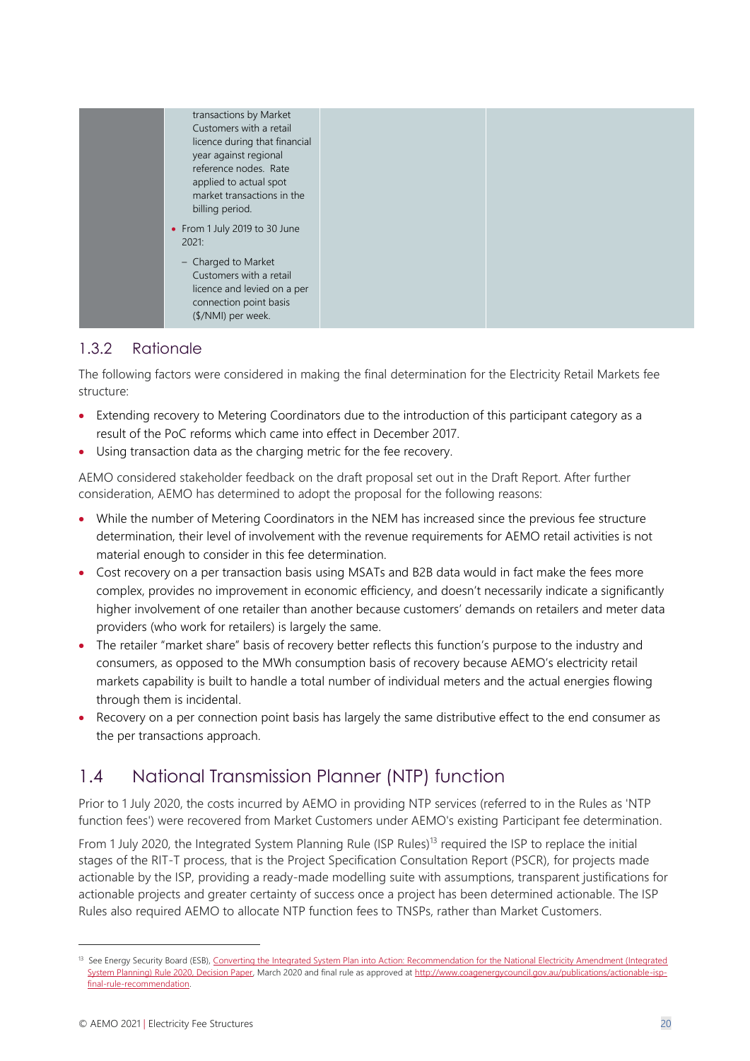| | | | |
|---|---|---|---|
| | transactions by Market Customers with a retail licence during that financial year against regional reference nodes. Rate applied to actual spot market transactions in the billing period.<br>• From 1 July 2019 to 30 June 2021:<br>– Charged to Market Customers with a retail licence and levied on a per connection point basis ($/NMI) per week. | | |

### 1.3.2 Rationale

The following factors were considered in making the final determination for the Electricity Retail Markets fee structure:

- Extending recovery to Metering Coordinators due to the introduction of this participant category as a result of the PoC reforms which came into effect in December 2017.
- Using transaction data as the charging metric for the fee recovery.

AEMO considered stakeholder feedback on the draft proposal set out in the Draft Report. After further consideration, AEMO has determined to adopt the proposal for the following reasons:

- While the number of Metering Coordinators in the NEM has increased since the previous fee structure determination, their level of involvement with the revenue requirements for AEMO retail activities is not material enough to consider in this fee determination.
- Cost recovery on a per transaction basis using MSATs and B2B data would in fact make the fees more complex, provides no improvement in economic efficiency, and doesn't necessarily indicate a significantly higher involvement of one retailer than another because customers' demands on retailers and meter data providers (who work for retailers) is largely the same.
- The retailer "market share" basis of recovery better reflects this function's purpose to the industry and consumers, as opposed to the MWh consumption basis of recovery because AEMO's electricity retail markets capability is built to handle a total number of individual meters and the actual energies flowing through them is incidental.
- Recovery on a per connection point basis has largely the same distributive effect to the end consumer as the per transactions approach.

## 1.4 National Transmission Planner (NTP) function

Prior to 1 July 2020, the costs incurred by AEMO in providing NTP services (referred to in the Rules as 'NTP function fees') were recovered from Market Customers under AEMO's existing Participant fee determination.

From 1 July 2020, the Integrated System Planning Rule (ISP Rules)[13] required the ISP to replace the initial stages of the RIT-T process, that is the Project Specification Consultation Report (PSCR), for projects made actionable by the ISP, providing a ready-made modelling suite with assumptions, transparent justifications for actionable projects and greater certainty of success once a project has been determined actionable. The ISP Rules also required AEMO to allocate NTP function fees to TNSPs, rather than Market Customers.

---

[13] See Energy Security Board (ESB), Converting the Integrated System Plan into Action: Recommendation for the National Electricity Amendment (Integrated System Planning) Rule 2020, Decision Paper, March 2020 and final rule as approved at http://www.coagenergycouncil.gov.au/publications/actionable-isp-final-rule-recommendation.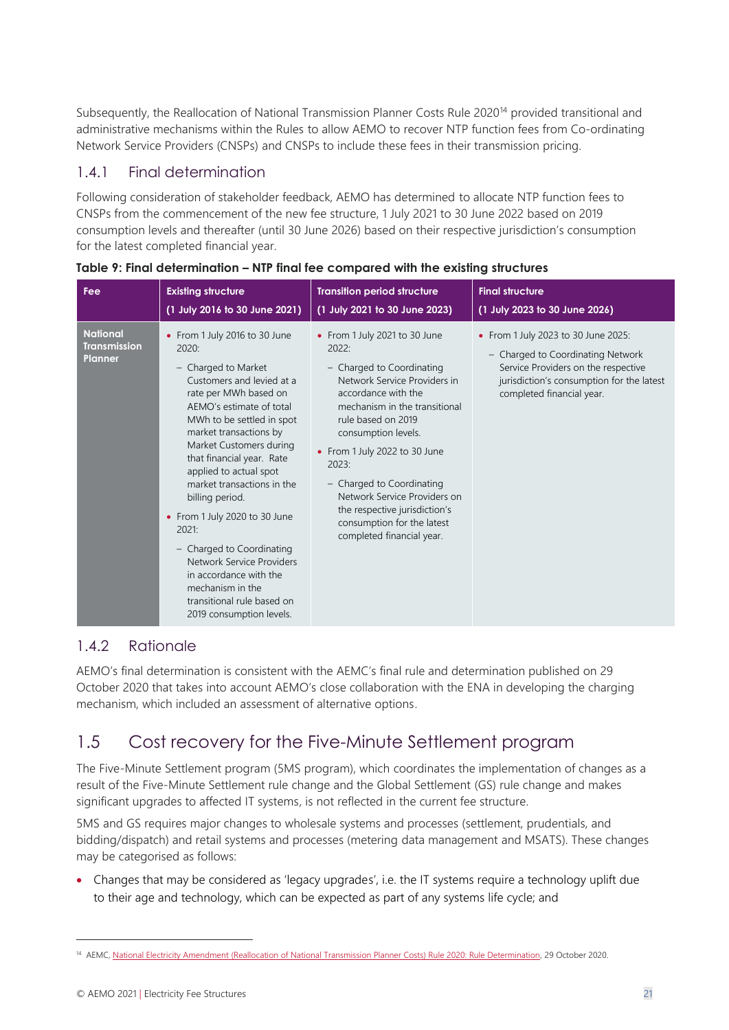Subsequently, the Reallocation of National Transmission Planner Costs Rule 2020[14] provided transitional and administrative mechanisms within the Rules to allow AEMO to recover NTP function fees from Co-ordinating Network Service Providers (CNSPs) and CNSPs to include these fees in their transmission pricing.

### 1.4.1 Final determination

Following consideration of stakeholder feedback, AEMO has determined to allocate NTP function fees to CNSPs from the commencement of the new fee structure, 1 July 2021 to 30 June 2022 based on 2019 consumption levels and thereafter (until 30 June 2026) based on their respective jurisdiction's consumption for the latest completed financial year.

**Table 9: Final determination – NTP final fee compared with the existing structures**

| Fee | Existing structure (1 July 2016 to 30 June 2021) | Transition period structure (1 July 2021 to 30 June 2023) | Final structure (1 July 2023 to 30 June 2026) |
|---|---|---|---|
| **National Transmission Planner** | • From 1 July 2016 to 30 June 2020:<br>– Charged to Market Customers and levied at a rate per MWh based on AEMO's estimate of total MWh to be settled in spot market transactions by Market Customers during that financial year. Rate applied to actual spot market transactions in the billing period.<br>• From 1 July 2020 to 30 June 2021:<br>– Charged to Coordinating Network Service Providers in accordance with the mechanism in the transitional rule based on 2019 consumption levels. | • From 1 July 2021 to 30 June 2022:<br>– Charged to Coordinating Network Service Providers in accordance with the mechanism in the transitional rule based on 2019 consumption levels.<br>• From 1 July 2022 to 30 June 2023:<br>– Charged to Coordinating Network Service Providers on the respective jurisdiction's consumption for the latest completed financial year. | • From 1 July 2023 to 30 June 2025:<br>– Charged to Coordinating Network Service Providers on the respective jurisdiction's consumption for the latest completed financial year. |

### 1.4.2 Rationale

AEMO's final determination is consistent with the AEMC's final rule and determination published on 29 October 2020 that takes into account AEMO's close collaboration with the ENA in developing the charging mechanism, which included an assessment of alternative options.

## 1.5 Cost recovery for the Five-Minute Settlement program

The Five-Minute Settlement program (5MS program), which coordinates the implementation of changes as a result of the Five-Minute Settlement rule change and the Global Settlement (GS) rule change and makes significant upgrades to affected IT systems, is not reflected in the current fee structure.

5MS and GS requires major changes to wholesale systems and processes (settlement, prudentials, and bidding/dispatch) and retail systems and processes (metering data management and MSATS). These changes may be categorised as follows:

- Changes that may be considered as 'legacy upgrades', i.e. the IT systems require a technology uplift due to their age and technology, which can be expected as part of any systems life cycle; and

---

[14] AEMC, National Electricity Amendment (Reallocation of National Transmission Planner Costs) Rule 2020: Rule Determination, 29 October 2020.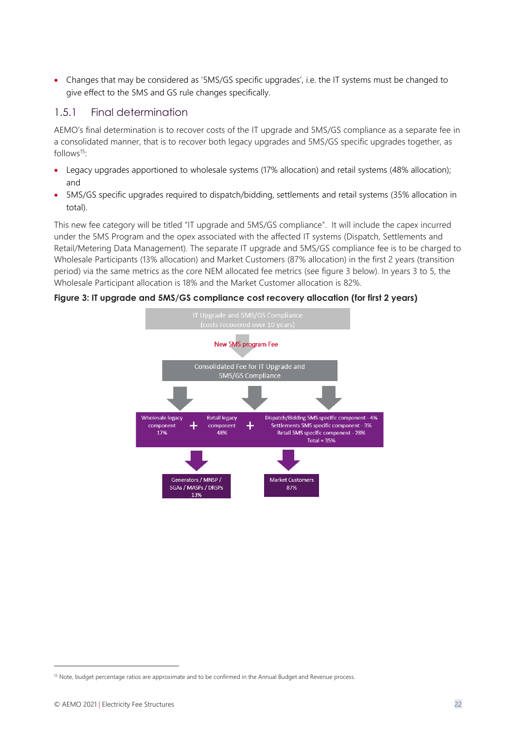- Changes that may be considered as '5MS/GS specific upgrades', i.e. the IT systems must be changed to give effect to the 5MS and GS rule changes specifically.

### 1.5.1 Final determination

AEMO's final determination is to recover costs of the IT upgrade and 5MS/GS compliance as a separate fee in a consolidated manner, that is to recover both legacy upgrades and 5MS/GS specific upgrades together, as follows[15]:

- Legacy upgrades apportioned to wholesale systems (17% allocation) and retail systems (48% allocation); and
- 5MS/GS specific upgrades required to dispatch/bidding, settlements and retail systems (35% allocation in total).

This new fee category will be titled "IT upgrade and 5MS/GS compliance". It will include the capex incurred under the 5MS Program and the opex associated with the affected IT systems (Dispatch, Settlements and Retail/Metering Data Management). The separate IT upgrade and 5MS/GS compliance fee is to be charged to Wholesale Participants (13% allocation) and Market Customers (87% allocation) in the first 2 years (transition period) via the same metrics as the core NEM allocated fee metrics (see figure 3 below). In years 3 to 5, the Wholesale Participant allocation is 18% and the Market Customer allocation is 82%.

**Figure 3: IT upgrade and 5MS/GS compliance cost recovery allocation (for first 2 years)**

IT Upgrade and 5MS/GS Compliance (costs recovered over 10 years)

New 5MS program Fee

Consolidated Fee for IT Upgrade and 5MS/GS Compliance

Wholesale legacy component 17% + Retail legacy component 48% + Dispatch/Bidding 5MS specific component - 4%, Settlements 5MS specific component - 3%, Retail 5MS specific component - 28%, Total = 35%

Generators / MNSP / SGAs / MASPs / DRSPs 13%

Market Customers 87%

[15] Note, budget percentage ratios are approximate and to be confirmed in the Annual Budget and Revenue process.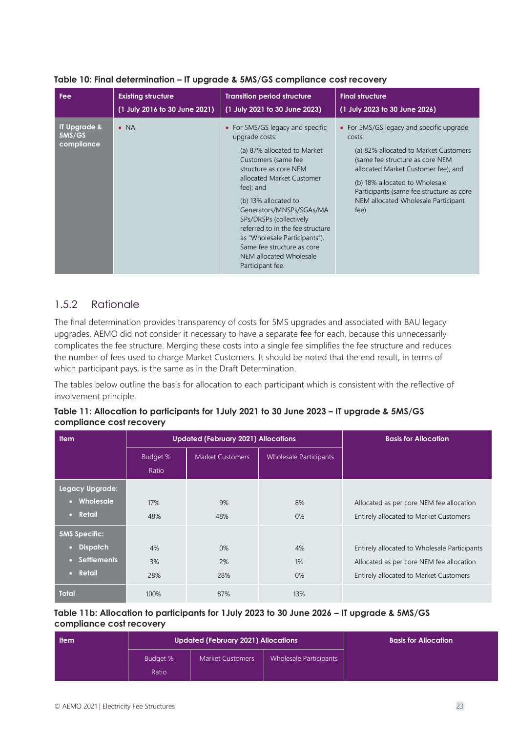**Table 10: Final determination – IT upgrade & 5MS/GS compliance cost recovery**

| Fee | Existing structure (1 July 2016 to 30 June 2021) | Transition period structure (1 July 2021 to 30 June 2023) | Final structure (1 July 2023 to 30 June 2026) |
|---|---|---|---|
| IT Upgrade & 5MS/GS compliance | • NA | • For 5MS/GS legacy and specific upgrade costs:<br>(a) 87% allocated to Market Customers (same fee structure as core NEM allocated Market Customer fee); and<br>(b) 13% allocated to Generators/MNSPs/SGAs/MASPs/DRSPs (collectively referred to in the fee structure as "Wholesale Participants"). Same fee structure as core NEM allocated Wholesale Participant fee. | • For 5MS/GS legacy and specific upgrade costs:<br>(a) 82% allocated to Market Customers (same fee structure as core NEM allocated Market Customer fee); and<br>(b) 18% allocated to Wholesale Participants (same fee structure as core NEM allocated Wholesale Participant fee). |

### 1.5.2 Rationale

The final determination provides transparency of costs for 5MS upgrades and associated with BAU legacy upgrades. AEMO did not consider it necessary to have a separate fee for each, because this unnecessarily complicates the fee structure. Merging these costs into a single fee simplifies the fee structure and reduces the number of fees used to charge Market Customers. It should be noted that the end result, in terms of which participant pays, is the same as in the Draft Determination.

The tables below outline the basis for allocation to each participant which is consistent with the reflective of involvement principle.

**Table 11: Allocation to participants for 1July 2021 to 30 June 2023 – IT upgrade & 5MS/GS compliance cost recovery**

| Item | Updated (February 2021) Allocations | | | Basis for Allocation |
|---|---|---|---|---|
| | Budget % Ratio | Market Customers | Wholesale Participants | |
| **Legacy Upgrade:** | | | | |
| • **Wholesale** | 17% | 9% | 8% | Allocated as per core NEM fee allocation |
| • **Retail** | 48% | 48% | 0% | Entirely allocated to Market Customers |
| **5MS Specific:** | | | | |
| • **Dispatch** | 4% | 0% | 4% | Entirely allocated to Wholesale Participants |
| • **Settlements** | 3% | 2% | 1% | Allocated as per core NEM fee allocation |
| • **Retail** | 28% | 28% | 0% | Entirely allocated to Market Customers |
| **Total** | 100% | 87% | 13% | |

**Table 11b: Allocation to participants for 1July 2023 to 30 June 2026 – IT upgrade & 5MS/GS compliance cost recovery**

| Item | Updated (February 2021) Allocations | | | Basis for Allocation |
|---|---|---|---|---|
| | Budget % Ratio | Market Customers | Wholesale Participants | |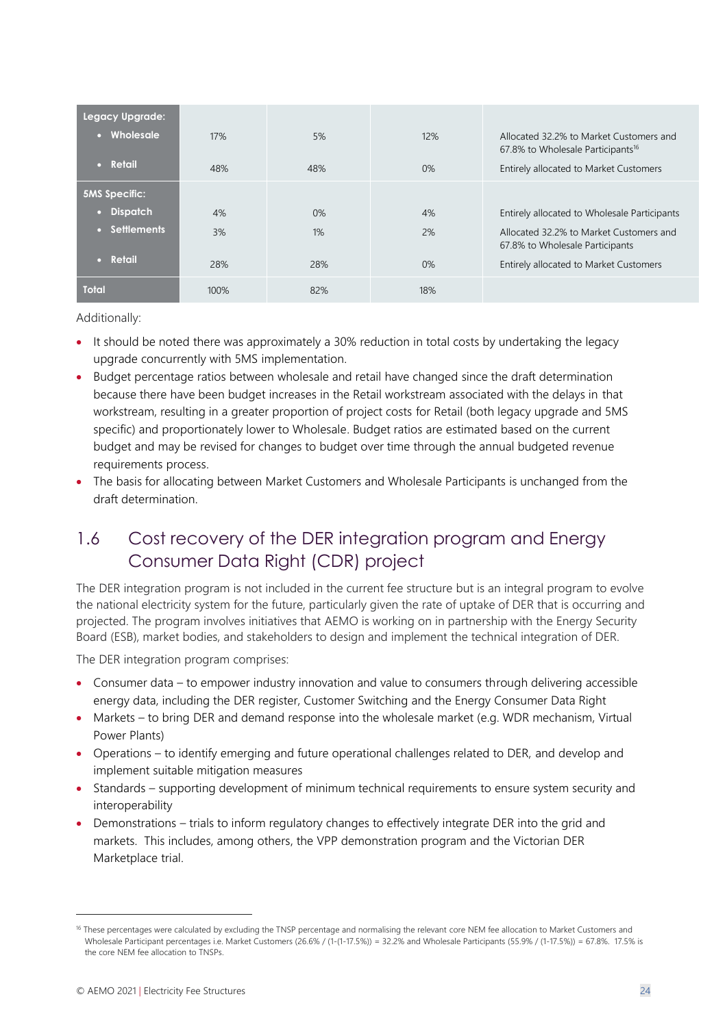| | | | | |
|---|---|---|---|---|
| **Legacy Upgrade:** | | | | |
| • **Wholesale** | 17% | 5% | 12% | Allocated 32.2% to Market Customers and 67.8% to Wholesale Participants[16] |
| • **Retail** | 48% | 48% | 0% | Entirely allocated to Market Customers |
| **5MS Specific:** | | | | |
| • **Dispatch** | 4% | 0% | 4% | Entirely allocated to Wholesale Participants |
| • **Settlements** | 3% | 1% | 2% | Allocated 32.2% to Market Customers and 67.8% to Wholesale Participants |
| • **Retail** | 28% | 28% | 0% | Entirely allocated to Market Customers |
| **Total** | 100% | 82% | 18% | |

Additionally:

- It should be noted there was approximately a 30% reduction in total costs by undertaking the legacy upgrade concurrently with 5MS implementation.
- Budget percentage ratios between wholesale and retail have changed since the draft determination because there have been budget increases in the Retail workstream associated with the delays in that workstream, resulting in a greater proportion of project costs for Retail (both legacy upgrade and 5MS specific) and proportionately lower to Wholesale. Budget ratios are estimated based on the current budget and may be revised for changes to budget over time through the annual budgeted revenue requirements process.
- The basis for allocating between Market Customers and Wholesale Participants is unchanged from the draft determination.

## 1.6 Cost recovery of the DER integration program and Energy Consumer Data Right (CDR) project

The DER integration program is not included in the current fee structure but is an integral program to evolve the national electricity system for the future, particularly given the rate of uptake of DER that is occurring and projected. The program involves initiatives that AEMO is working on in partnership with the Energy Security Board (ESB), market bodies, and stakeholders to design and implement the technical integration of DER.

The DER integration program comprises:

- Consumer data – to empower industry innovation and value to consumers through delivering accessible energy data, including the DER register, Customer Switching and the Energy Consumer Data Right
- Markets – to bring DER and demand response into the wholesale market (e.g. WDR mechanism, Virtual Power Plants)
- Operations – to identify emerging and future operational challenges related to DER, and develop and implement suitable mitigation measures
- Standards – supporting development of minimum technical requirements to ensure system security and interoperability
- Demonstrations – trials to inform regulatory changes to effectively integrate DER into the grid and markets. This includes, among others, the VPP demonstration program and the Victorian DER Marketplace trial.

[16] These percentages were calculated by excluding the TNSP percentage and normalising the relevant core NEM fee allocation to Market Customers and Wholesale Participant percentages i.e. Market Customers (26.6% / (1-(1-17.5%)) = 32.2% and Wholesale Participants (55.9% / (1-17.5%)) = 67.8%. 17.5% is the core NEM fee allocation to TNSPs.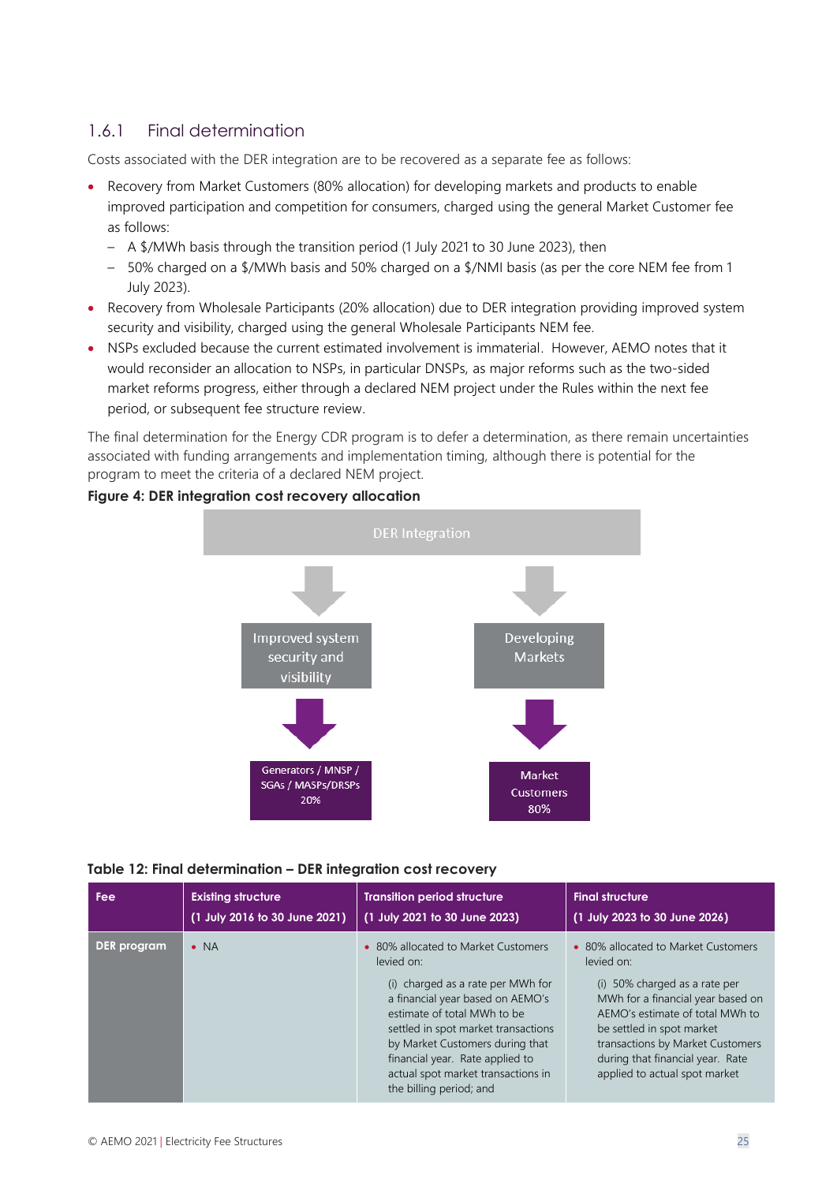### 1.6.1 Final determination

Costs associated with the DER integration are to be recovered as a separate fee as follows:

- Recovery from Market Customers (80% allocation) for developing markets and products to enable improved participation and competition for consumers, charged using the general Market Customer fee as follows:
  - A $/MWh basis through the transition period (1 July 2021 to 30 June 2023), then
  - 50% charged on a $/MWh basis and 50% charged on a $/NMI basis (as per the core NEM fee from 1 July 2023).
- Recovery from Wholesale Participants (20% allocation) due to DER integration providing improved system security and visibility, charged using the general Wholesale Participants NEM fee.
- NSPs excluded because the current estimated involvement is immaterial. However, AEMO notes that it would reconsider an allocation to NSPs, in particular DNSPs, as major reforms such as the two-sided market reforms progress, either through a declared NEM project under the Rules within the next fee period, or subsequent fee structure review.

The final determination for the Energy CDR program is to defer a determination, as there remain uncertainties associated with funding arrangements and implementation timing, although there is potential for the program to meet the criteria of a declared NEM project.

**Figure 4: DER integration cost recovery allocation**

DER Integration → Improved system security and visibility → Generators / MNSP / SGAs / MASPs/DRSPs 20%

DER Integration → Developing Markets → Market Customers 80%

**Table 12: Final determination – DER integration cost recovery**

| Fee | Existing structure (1 July 2016 to 30 June 2021) | Transition period structure (1 July 2021 to 30 June 2023) | Final structure (1 July 2023 to 30 June 2026) |
|---|---|---|---|
| **DER program** | • NA | • 80% allocated to Market Customers levied on:<br><br>(i) charged as a rate per MWh for a financial year based on AEMO's estimate of total MWh to be settled in spot market transactions by Market Customers during that financial year. Rate applied to actual spot market transactions in the billing period; and | • 80% allocated to Market Customers levied on:<br><br>(i) 50% charged as a rate per MWh for a financial year based on AEMO's estimate of total MWh to be settled in spot market transactions by Market Customers during that financial year. Rate applied to actual spot market |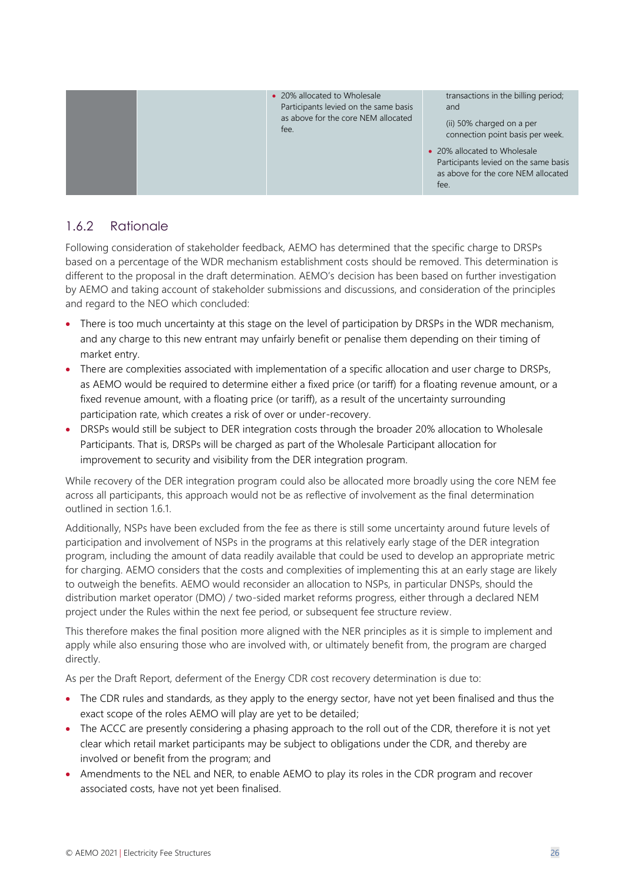| | | • 20% allocated to Wholesale Participants levied on the same basis as above for the core NEM allocated fee. | transactions in the billing period; and<br><br>(ii) 50% charged on a per connection point basis per week.<br><br>• 20% allocated to Wholesale Participants levied on the same basis as above for the core NEM allocated fee. |
|---|---|---|---|

### 1.6.2 Rationale

Following consideration of stakeholder feedback, AEMO has determined that the specific charge to DRSPs based on a percentage of the WDR mechanism establishment costs should be removed. This determination is different to the proposal in the draft determination. AEMO's decision has been based on further investigation by AEMO and taking account of stakeholder submissions and discussions, and consideration of the principles and regard to the NEO which concluded:

- There is too much uncertainty at this stage on the level of participation by DRSPs in the WDR mechanism, and any charge to this new entrant may unfairly benefit or penalise them depending on their timing of market entry.
- There are complexities associated with implementation of a specific allocation and user charge to DRSPs, as AEMO would be required to determine either a fixed price (or tariff) for a floating revenue amount, or a fixed revenue amount, with a floating price (or tariff), as a result of the uncertainty surrounding participation rate, which creates a risk of over or under-recovery.
- DRSPs would still be subject to DER integration costs through the broader 20% allocation to Wholesale Participants. That is, DRSPs will be charged as part of the Wholesale Participant allocation for improvement to security and visibility from the DER integration program.

While recovery of the DER integration program could also be allocated more broadly using the core NEM fee across all participants, this approach would not be as reflective of involvement as the final determination outlined in section 1.6.1.

Additionally, NSPs have been excluded from the fee as there is still some uncertainty around future levels of participation and involvement of NSPs in the programs at this relatively early stage of the DER integration program, including the amount of data readily available that could be used to develop an appropriate metric for charging. AEMO considers that the costs and complexities of implementing this at an early stage are likely to outweigh the benefits. AEMO would reconsider an allocation to NSPs, in particular DNSPs, should the distribution market operator (DMO) / two-sided market reforms progress, either through a declared NEM project under the Rules within the next fee period, or subsequent fee structure review.

This therefore makes the final position more aligned with the NER principles as it is simple to implement and apply while also ensuring those who are involved with, or ultimately benefit from, the program are charged directly.

As per the Draft Report, deferment of the Energy CDR cost recovery determination is due to:

- The CDR rules and standards, as they apply to the energy sector, have not yet been finalised and thus the exact scope of the roles AEMO will play are yet to be detailed;
- The ACCC are presently considering a phasing approach to the roll out of the CDR, therefore it is not yet clear which retail market participants may be subject to obligations under the CDR, and thereby are involved or benefit from the program; and
- Amendments to the NEL and NER, to enable AEMO to play its roles in the CDR program and recover associated costs, have not yet been finalised.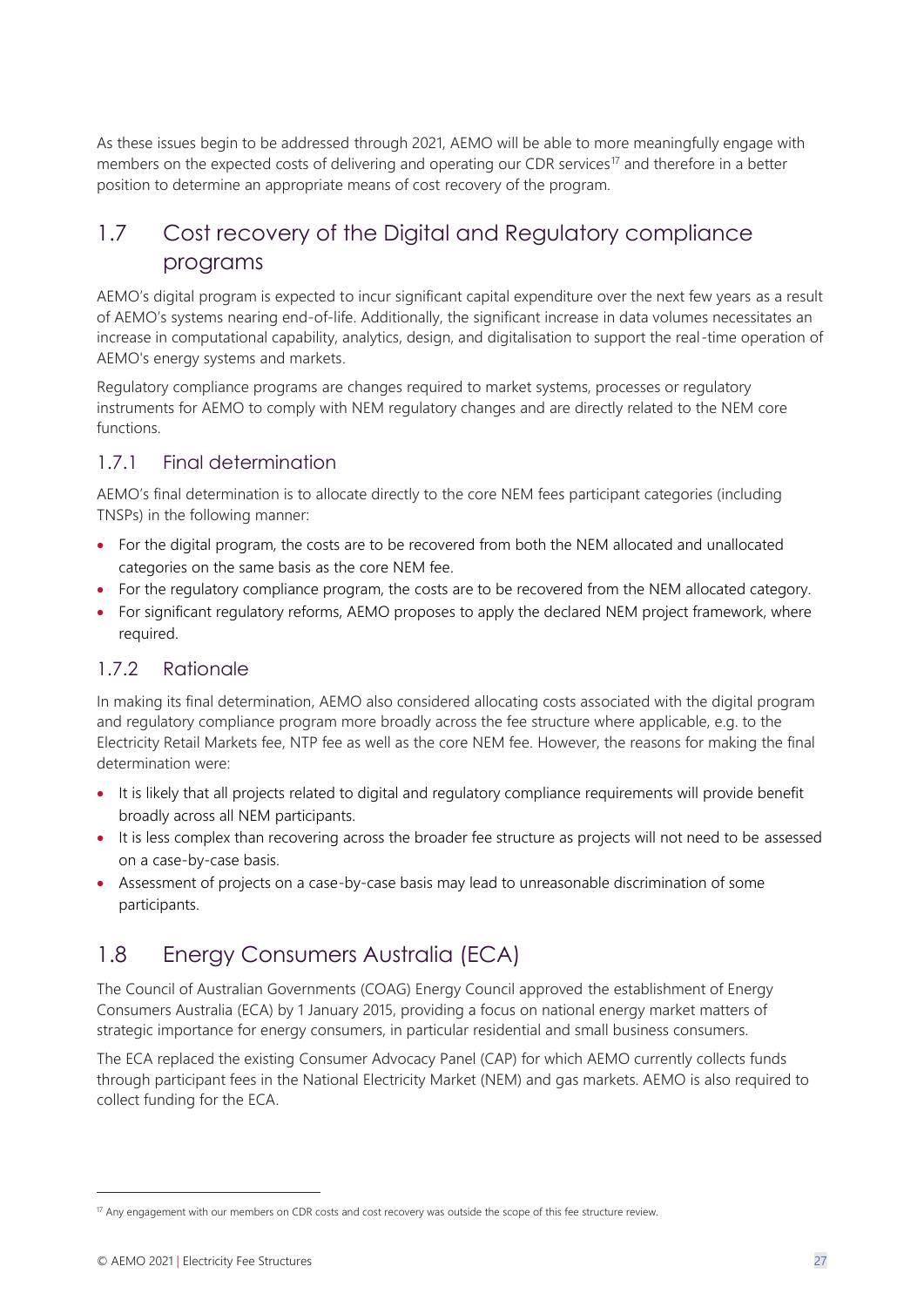As these issues begin to be addressed through 2021, AEMO will be able to more meaningfully engage with members on the expected costs of delivering and operating our CDR services[17] and therefore in a better position to determine an appropriate means of cost recovery of the program.

## 1.7 Cost recovery of the Digital and Regulatory compliance programs

AEMO's digital program is expected to incur significant capital expenditure over the next few years as a result of AEMO's systems nearing end-of-life. Additionally, the significant increase in data volumes necessitates an increase in computational capability, analytics, design, and digitalisation to support the real-time operation of AEMO's energy systems and markets.

Regulatory compliance programs are changes required to market systems, processes or regulatory instruments for AEMO to comply with NEM regulatory changes and are directly related to the NEM core functions.

### 1.7.1 Final determination

AEMO's final determination is to allocate directly to the core NEM fees participant categories (including TNSPs) in the following manner:

- For the digital program, the costs are to be recovered from both the NEM allocated and unallocated categories on the same basis as the core NEM fee.
- For the regulatory compliance program, the costs are to be recovered from the NEM allocated category.
- For significant regulatory reforms, AEMO proposes to apply the declared NEM project framework, where required.

### 1.7.2 Rationale

In making its final determination, AEMO also considered allocating costs associated with the digital program and regulatory compliance program more broadly across the fee structure where applicable, e.g. to the Electricity Retail Markets fee, NTP fee as well as the core NEM fee. However, the reasons for making the final determination were:

- It is likely that all projects related to digital and regulatory compliance requirements will provide benefit broadly across all NEM participants.
- It is less complex than recovering across the broader fee structure as projects will not need to be assessed on a case-by-case basis.
- Assessment of projects on a case-by-case basis may lead to unreasonable discrimination of some participants.

## 1.8 Energy Consumers Australia (ECA)

The Council of Australian Governments (COAG) Energy Council approved the establishment of Energy Consumers Australia (ECA) by 1 January 2015, providing a focus on national energy market matters of strategic importance for energy consumers, in particular residential and small business consumers.

The ECA replaced the existing Consumer Advocacy Panel (CAP) for which AEMO currently collects funds through participant fees in the National Electricity Market (NEM) and gas markets. AEMO is also required to collect funding for the ECA.

[17] Any engagement with our members on CDR costs and cost recovery was outside the scope of this fee structure review.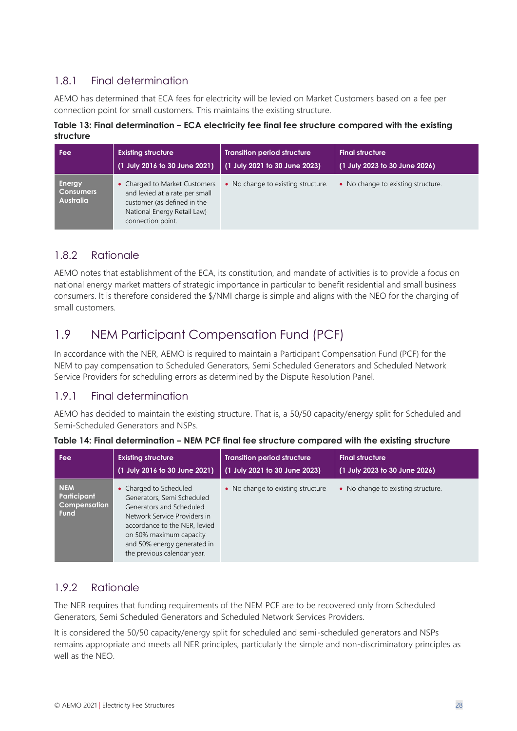### 1.8.1 Final determination

AEMO has determined that ECA fees for electricity will be levied on Market Customers based on a fee per connection point for small customers. This maintains the existing structure.

**Table 13: Final determination – ECA electricity fee final fee structure compared with the existing structure**

| Fee | Existing structure (1 July 2016 to 30 June 2021) | Transition period structure (1 July 2021 to 30 June 2023) | Final structure (1 July 2023 to 30 June 2026) |
|---|---|---|---|
| **Energy Consumers Australia** | • Charged to Market Customers and levied at a rate per small customer (as defined in the National Energy Retail Law) connection point. | • No change to existing structure. | • No change to existing structure. |

### 1.8.2 Rationale

AEMO notes that establishment of the ECA, its constitution, and mandate of activities is to provide a focus on national energy market matters of strategic importance in particular to benefit residential and small business consumers. It is therefore considered the $/NMI charge is simple and aligns with the NEO for the charging of small customers.

## 1.9 NEM Participant Compensation Fund (PCF)

In accordance with the NER, AEMO is required to maintain a Participant Compensation Fund (PCF) for the NEM to pay compensation to Scheduled Generators, Semi Scheduled Generators and Scheduled Network Service Providers for scheduling errors as determined by the Dispute Resolution Panel.

### 1.9.1 Final determination

AEMO has decided to maintain the existing structure. That is, a 50/50 capacity/energy split for Scheduled and Semi-Scheduled Generators and NSPs.

**Table 14: Final determination – NEM PCF final fee structure compared with the existing structure**

| Fee | Existing structure (1 July 2016 to 30 June 2021) | Transition period structure (1 July 2021 to 30 June 2023) | Final structure (1 July 2023 to 30 June 2026) |
|---|---|---|---|
| **NEM Participant Compensation Fund** | • Charged to Scheduled Generators, Semi Scheduled Generators and Scheduled Network Service Providers in accordance to the NER, levied on 50% maximum capacity and 50% energy generated in the previous calendar year. | • No change to existing structure | • No change to existing structure. |

### 1.9.2 Rationale

The NER requires that funding requirements of the NEM PCF are to be recovered only from Scheduled Generators, Semi Scheduled Generators and Scheduled Network Services Providers.

It is considered the 50/50 capacity/energy split for scheduled and semi-scheduled generators and NSPs remains appropriate and meets all NER principles, particularly the simple and non-discriminatory principles as well as the NEO.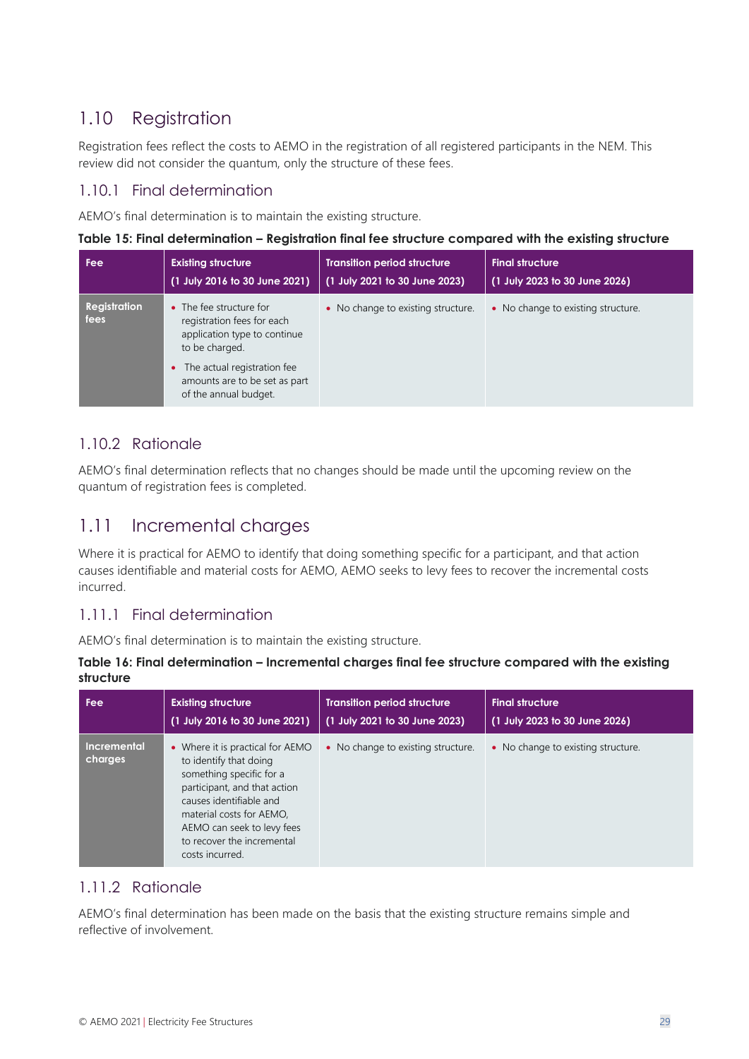## 1.10 Registration

Registration fees reflect the costs to AEMO in the registration of all registered participants in the NEM. This review did not consider the quantum, only the structure of these fees.

### 1.10.1 Final determination

AEMO's final determination is to maintain the existing structure.

**Table 15: Final determination – Registration final fee structure compared with the existing structure**

| Fee | Existing structure (1 July 2016 to 30 June 2021) | Transition period structure (1 July 2021 to 30 June 2023) | Final structure (1 July 2023 to 30 June 2026) |
|---|---|---|---|
| Registration fees | • The fee structure for registration fees for each application type to continue to be charged.<br>• The actual registration fee amounts are to be set as part of the annual budget. | • No change to existing structure. | • No change to existing structure. |

### 1.10.2 Rationale

AEMO's final determination reflects that no changes should be made until the upcoming review on the quantum of registration fees is completed.

## 1.11 Incremental charges

Where it is practical for AEMO to identify that doing something specific for a participant, and that action causes identifiable and material costs for AEMO, AEMO seeks to levy fees to recover the incremental costs incurred.

### 1.11.1 Final determination

AEMO's final determination is to maintain the existing structure.

**Table 16: Final determination – Incremental charges final fee structure compared with the existing structure**

| Fee | Existing structure (1 July 2016 to 30 June 2021) | Transition period structure (1 July 2021 to 30 June 2023) | Final structure (1 July 2023 to 30 June 2026) |
|---|---|---|---|
| Incremental charges | • Where it is practical for AEMO to identify that doing something specific for a participant, and that action causes identifiable and material costs for AEMO, AEMO can seek to levy fees to recover the incremental costs incurred. | • No change to existing structure. | • No change to existing structure. |

### 1.11.2 Rationale

AEMO's final determination has been made on the basis that the existing structure remains simple and reflective of involvement.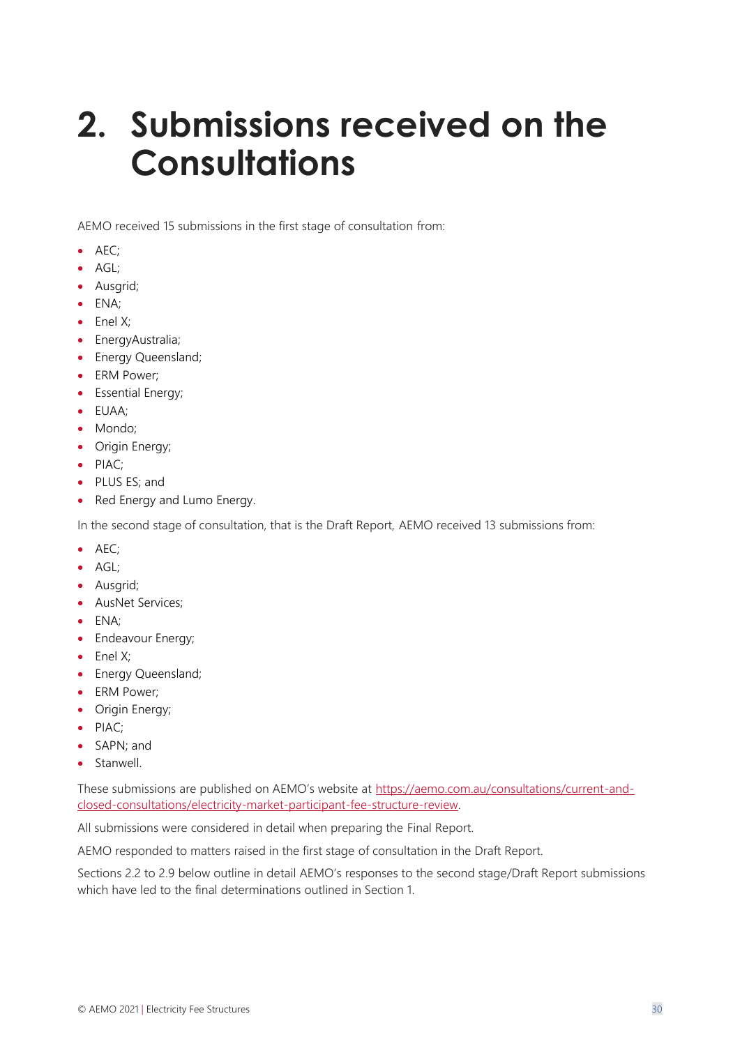# 2. Submissions received on the Consultations

AEMO received 15 submissions in the first stage of consultation from:

- AEC;
- AGL;
- Ausgrid;
- ENA;
- Enel X;
- EnergyAustralia;
- Energy Queensland;
- ERM Power;
- Essential Energy;
- EUAA;
- Mondo;
- Origin Energy;
- PIAC;
- PLUS ES; and
- Red Energy and Lumo Energy.

In the second stage of consultation, that is the Draft Report, AEMO received 13 submissions from:

- AEC;
- AGL;
- Ausgrid;
- AusNet Services;
- ENA;
- Endeavour Energy;
- Enel X;
- Energy Queensland;
- ERM Power;
- Origin Energy;
- PIAC;
- SAPN; and
- Stanwell.

These submissions are published on AEMO's website at [https://aemo.com.au/consultations/current-and-closed-consultations/electricity-market-participant-fee-structure-review](https://aemo.com.au/consultations/current-and-closed-consultations/electricity-market-participant-fee-structure-review).

All submissions were considered in detail when preparing the Final Report.

AEMO responded to matters raised in the first stage of consultation in the Draft Report.

Sections 2.2 to 2.9 below outline in detail AEMO's responses to the second stage/Draft Report submissions which have led to the final determinations outlined in Section 1.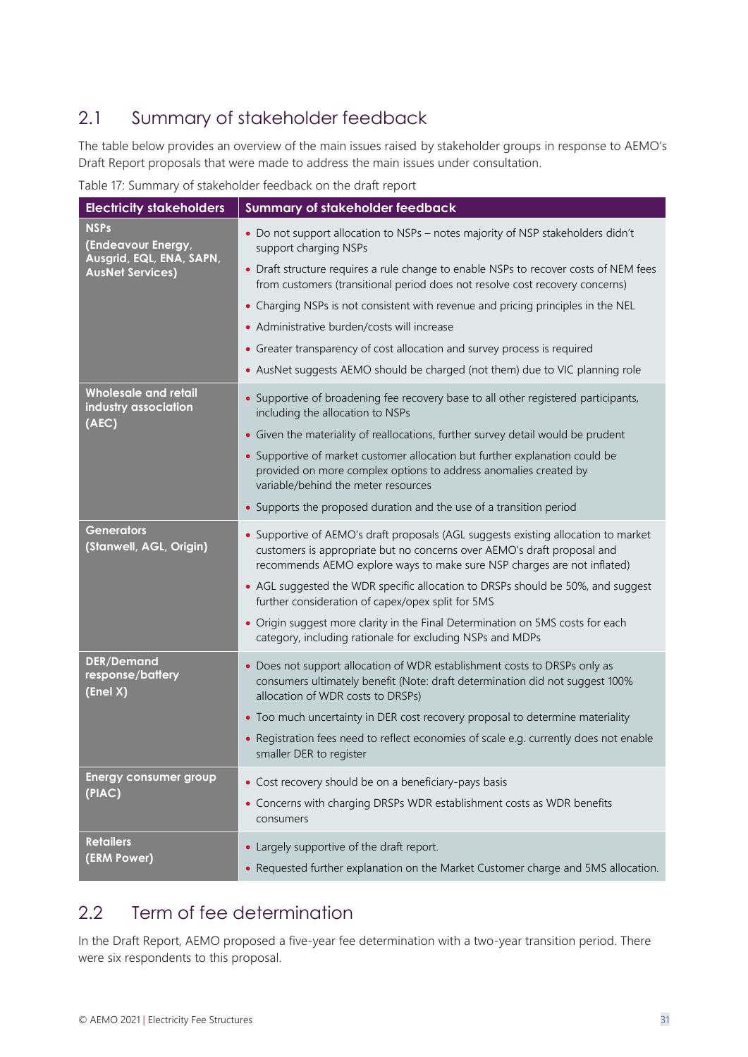## 2.1 Summary of stakeholder feedback

The table below provides an overview of the main issues raised by stakeholder groups in response to AEMO's Draft Report proposals that were made to address the main issues under consultation.

Table 17: Summary of stakeholder feedback on the draft report

| Electricity stakeholders | Summary of stakeholder feedback |
|---|---|
| **NSPs (Endeavour Energy, Ausgrid, EQL, ENA, SAPN, AusNet Services)** | • Do not support allocation to NSPs – notes majority of NSP stakeholders didn't support charging NSPs<br>• Draft structure requires a rule change to enable NSPs to recover costs of NEM fees from customers (transitional period does not resolve cost recovery concerns)<br>• Charging NSPs is not consistent with revenue and pricing principles in the NEL<br>• Administrative burden/costs will increase<br>• Greater transparency of cost allocation and survey process is required<br>• AusNet suggests AEMO should be charged (not them) due to VIC planning role |
| **Wholesale and retail industry association (AEC)** | • Supportive of broadening fee recovery base to all other registered participants, including the allocation to NSPs<br>• Given the materiality of reallocations, further survey detail would be prudent<br>• Supportive of market customer allocation but further explanation could be provided on more complex options to address anomalies created by variable/behind the meter resources<br>• Supports the proposed duration and the use of a transition period |
| **Generators (Stanwell, AGL, Origin)** | • Supportive of AEMO's draft proposals (AGL suggests existing allocation to market customers is appropriate but no concerns over AEMO's draft proposal and recommends AEMO explore ways to make sure NSP charges are not inflated)<br>• AGL suggested the WDR specific allocation to DRSPs should be 50%, and suggest further consideration of capex/opex split for 5MS<br>• Origin suggest more clarity in the Final Determination on 5MS costs for each category, including rationale for excluding NSPs and MDPs |
| **DER/Demand response/battery (Enel X)** | • Does not support allocation of WDR establishment costs to DRSPs only as consumers ultimately benefit (Note: draft determination did not suggest 100% allocation of WDR costs to DRSPs)<br>• Too much uncertainty in DER cost recovery proposal to determine materiality<br>• Registration fees need to reflect economies of scale e.g. currently does not enable smaller DER to register |
| **Energy consumer group (PIAC)** | • Cost recovery should be on a beneficiary-pays basis<br>• Concerns with charging DRSPs WDR establishment costs as WDR benefits consumers |
| **Retailers (ERM Power)** | • Largely supportive of the draft report.<br>• Requested further explanation on the Market Customer charge and 5MS allocation. |

## 2.2 Term of fee determination

In the Draft Report, AEMO proposed a five-year fee determination with a two-year transition period. There were six respondents to this proposal.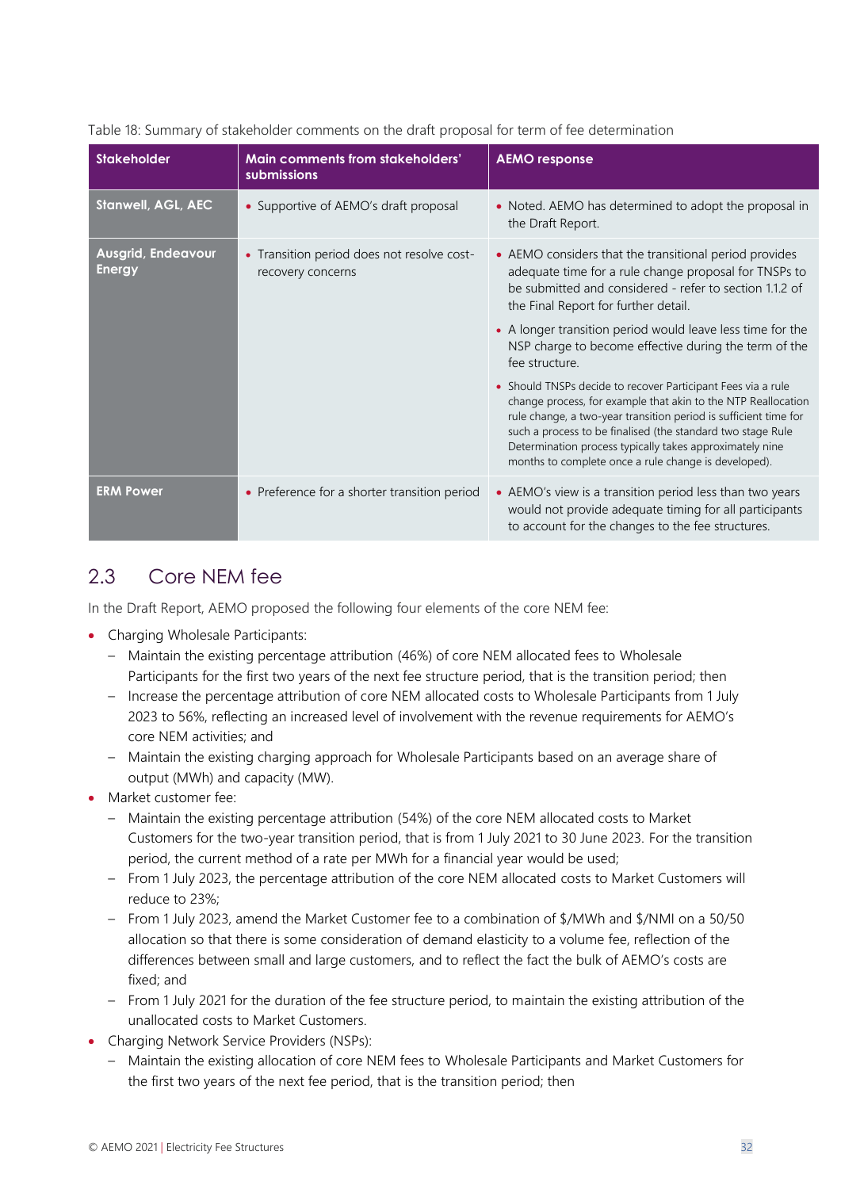Table 18: Summary of stakeholder comments on the draft proposal for term of fee determination

| Stakeholder | Main comments from stakeholders' submissions | AEMO response |
|---|---|---|
| Stanwell, AGL, AEC | • Supportive of AEMO's draft proposal | • Noted. AEMO has determined to adopt the proposal in the Draft Report. |
| Ausgrid, Endeavour Energy | • Transition period does not resolve cost-recovery concerns | • AEMO considers that the transitional period provides adequate time for a rule change proposal for TNSPs to be submitted and considered - refer to section 1.1.2 of the Final Report for further detail.<br>• A longer transition period would leave less time for the NSP charge to become effective during the term of the fee structure.<br>• Should TNSPs decide to recover Participant Fees via a rule change process, for example that akin to the NTP Reallocation rule change, a two-year transition period is sufficient time for such a process to be finalised (the standard two stage Rule Determination process typically takes approximately nine months to complete once a rule change is developed). |
| ERM Power | • Preference for a shorter transition period | • AEMO's view is a transition period less than two years would not provide adequate timing for all participants to account for the changes to the fee structures. |

## 2.3 Core NEM fee

In the Draft Report, AEMO proposed the following four elements of the core NEM fee:

- Charging Wholesale Participants:
  - Maintain the existing percentage attribution (46%) of core NEM allocated fees to Wholesale Participants for the first two years of the next fee structure period, that is the transition period; then
  - Increase the percentage attribution of core NEM allocated costs to Wholesale Participants from 1 July 2023 to 56%, reflecting an increased level of involvement with the revenue requirements for AEMO's core NEM activities; and
  - Maintain the existing charging approach for Wholesale Participants based on an average share of output (MWh) and capacity (MW).
- Market customer fee:
  - Maintain the existing percentage attribution (54%) of the core NEM allocated costs to Market Customers for the two-year transition period, that is from 1 July 2021 to 30 June 2023. For the transition period, the current method of a rate per MWh for a financial year would be used;
  - From 1 July 2023, the percentage attribution of the core NEM allocated costs to Market Customers will reduce to 23%;
  - From 1 July 2023, amend the Market Customer fee to a combination of $/MWh and $/NMI on a 50/50 allocation so that there is some consideration of demand elasticity to a volume fee, reflection of the differences between small and large customers, and to reflect the fact the bulk of AEMO's costs are fixed; and
  - From 1 July 2021 for the duration of the fee structure period, to maintain the existing attribution of the unallocated costs to Market Customers.
- Charging Network Service Providers (NSPs):
  - Maintain the existing allocation of core NEM fees to Wholesale Participants and Market Customers for the first two years of the next fee period, that is the transition period; then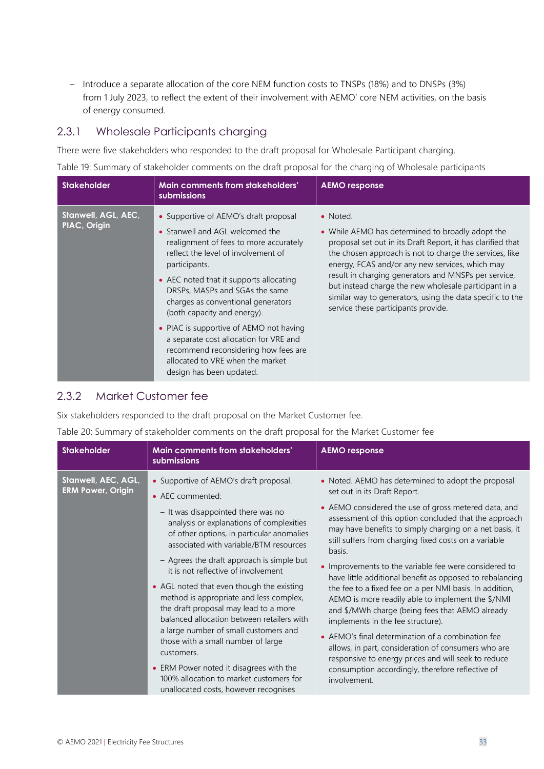- Introduce a separate allocation of the core NEM function costs to TNSPs (18%) and to DNSPs (3%) from 1 July 2023, to reflect the extent of their involvement with AEMO' core NEM activities, on the basis of energy consumed.

### 2.3.1 Wholesale Participants charging

There were five stakeholders who responded to the draft proposal for Wholesale Participant charging.

Table 19: Summary of stakeholder comments on the draft proposal for the charging of Wholesale participants

| Stakeholder | Main comments from stakeholders' submissions | AEMO response |
|---|---|---|
| Stanwell, AGL, AEC, PIAC, Origin | • Supportive of AEMO's draft proposal<br>• Stanwell and AGL welcomed the realignment of fees to more accurately reflect the level of involvement of participants.<br>• AEC noted that it supports allocating DRSPs, MASPs and SGAs the same charges as conventional generators (both capacity and energy).<br>• PIAC is supportive of AEMO not having a separate cost allocation for VRE and recommend reconsidering how fees are allocated to VRE when the market design has been updated. | • Noted.<br>• While AEMO has determined to broadly adopt the proposal set out in its Draft Report, it has clarified that the chosen approach is not to charge the services, like energy, FCAS and/or any new services, which may result in charging generators and MNSPs per service, but instead charge the new wholesale participant in a similar way to generators, using the data specific to the service these participants provide. |

### 2.3.2 Market Customer fee

Six stakeholders responded to the draft proposal on the Market Customer fee.

Table 20: Summary of stakeholder comments on the draft proposal for the Market Customer fee

| Stakeholder | Main comments from stakeholders' submissions | AEMO response |
|---|---|---|
| Stanwell, AEC, AGL, ERM Power, Origin | • Supportive of AEMO's draft proposal.<br>• AEC commented:<br>– It was disappointed there was no analysis or explanations of complexities of other options, in particular anomalies associated with variable/BTM resources<br>– Agrees the draft approach is simple but it is not reflective of involvement<br>• AGL noted that even though the existing method is appropriate and less complex, the draft proposal may lead to a more balanced allocation between retailers with a large number of small customers and those with a small number of large customers.<br>• ERM Power noted it disagrees with the 100% allocation to market customers for unallocated costs, however recognises | • Noted. AEMO has determined to adopt the proposal set out in its Draft Report.<br>• AEMO considered the use of gross metered data, and assessment of this option concluded that the approach may have benefits to simply charging on a net basis, it still suffers from charging fixed costs on a variable basis.<br>• Improvements to the variable fee were considered to have little additional benefit as opposed to rebalancing the fee to a fixed fee on a per NMI basis. In addition, AEMO is more readily able to implement the $/NMI and $/MWh charge (being fees that AEMO already implements in the fee structure).<br>• AEMO's final determination of a combination fee allows, in part, consideration of consumers who are responsive to energy prices and will seek to reduce consumption accordingly, therefore reflective of involvement. |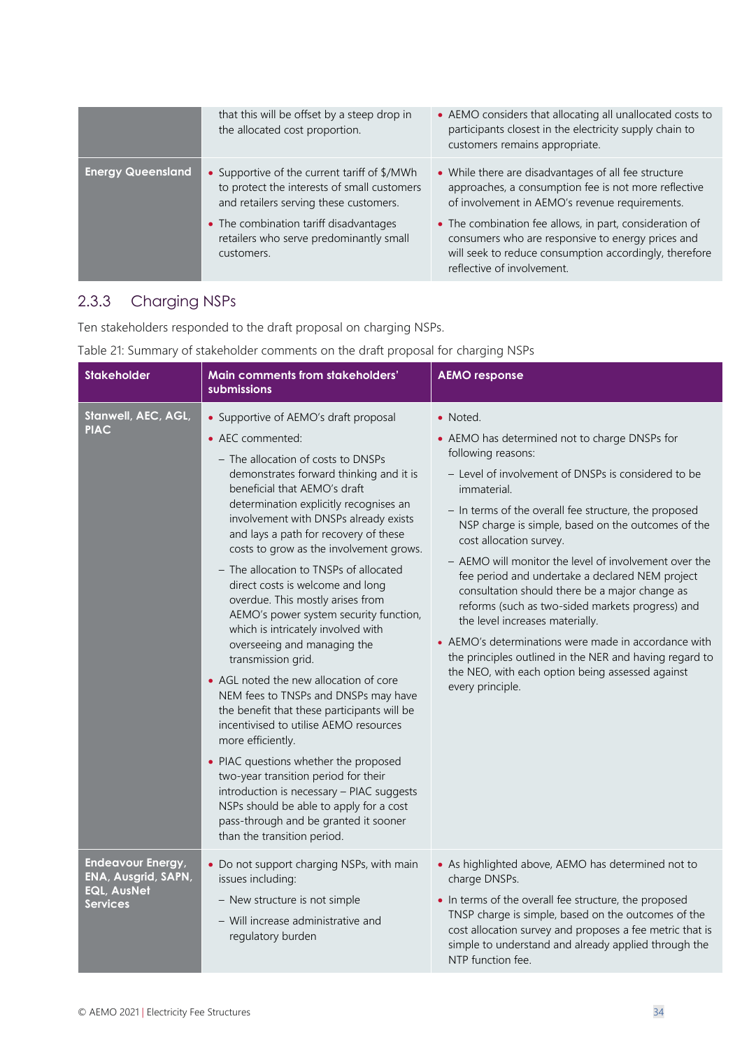| | | |
|---|---|---|
| | that this will be offset by a steep drop in the allocated cost proportion. | • AEMO considers that allocating all unallocated costs to participants closest in the electricity supply chain to customers remains appropriate. |
| **Energy Queensland** | • Supportive of the current tariff of $/MWh to protect the interests of small customers and retailers serving these customers.<br>• The combination tariff disadvantages retailers who serve predominantly small customers. | • While there are disadvantages of all fee structure approaches, a consumption fee is not more reflective of involvement in AEMO's revenue requirements.<br>• The combination fee allows, in part, consideration of consumers who are responsive to energy prices and will seek to reduce consumption accordingly, therefore reflective of involvement. |

### 2.3.3 Charging NSPs

Ten stakeholders responded to the draft proposal on charging NSPs.

Table 21: Summary of stakeholder comments on the draft proposal for charging NSPs

| Stakeholder | Main comments from stakeholders' submissions | AEMO response |
|---|---|---|
| **Stanwell, AEC, AGL, PIAC** | • Supportive of AEMO's draft proposal<br>• AEC commented:<br>– The allocation of costs to DNSPs demonstrates forward thinking and it is beneficial that AEMO's draft determination explicitly recognises an involvement with DNSPs already exists and lays a path for recovery of these costs to grow as the involvement grows.<br>– The allocation to TNSPs of allocated direct costs is welcome and long overdue. This mostly arises from AEMO's power system security function, which is intricately involved with overseeing and managing the transmission grid.<br>• AGL noted the new allocation of core NEM fees to TNSPs and DNSPs may have the benefit that these participants will be incentivised to utilise AEMO resources more efficiently.<br>• PIAC questions whether the proposed two-year transition period for their introduction is necessary – PIAC suggests NSPs should be able to apply for a cost pass-through and be granted it sooner than the transition period. | • Noted.<br>• AEMO has determined not to charge DNSPs for following reasons:<br>– Level of involvement of DNSPs is considered to be immaterial.<br>– In terms of the overall fee structure, the proposed NSP charge is simple, based on the outcomes of the cost allocation survey.<br>– AEMO will monitor the level of involvement over the fee period and undertake a declared NEM project consultation should there be a major change as reforms (such as two-sided markets progress) and the level increases materially.<br>• AEMO's determinations were made in accordance with the principles outlined in the NER and having regard to the NEO, with each option being assessed against every principle. |
| **Endeavour Energy, ENA, Ausgrid, SAPN, EQL, AusNet Services** | • Do not support charging NSPs, with main issues including:<br>– New structure is not simple<br>– Will increase administrative and regulatory burden | • As highlighted above, AEMO has determined not to charge DNSPs.<br>• In terms of the overall fee structure, the proposed TNSP charge is simple, based on the outcomes of the cost allocation survey and proposes a fee metric that is simple to understand and already applied through the NTP function fee. |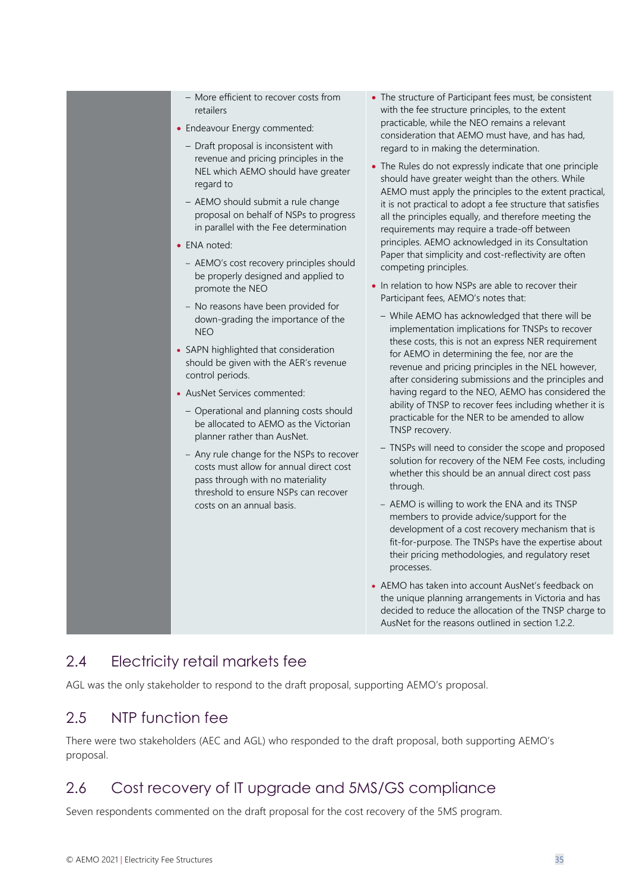| | | |
|---|---|---|
| | – More efficient to recover costs from retailers<br>• Endeavour Energy commented:<br>– Draft proposal is inconsistent with revenue and pricing principles in the NEL which AEMO should have greater regard to<br>– AEMO should submit a rule change proposal on behalf of NSPs to progress in parallel with the Fee determination<br>• ENA noted:<br>– AEMO's cost recovery principles should be properly designed and applied to promote the NEO<br>– No reasons have been provided for down-grading the importance of the NEO<br>• SAPN highlighted that consideration should be given with the AER's revenue control periods.<br>• AusNet Services commented:<br>– Operational and planning costs should be allocated to AEMO as the Victorian planner rather than AusNet.<br>– Any rule change for the NSPs to recover costs must allow for annual direct cost pass through with no materiality threshold to ensure NSPs can recover costs on an annual basis. | • The structure of Participant fees must, be consistent with the fee structure principles, to the extent practicable, while the NEO remains a relevant consideration that AEMO must have, and has had, regard to in making the determination.<br>• The Rules do not expressly indicate that one principle should have greater weight than the others. While AEMO must apply the principles to the extent practical, it is not practical to adopt a fee structure that satisfies all the principles equally, and therefore meeting the requirements may require a trade-off between principles. AEMO acknowledged in its Consultation Paper that simplicity and cost-reflectivity are often competing principles.<br>• In relation to how NSPs are able to recover their Participant fees, AEMO's notes that:<br>– While AEMO has acknowledged that there will be implementation implications for TNSPs to recover these costs, this is not an express NER requirement for AEMO in determining the fee, nor are the revenue and pricing principles in the NEL however, after considering submissions and the principles and having regard to the NEO, AEMO has considered the ability of TNSP to recover fees including whether it is practicable for the NER to be amended to allow TNSP recovery.<br>– TNSPs will need to consider the scope and proposed solution for recovery of the NEM Fee costs, including whether this should be an annual direct cost pass through.<br>– AEMO is willing to work the ENA and its TNSP members to provide advice/support for the development of a cost recovery mechanism that is fit-for-purpose. The TNSPs have the expertise about their pricing methodologies, and regulatory reset processes.<br>• AEMO has taken into account AusNet's feedback on the unique planning arrangements in Victoria and has decided to reduce the allocation of the TNSP charge to AusNet for the reasons outlined in section 1.2.2. |

## 2.4 Electricity retail markets fee

AGL was the only stakeholder to respond to the draft proposal, supporting AEMO's proposal.

## 2.5 NTP function fee

There were two stakeholders (AEC and AGL) who responded to the draft proposal, both supporting AEMO's proposal.

## 2.6 Cost recovery of IT upgrade and 5MS/GS compliance

Seven respondents commented on the draft proposal for the cost recovery of the 5MS program.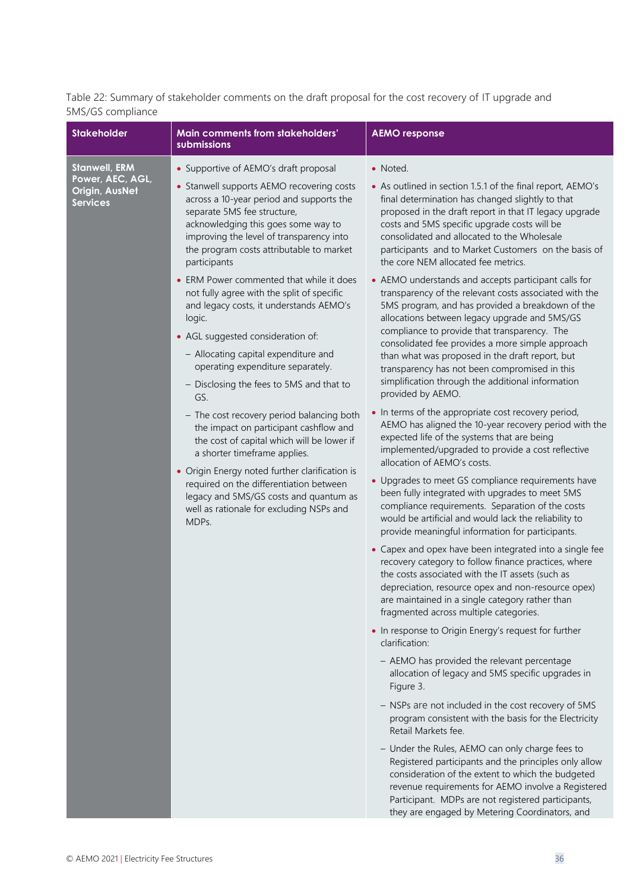Table 22: Summary of stakeholder comments on the draft proposal for the cost recovery of IT upgrade and 5MS/GS compliance

| Stakeholder | Main comments from stakeholders' submissions | AEMO response |
|---|---|---|
| **Stanwell, ERM Power, AEC, AGL, Origin, AusNet Services** | • Supportive of AEMO's draft proposal<br>• Stanwell supports AEMO recovering costs across a 10-year period and supports the separate 5MS fee structure, acknowledging this goes some way to improving the level of transparency into the program costs attributable to market participants<br>• ERM Power commented that while it does not fully agree with the split of specific and legacy costs, it understands AEMO's logic.<br>• AGL suggested consideration of:<br>– Allocating capital expenditure and operating expenditure separately.<br>– Disclosing the fees to 5MS and that to GS.<br>– The cost recovery period balancing both the impact on participant cashflow and the cost of capital which will be lower if a shorter timeframe applies.<br>• Origin Energy noted further clarification is required on the differentiation between legacy and 5MS/GS costs and quantum as well as rationale for excluding NSPs and MDPs. | • Noted.<br>• As outlined in section 1.5.1 of the final report, AEMO's final determination has changed slightly to that proposed in the draft report in that IT legacy upgrade costs and 5MS specific upgrade costs will be consolidated and allocated to the Wholesale participants and to Market Customers on the basis of the core NEM allocated fee metrics.<br>• AEMO understands and accepts participant calls for transparency of the relevant costs associated with the 5MS program, and has provided a breakdown of the allocations between legacy upgrade and 5MS/GS compliance to provide that transparency. The consolidated fee provides a more simple approach than what was proposed in the draft report, but transparency has not been compromised in this simplification through the additional information provided by AEMO.<br>• In terms of the appropriate cost recovery period, AEMO has aligned the 10-year recovery period with the expected life of the systems that are being implemented/upgraded to provide a cost reflective allocation of AEMO's costs.<br>• Upgrades to meet GS compliance requirements have been fully integrated with upgrades to meet 5MS compliance requirements. Separation of the costs would be artificial and would lack the reliability to provide meaningful information for participants.<br>• Capex and opex have been integrated into a single fee recovery category to follow finance practices, where the costs associated with the IT assets (such as depreciation, resource opex and non-resource opex) are maintained in a single category rather than fragmented across multiple categories.<br>• In response to Origin Energy's request for further clarification:<br>– AEMO has provided the relevant percentage allocation of legacy and 5MS specific upgrades in Figure 3.<br>– NSPs are not included in the cost recovery of 5MS program consistent with the basis for the Electricity Retail Markets fee.<br>– Under the Rules, AEMO can only charge fees to Registered participants and the principles only allow consideration of the extent to which the budgeted revenue requirements for AEMO involve a Registered Participant. MDPs are not registered participants, they are engaged by Metering Coordinators, and |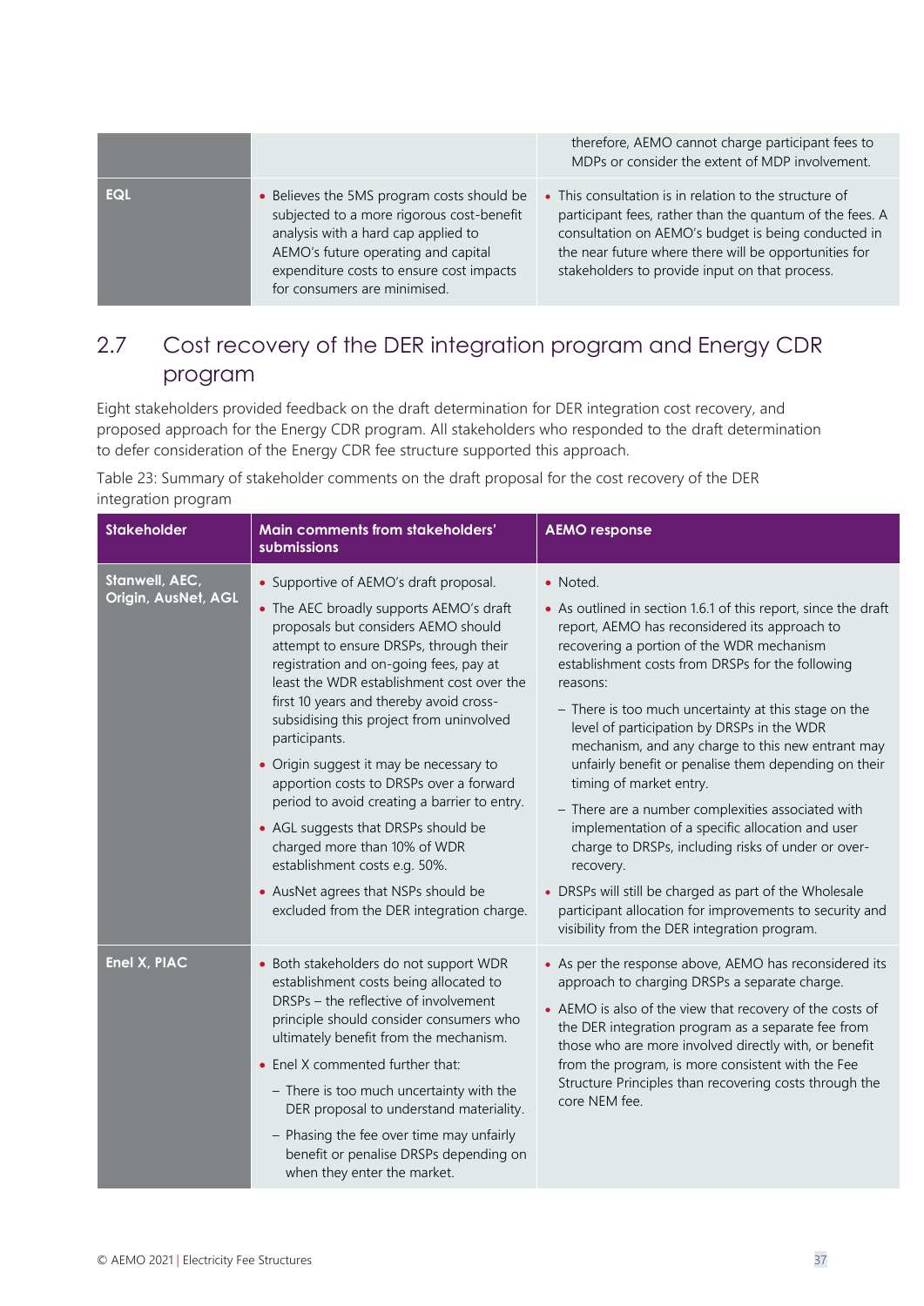| | | therefore, AEMO cannot charge participant fees to MDPs or consider the extent of MDP involvement. |
|---|---|---|
| **EQL** | • Believes the 5MS program costs should be subjected to a more rigorous cost-benefit analysis with a hard cap applied to AEMO's future operating and capital expenditure costs to ensure cost impacts for consumers are minimised. | • This consultation is in relation to the structure of participant fees, rather than the quantum of the fees. A consultation on AEMO's budget is being conducted in the near future where there will be opportunities for stakeholders to provide input on that process. |

## 2.7 Cost recovery of the DER integration program and Energy CDR program

Eight stakeholders provided feedback on the draft determination for DER integration cost recovery, and proposed approach for the Energy CDR program. All stakeholders who responded to the draft determination to defer consideration of the Energy CDR fee structure supported this approach.

Table 23: Summary of stakeholder comments on the draft proposal for the cost recovery of the DER integration program

| Stakeholder | Main comments from stakeholders' submissions | AEMO response |
|---|---|---|
| **Stanwell, AEC, Origin, AusNet, AGL** | • Supportive of AEMO's draft proposal.<br>• The AEC broadly supports AEMO's draft proposals but considers AEMO should attempt to ensure DRSPs, through their registration and on-going fees, pay at least the WDR establishment cost over the first 10 years and thereby avoid cross-subsidising this project from uninvolved participants.<br>• Origin suggest it may be necessary to apportion costs to DRSPs over a forward period to avoid creating a barrier to entry.<br>• AGL suggests that DRSPs should be charged more than 10% of WDR establishment costs e.g. 50%.<br>• AusNet agrees that NSPs should be excluded from the DER integration charge. | • Noted.<br>• As outlined in section 1.6.1 of this report, since the draft report, AEMO has reconsidered its approach to recovering a portion of the WDR mechanism establishment costs from DRSPs for the following reasons:<br>– There is too much uncertainty at this stage on the level of participation by DRSPs in the WDR mechanism, and any charge to this new entrant may unfairly benefit or penalise them depending on their timing of market entry.<br>– There are a number complexities associated with implementation of a specific allocation and user charge to DRSPs, including risks of under or over-recovery.<br>• DRSPs will still be charged as part of the Wholesale participant allocation for improvements to security and visibility from the DER integration program. |
| **Enel X, PIAC** | • Both stakeholders do not support WDR establishment costs being allocated to DRSPs – the reflective of involvement principle should consider consumers who ultimately benefit from the mechanism.<br>• Enel X commented further that:<br>– There is too much uncertainty with the DER proposal to understand materiality.<br>– Phasing the fee over time may unfairly benefit or penalise DRSPs depending on when they enter the market. | • As per the response above, AEMO has reconsidered its approach to charging DRSPs a separate charge.<br>• AEMO is also of the view that recovery of the costs of the DER integration program as a separate fee from those who are more involved directly with, or benefit from the program, is more consistent with the Fee Structure Principles than recovering costs through the core NEM fee. |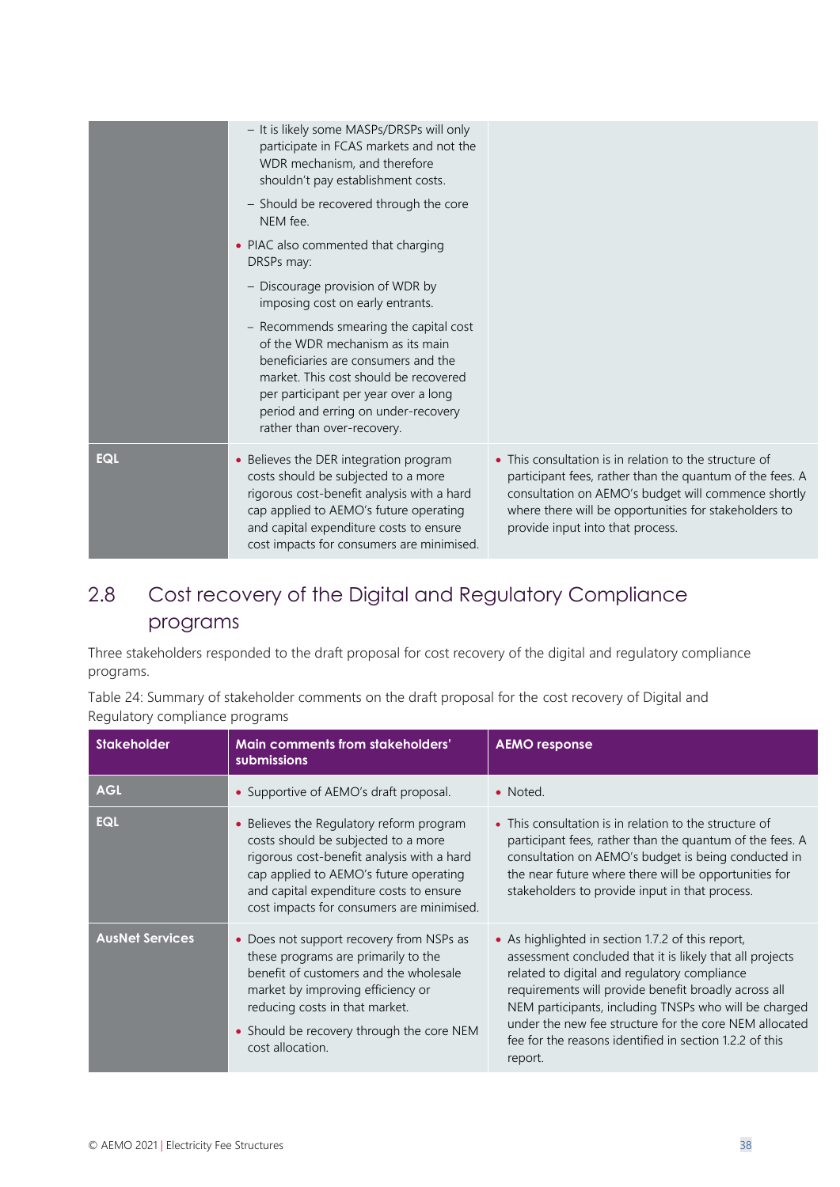| | | |
|---|---|---|
| | – It is likely some MASPs/DRSPs will only participate in FCAS markets and not the WDR mechanism, and therefore shouldn't pay establishment costs.<br>– Should be recovered through the core NEM fee.<br>• PIAC also commented that charging DRSPs may:<br>– Discourage provision of WDR by imposing cost on early entrants.<br>– Recommends smearing the capital cost of the WDR mechanism as its main beneficiaries are consumers and the market. This cost should be recovered per participant per year over a long period and erring on under-recovery rather than over-recovery. | |
| **EQL** | • Believes the DER integration program costs should be subjected to a more rigorous cost-benefit analysis with a hard cap applied to AEMO's future operating and capital expenditure costs to ensure cost impacts for consumers are minimised. | • This consultation is in relation to the structure of participant fees, rather than the quantum of the fees. A consultation on AEMO's budget will commence shortly where there will be opportunities for stakeholders to provide input into that process. |

## 2.8 Cost recovery of the Digital and Regulatory Compliance programs

Three stakeholders responded to the draft proposal for cost recovery of the digital and regulatory compliance programs.

Table 24: Summary of stakeholder comments on the draft proposal for the cost recovery of Digital and Regulatory compliance programs

| Stakeholder | Main comments from stakeholders' submissions | AEMO response |
|---|---|---|
| **AGL** | • Supportive of AEMO's draft proposal. | • Noted. |
| **EQL** | • Believes the Regulatory reform program costs should be subjected to a more rigorous cost-benefit analysis with a hard cap applied to AEMO's future operating and capital expenditure costs to ensure cost impacts for consumers are minimised. | • This consultation is in relation to the structure of participant fees, rather than the quantum of the fees. A consultation on AEMO's budget is being conducted in the near future where there will be opportunities for stakeholders to provide input in that process. |
| **AusNet Services** | • Does not support recovery from NSPs as these programs are primarily to the benefit of customers and the wholesale market by improving efficiency or reducing costs in that market.<br>• Should be recovery through the core NEM cost allocation. | • As highlighted in section 1.7.2 of this report, assessment concluded that it is likely that all projects related to digital and regulatory compliance requirements will provide benefit broadly across all NEM participants, including TNSPs who will be charged under the new fee structure for the core NEM allocated fee for the reasons identified in section 1.2.2 of this report. |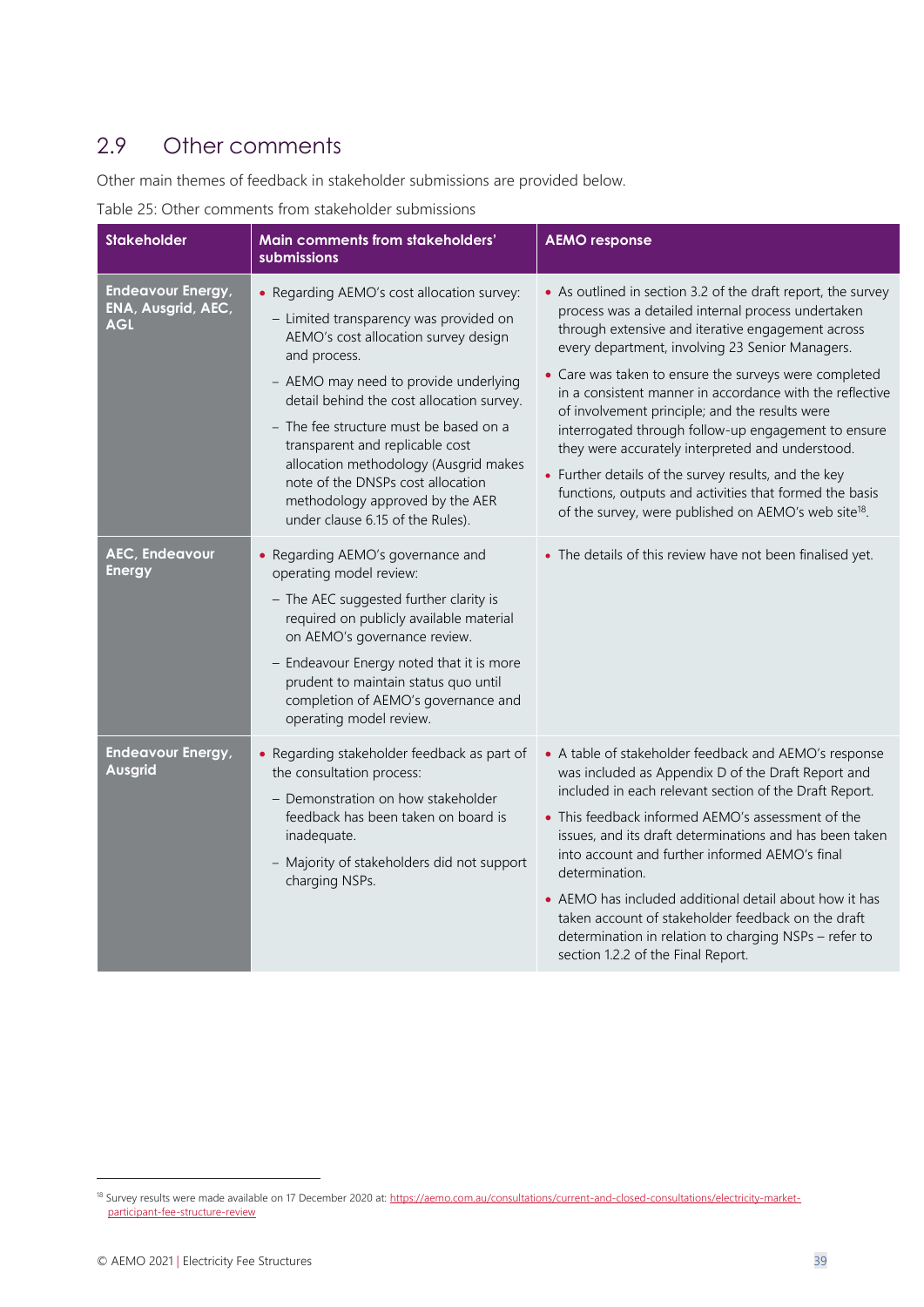## 2.9 Other comments

Other main themes of feedback in stakeholder submissions are provided below.

Table 25: Other comments from stakeholder submissions

| Stakeholder | Main comments from stakeholders' submissions | AEMO response |
|---|---|---|
| **Endeavour Energy, ENA, Ausgrid, AEC, AGL** | • Regarding AEMO's cost allocation survey:<br>– Limited transparency was provided on AEMO's cost allocation survey design and process.<br>– AEMO may need to provide underlying detail behind the cost allocation survey.<br>– The fee structure must be based on a transparent and replicable cost allocation methodology (Ausgrid makes note of the DNSPs cost allocation methodology approved by the AER under clause 6.15 of the Rules). | • As outlined in section 3.2 of the draft report, the survey process was a detailed internal process undertaken through extensive and iterative engagement across every department, involving 23 Senior Managers.<br>• Care was taken to ensure the surveys were completed in a consistent manner in accordance with the reflective of involvement principle; and the results were interrogated through follow-up engagement to ensure they were accurately interpreted and understood.<br>• Further details of the survey results, and the key functions, outputs and activities that formed the basis of the survey, were published on AEMO's web site[18]. |
| **AEC, Endeavour Energy** | • Regarding AEMO's governance and operating model review:<br>– The AEC suggested further clarity is required on publicly available material on AEMO's governance review.<br>– Endeavour Energy noted that it is more prudent to maintain status quo until completion of AEMO's governance and operating model review. | • The details of this review have not been finalised yet. |
| **Endeavour Energy, Ausgrid** | • Regarding stakeholder feedback as part of the consultation process:<br>– Demonstration on how stakeholder feedback has been taken on board is inadequate.<br>– Majority of stakeholders did not support charging NSPs. | • A table of stakeholder feedback and AEMO's response was included as Appendix D of the Draft Report and included in each relevant section of the Draft Report.<br>• This feedback informed AEMO's assessment of the issues, and its draft determinations and has been taken into account and further informed AEMO's final determination.<br>• AEMO has included additional detail about how it has taken account of stakeholder feedback on the draft determination in relation to charging NSPs – refer to section 1.2.2 of the Final Report. |

[18] Survey results were made available on 17 December 2020 at: https://aemo.com.au/consultations/current-and-closed-consultations/electricity-market-participant-fee-structure-review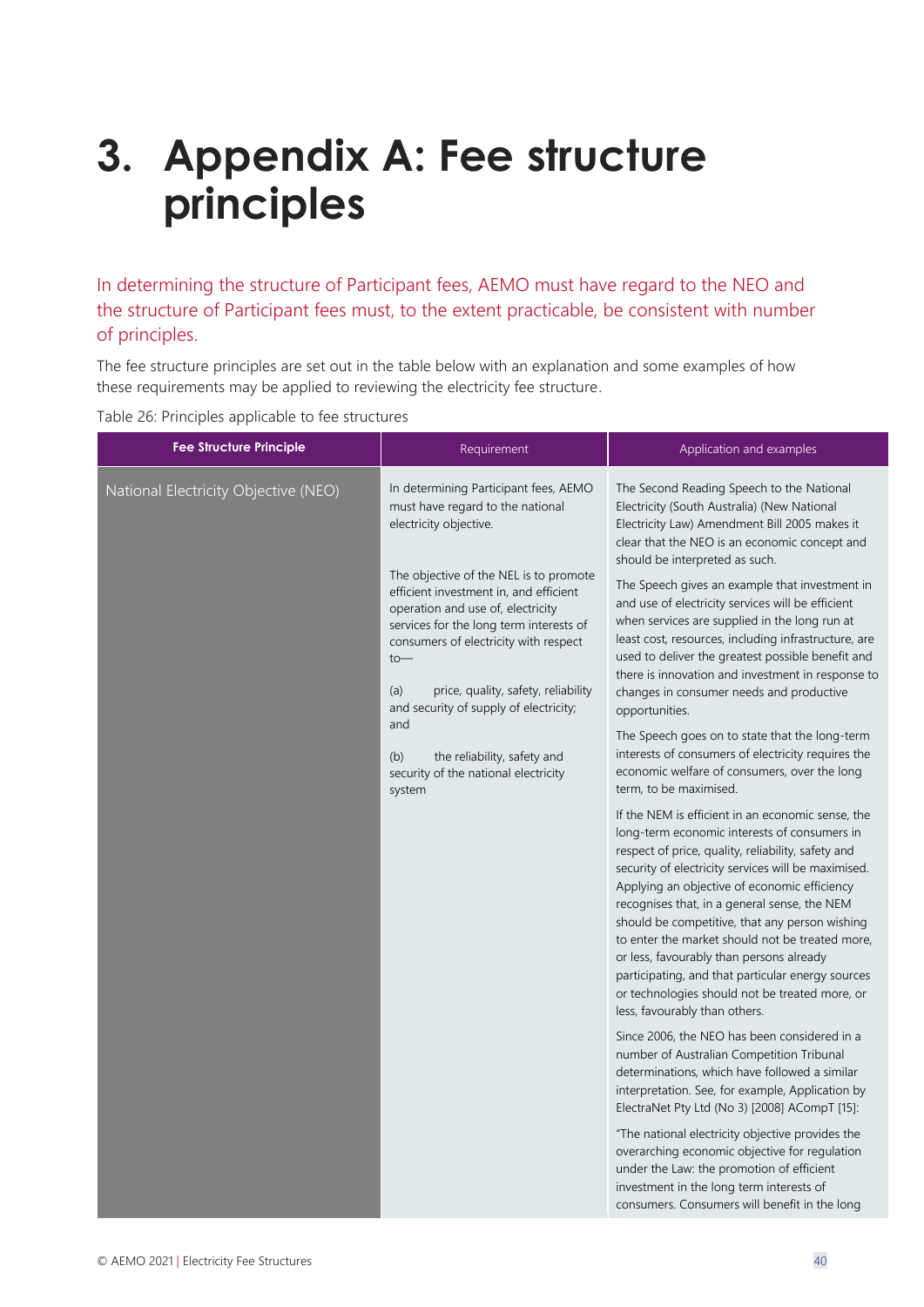# 3. Appendix A: Fee structure principles

In determining the structure of Participant fees, AEMO must have regard to the NEO and the structure of Participant fees must, to the extent practicable, be consistent with number of principles.

The fee structure principles are set out in the table below with an explanation and some examples of how these requirements may be applied to reviewing the electricity fee structure.

Table 26: Principles applicable to fee structures

| Fee Structure Principle | Requirement | Application and examples |
|---|---|---|
| National Electricity Objective (NEO) | In determining Participant fees, AEMO must have regard to the national electricity objective.<br><br>The objective of the NEL is to promote efficient investment in, and efficient operation and use of, electricity services for the long term interests of consumers of electricity with respect to—<br><br>(a) price, quality, safety, reliability and security of supply of electricity; and<br><br>(b) the reliability, safety and security of the national electricity system | The Second Reading Speech to the National Electricity (South Australia) (New National Electricity Law) Amendment Bill 2005 makes it clear that the NEO is an economic concept and should be interpreted as such.<br><br>The Speech gives an example that investment in and use of electricity services will be efficient when services are supplied in the long run at least cost, resources, including infrastructure, are used to deliver the greatest possible benefit and there is innovation and investment in response to changes in consumer needs and productive opportunities.<br><br>The Speech goes on to state that the long-term interests of consumers of electricity requires the economic welfare of consumers, over the long term, to be maximised.<br><br>If the NEM is efficient in an economic sense, the long-term economic interests of consumers in respect of price, quality, reliability, safety and security of electricity services will be maximised. Applying an objective of economic efficiency recognises that, in a general sense, the NEM should be competitive, that any person wishing to enter the market should not be treated more, or less, favourably than persons already participating, and that particular energy sources or technologies should not be treated more, or less, favourably than others.<br><br>Since 2006, the NEO has been considered in a number of Australian Competition Tribunal determinations, which have followed a similar interpretation. See, for example, Application by ElectraNet Pty Ltd (No 3) [2008] ACompT [15]:<br><br>"The national electricity objective provides the overarching economic objective for regulation under the Law: the promotion of efficient investment in the long term interests of consumers. Consumers will benefit in the long |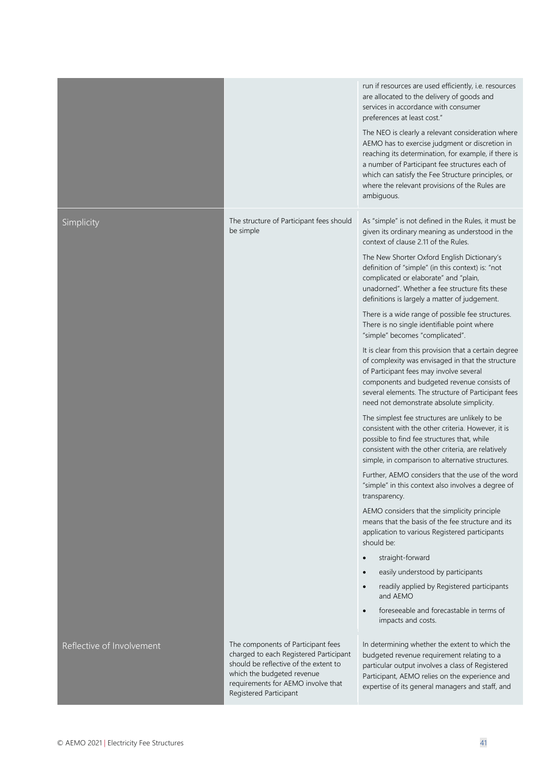| | | |
|---|---|---|
| | | run if resources are used efficiently, i.e. resources are allocated to the delivery of goods and services in accordance with consumer preferences at least cost."<br><br>The NEO is clearly a relevant consideration where AEMO has to exercise judgment or discretion in reaching its determination, for example, if there is a number of Participant fee structures each of which can satisfy the Fee Structure principles, or where the relevant provisions of the Rules are ambiguous. |
| Simplicity | The structure of Participant fees should be simple | As "simple" is not defined in the Rules, it must be given its ordinary meaning as understood in the context of clause 2.11 of the Rules.<br><br>The New Shorter Oxford English Dictionary's definition of "simple" (in this context) is: "not complicated or elaborate" and "plain, unadorned". Whether a fee structure fits these definitions is largely a matter of judgement.<br><br>There is a wide range of possible fee structures. There is no single identifiable point where "simple" becomes "complicated".<br><br>It is clear from this provision that a certain degree of complexity was envisaged in that the structure of Participant fees may involve several components and budgeted revenue consists of several elements. The structure of Participant fees need not demonstrate absolute simplicity.<br><br>The simplest fee structures are unlikely to be consistent with the other criteria. However, it is possible to find fee structures that, while consistent with the other criteria, are relatively simple, in comparison to alternative structures.<br><br>Further, AEMO considers that the use of the word "simple" in this context also involves a degree of transparency.<br><br>AEMO considers that the simplicity principle means that the basis of the fee structure and its application to various Registered participants should be:<br><br>• straight-forward<br>• easily understood by participants<br>• readily applied by Registered participants and AEMO<br>• foreseeable and forecastable in terms of impacts and costs. |
| Reflective of Involvement | The components of Participant fees charged to each Registered Participant should be reflective of the extent to which the budgeted revenue requirements for AEMO involve that Registered Participant | In determining whether the extent to which the budgeted revenue requirement relating to a particular output involves a class of Registered Participant, AEMO relies on the experience and expertise of its general managers and staff, and |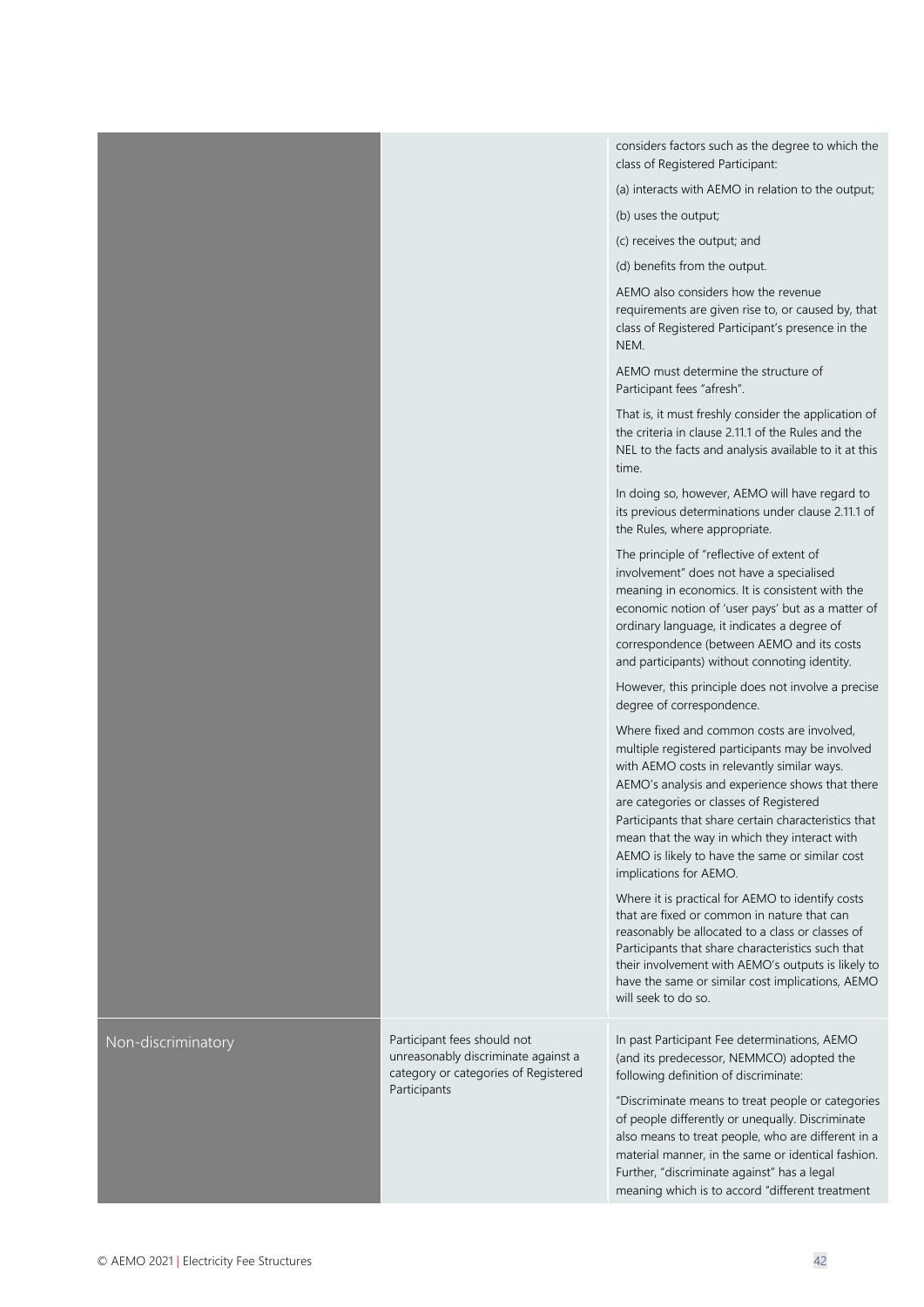| | | |
|---|---|---|
| | | considers factors such as the degree to which the class of Registered Participant:<br><br>(a) interacts with AEMO in relation to the output;<br><br>(b) uses the output;<br><br>(c) receives the output; and<br><br>(d) benefits from the output.<br><br>AEMO also considers how the revenue requirements are given rise to, or caused by, that class of Registered Participant's presence in the NEM.<br><br>AEMO must determine the structure of Participant fees "afresh".<br><br>That is, it must freshly consider the application of the criteria in clause 2.11.1 of the Rules and the NEL to the facts and analysis available to it at this time.<br><br>In doing so, however, AEMO will have regard to its previous determinations under clause 2.11.1 of the Rules, where appropriate.<br><br>The principle of "reflective of extent of involvement" does not have a specialised meaning in economics. It is consistent with the economic notion of 'user pays' but as a matter of ordinary language, it indicates a degree of correspondence (between AEMO and its costs and participants) without connoting identity.<br><br>However, this principle does not involve a precise degree of correspondence.<br><br>Where fixed and common costs are involved, multiple registered participants may be involved with AEMO costs in relevantly similar ways. AEMO's analysis and experience shows that there are categories or classes of Registered Participants that share certain characteristics that mean that the way in which they interact with AEMO is likely to have the same or similar cost implications for AEMO.<br><br>Where it is practical for AEMO to identify costs that are fixed or common in nature that can reasonably be allocated to a class or classes of Participants that share characteristics such that their involvement with AEMO's outputs is likely to have the same or similar cost implications, AEMO will seek to do so. |
| Non-discriminatory | Participant fees should not unreasonably discriminate against a category or categories of Registered Participants | In past Participant Fee determinations, AEMO (and its predecessor, NEMMCO) adopted the following definition of discriminate:<br><br>"Discriminate means to treat people or categories of people differently or unequally. Discriminate also means to treat people, who are different in a material manner, in the same or identical fashion. Further, "discriminate against" has a legal meaning which is to accord "different treatment |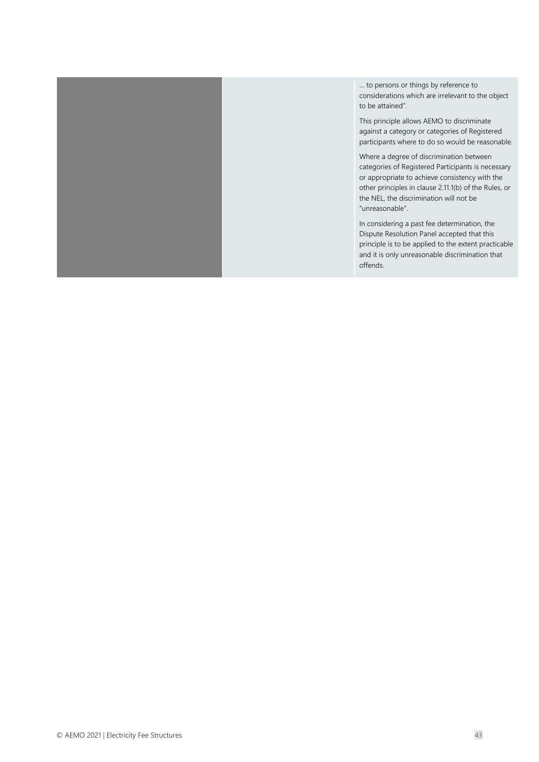| | | … to persons or things by reference to considerations which are irrelevant to the object to be attained".<br><br>This principle allows AEMO to discriminate against a category or categories of Registered participants where to do so would be reasonable.<br><br>Where a degree of discrimination between categories of Registered Participants is necessary or appropriate to achieve consistency with the other principles in clause 2.11.1(b) of the Rules, or the NEL, the discrimination will not be "unreasonable".<br><br>In considering a past fee determination, the Dispute Resolution Panel accepted that this principle is to be applied to the extent practicable and it is only unreasonable discrimination that offends. |
|---|---|---|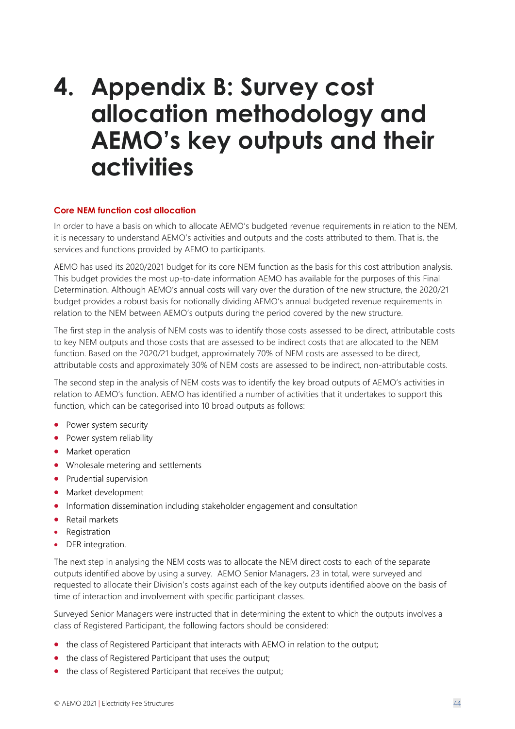# 4. Appendix B: Survey cost allocation methodology and AEMO's key outputs and their activities

**Core NEM function cost allocation**

In order to have a basis on which to allocate AEMO's budgeted revenue requirements in relation to the NEM, it is necessary to understand AEMO's activities and outputs and the costs attributed to them. That is, the services and functions provided by AEMO to participants.

AEMO has used its 2020/2021 budget for its core NEM function as the basis for this cost attribution analysis. This budget provides the most up-to-date information AEMO has available for the purposes of this Final Determination. Although AEMO's annual costs will vary over the duration of the new structure, the 2020/21 budget provides a robust basis for notionally dividing AEMO's annual budgeted revenue requirements in relation to the NEM between AEMO's outputs during the period covered by the new structure.

The first step in the analysis of NEM costs was to identify those costs assessed to be direct, attributable costs to key NEM outputs and those costs that are assessed to be indirect costs that are allocated to the NEM function. Based on the 2020/21 budget, approximately 70% of NEM costs are assessed to be direct, attributable costs and approximately 30% of NEM costs are assessed to be indirect, non-attributable costs.

The second step in the analysis of NEM costs was to identify the key broad outputs of AEMO's activities in relation to AEMO's function. AEMO has identified a number of activities that it undertakes to support this function, which can be categorised into 10 broad outputs as follows:

- Power system security
- Power system reliability
- Market operation
- Wholesale metering and settlements
- Prudential supervision
- Market development
- Information dissemination including stakeholder engagement and consultation
- Retail markets
- Registration
- DER integration.

The next step in analysing the NEM costs was to allocate the NEM direct costs to each of the separate outputs identified above by using a survey. AEMO Senior Managers, 23 in total, were surveyed and requested to allocate their Division's costs against each of the key outputs identified above on the basis of time of interaction and involvement with specific participant classes.

Surveyed Senior Managers were instructed that in determining the extent to which the outputs involves a class of Registered Participant, the following factors should be considered:

- the class of Registered Participant that interacts with AEMO in relation to the output;
- the class of Registered Participant that uses the output;
- the class of Registered Participant that receives the output;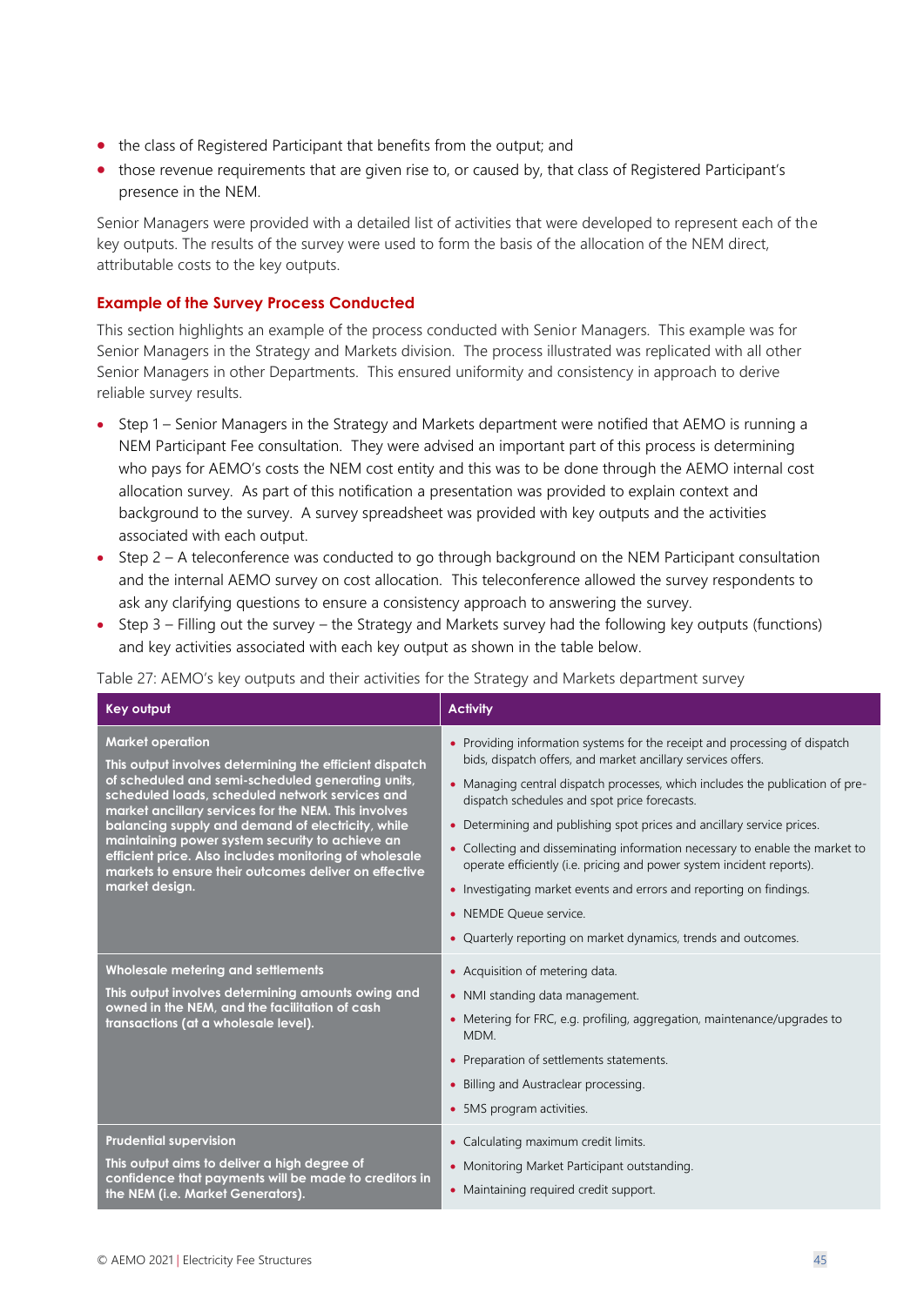- the class of Registered Participant that benefits from the output; and
- those revenue requirements that are given rise to, or caused by, that class of Registered Participant's presence in the NEM.

Senior Managers were provided with a detailed list of activities that were developed to represent each of the key outputs. The results of the survey were used to form the basis of the allocation of the NEM direct, attributable costs to the key outputs.

### Example of the Survey Process Conducted

This section highlights an example of the process conducted with Senior Managers. This example was for Senior Managers in the Strategy and Markets division. The process illustrated was replicated with all other Senior Managers in other Departments. This ensured uniformity and consistency in approach to derive reliable survey results.

- Step 1 – Senior Managers in the Strategy and Markets department were notified that AEMO is running a NEM Participant Fee consultation. They were advised an important part of this process is determining who pays for AEMO's costs the NEM cost entity and this was to be done through the AEMO internal cost allocation survey. As part of this notification a presentation was provided to explain context and background to the survey. A survey spreadsheet was provided with key outputs and the activities associated with each output.
- Step 2 – A teleconference was conducted to go through background on the NEM Participant consultation and the internal AEMO survey on cost allocation. This teleconference allowed the survey respondents to ask any clarifying questions to ensure a consistency approach to answering the survey.
- Step 3 – Filling out the survey – the Strategy and Markets survey had the following key outputs (functions) and key activities associated with each key output as shown in the table below.

Table 27: AEMO's key outputs and their activities for the Strategy and Markets department survey

| Key output | Activity |
|---|---|
| **Market operation**<br>**This output involves determining the efficient dispatch of scheduled and semi-scheduled generating units, scheduled loads, scheduled network services and market ancillary services for the NEM. This involves balancing supply and demand of electricity, while maintaining power system security to achieve an efficient price. Also includes monitoring of wholesale markets to ensure their outcomes deliver on effective market design.** | • Providing information systems for the receipt and processing of dispatch bids, dispatch offers, and market ancillary services offers.<br>• Managing central dispatch processes, which includes the publication of pre-dispatch schedules and spot price forecasts.<br>• Determining and publishing spot prices and ancillary service prices.<br>• Collecting and disseminating information necessary to enable the market to operate efficiently (i.e. pricing and power system incident reports).<br>• Investigating market events and errors and reporting on findings.<br>• NEMDE Queue service.<br>• Quarterly reporting on market dynamics, trends and outcomes. |
| **Wholesale metering and settlements**<br>**This output involves determining amounts owing and owned in the NEM, and the facilitation of cash transactions (at a wholesale level).** | • Acquisition of metering data.<br>• NMI standing data management.<br>• Metering for FRC, e.g. profiling, aggregation, maintenance/upgrades to MDM.<br>• Preparation of settlements statements.<br>• Billing and Austraclear processing.<br>• 5MS program activities. |
| **Prudential supervision**<br>**This output aims to deliver a high degree of confidence that payments will be made to creditors in the NEM (i.e. Market Generators).** | • Calculating maximum credit limits.<br>• Monitoring Market Participant outstanding.<br>• Maintaining required credit support. |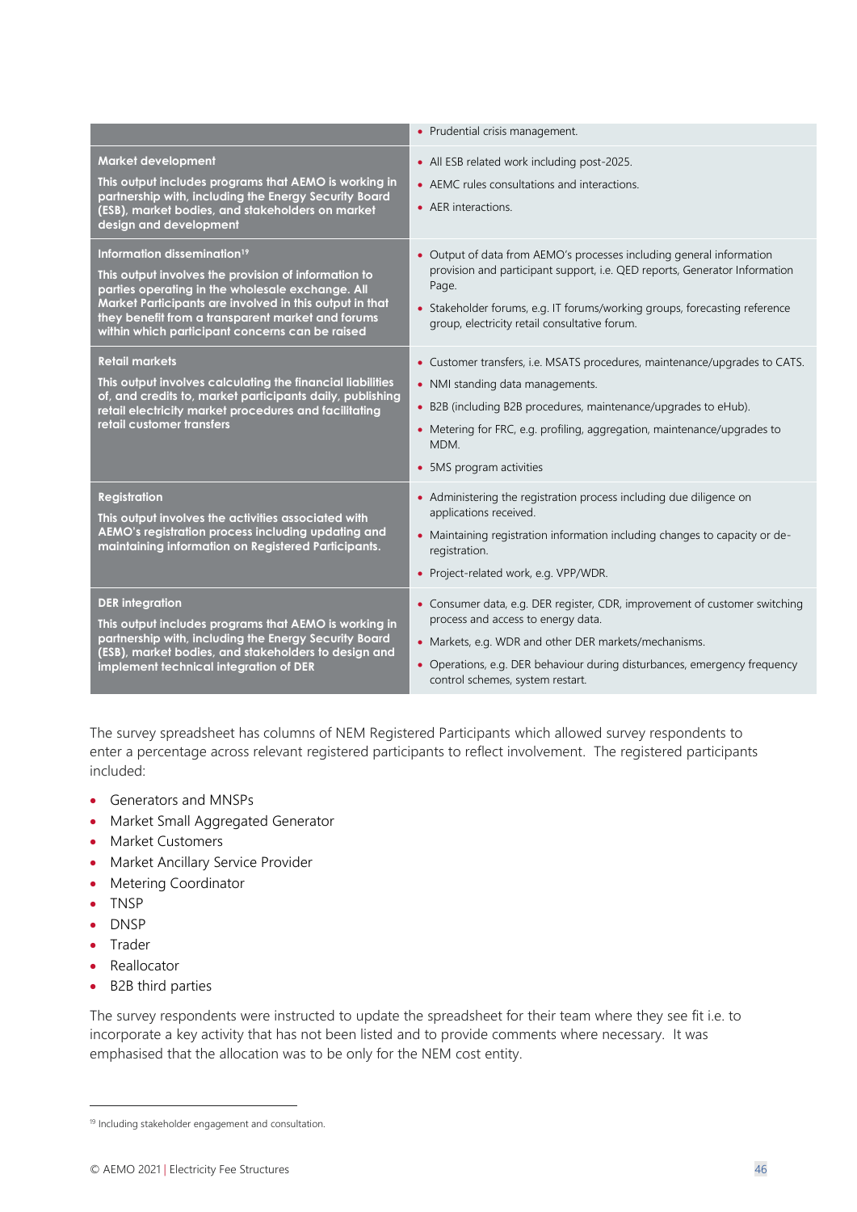| | |
|---|---|
| | • Prudential crisis management. |
| **Market development**<br><br>**This output includes programs that AEMO is working in partnership with, including the Energy Security Board (ESB), market bodies, and stakeholders on market design and development** | • All ESB related work including post-2025.<br>• AEMC rules consultations and interactions.<br>• AER interactions. |
| **Information dissemination[19]**<br><br>**This output involves the provision of information to parties operating in the wholesale exchange. All Market Participants are involved in this output in that they benefit from a transparent market and forums within which participant concerns can be raised** | • Output of data from AEMO's processes including general information provision and participant support, i.e. QED reports, Generator Information Page.<br>• Stakeholder forums, e.g. IT forums/working groups, forecasting reference group, electricity retail consultative forum. |
| **Retail markets**<br><br>**This output involves calculating the financial liabilities of, and credits to, market participants daily, publishing retail electricity market procedures and facilitating retail customer transfers** | • Customer transfers, i.e. MSATS procedures, maintenance/upgrades to CATS.<br>• NMI standing data managements.<br>• B2B (including B2B procedures, maintenance/upgrades to eHub).<br>• Metering for FRC, e.g. profiling, aggregation, maintenance/upgrades to MDM.<br>• 5MS program activities |
| **Registration**<br><br>**This output involves the activities associated with AEMO's registration process including updating and maintaining information on Registered Participants.** | • Administering the registration process including due diligence on applications received.<br>• Maintaining registration information including changes to capacity or de-registration.<br>• Project-related work, e.g. VPP/WDR. |
| **DER integration**<br><br>**This output includes programs that AEMO is working in partnership with, including the Energy Security Board (ESB), market bodies, and stakeholders to design and implement technical integration of DER** | • Consumer data, e.g. DER register, CDR, improvement of customer switching process and access to energy data.<br>• Markets, e.g. WDR and other DER markets/mechanisms.<br>• Operations, e.g. DER behaviour during disturbances, emergency frequency control schemes, system restart. |

The survey spreadsheet has columns of NEM Registered Participants which allowed survey respondents to enter a percentage across relevant registered participants to reflect involvement. The registered participants included:

- Generators and MNSPs
- Market Small Aggregated Generator
- Market Customers
- Market Ancillary Service Provider
- Metering Coordinator
- TNSP
- DNSP
- Trader
- Reallocator
- B2B third parties

The survey respondents were instructed to update the spreadsheet for their team where they see fit i.e. to incorporate a key activity that has not been listed and to provide comments where necessary. It was emphasised that the allocation was to be only for the NEM cost entity.

[19] Including stakeholder engagement and consultation.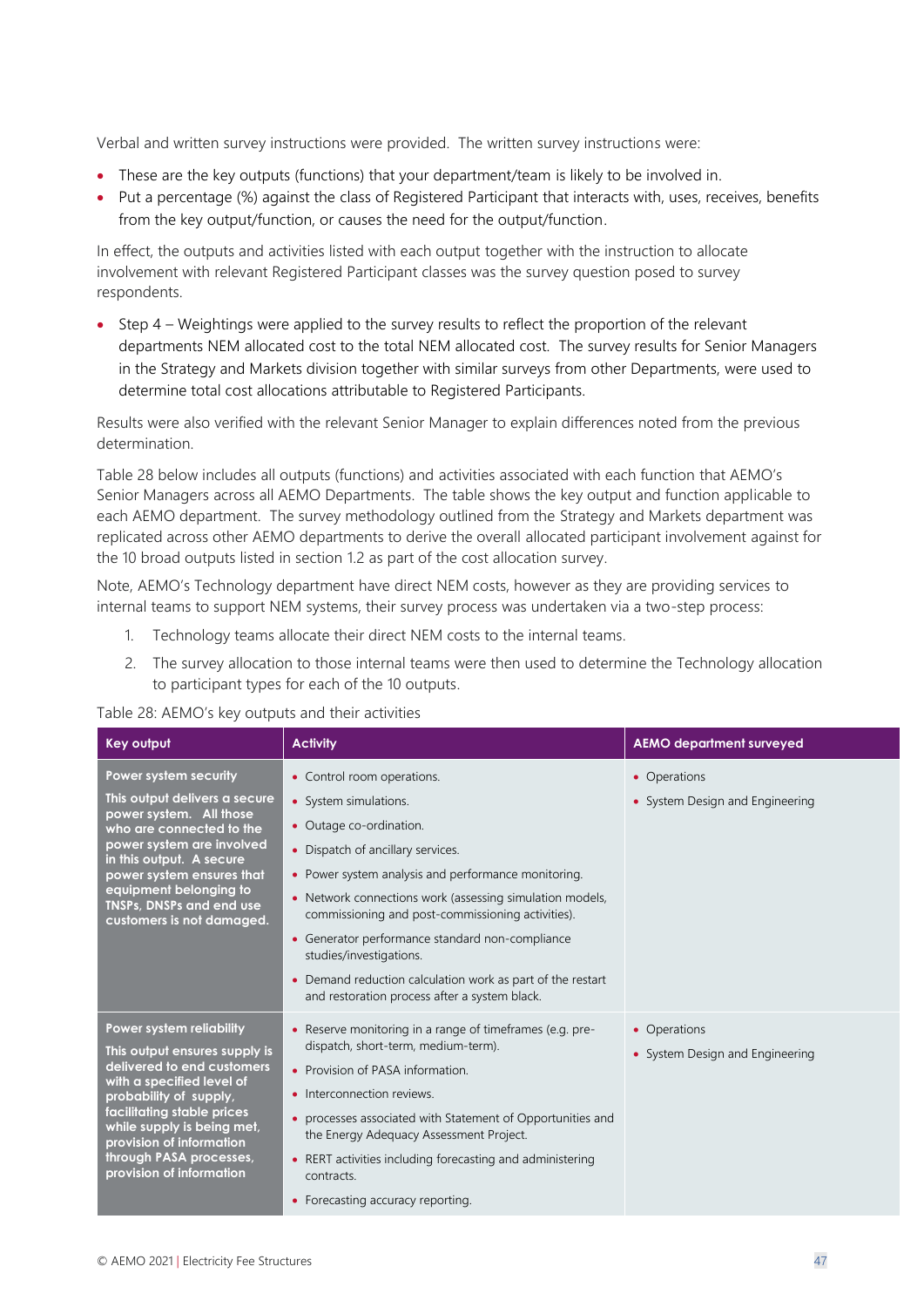Verbal and written survey instructions were provided. The written survey instructions were:

- These are the key outputs (functions) that your department/team is likely to be involved in.
- Put a percentage (%) against the class of Registered Participant that interacts with, uses, receives, benefits from the key output/function, or causes the need for the output/function.

In effect, the outputs and activities listed with each output together with the instruction to allocate involvement with relevant Registered Participant classes was the survey question posed to survey respondents.

- Step 4 – Weightings were applied to the survey results to reflect the proportion of the relevant departments NEM allocated cost to the total NEM allocated cost. The survey results for Senior Managers in the Strategy and Markets division together with similar surveys from other Departments, were used to determine total cost allocations attributable to Registered Participants.

Results were also verified with the relevant Senior Manager to explain differences noted from the previous determination.

Table 28 below includes all outputs (functions) and activities associated with each function that AEMO's Senior Managers across all AEMO Departments. The table shows the key output and function applicable to each AEMO department. The survey methodology outlined from the Strategy and Markets department was replicated across other AEMO departments to derive the overall allocated participant involvement against for the 10 broad outputs listed in section 1.2 as part of the cost allocation survey.

Note, AEMO's Technology department have direct NEM costs, however as they are providing services to internal teams to support NEM systems, their survey process was undertaken via a two-step process:

1. Technology teams allocate their direct NEM costs to the internal teams.
2. The survey allocation to those internal teams were then used to determine the Technology allocation to participant types for each of the 10 outputs.

Table 28: AEMO's key outputs and their activities

| Key output | Activity | AEMO department surveyed |
|---|---|---|
| **Power system security**<br><br>**This output delivers a secure power system. All those who are connected to the power system are involved in this output. A secure power system ensures that equipment belonging to TNSPs, DNSPs and end use customers is not damaged.** | • Control room operations.<br>• System simulations.<br>• Outage co-ordination.<br>• Dispatch of ancillary services.<br>• Power system analysis and performance monitoring.<br>• Network connections work (assessing simulation models, commissioning and post-commissioning activities).<br>• Generator performance standard non-compliance studies/investigations.<br>• Demand reduction calculation work as part of the restart and restoration process after a system black. | • Operations<br>• System Design and Engineering |
| **Power system reliability**<br><br>**This output ensures supply is delivered to end customers with a specified level of probability of supply, facilitating stable prices while supply is being met, provision of information through PASA processes, provision of information** | • Reserve monitoring in a range of timeframes (e.g. pre-dispatch, short-term, medium-term).<br>• Provision of PASA information.<br>• Interconnection reviews.<br>• processes associated with Statement of Opportunities and the Energy Adequacy Assessment Project.<br>• RERT activities including forecasting and administering contracts.<br>• Forecasting accuracy reporting. | • Operations<br>• System Design and Engineering |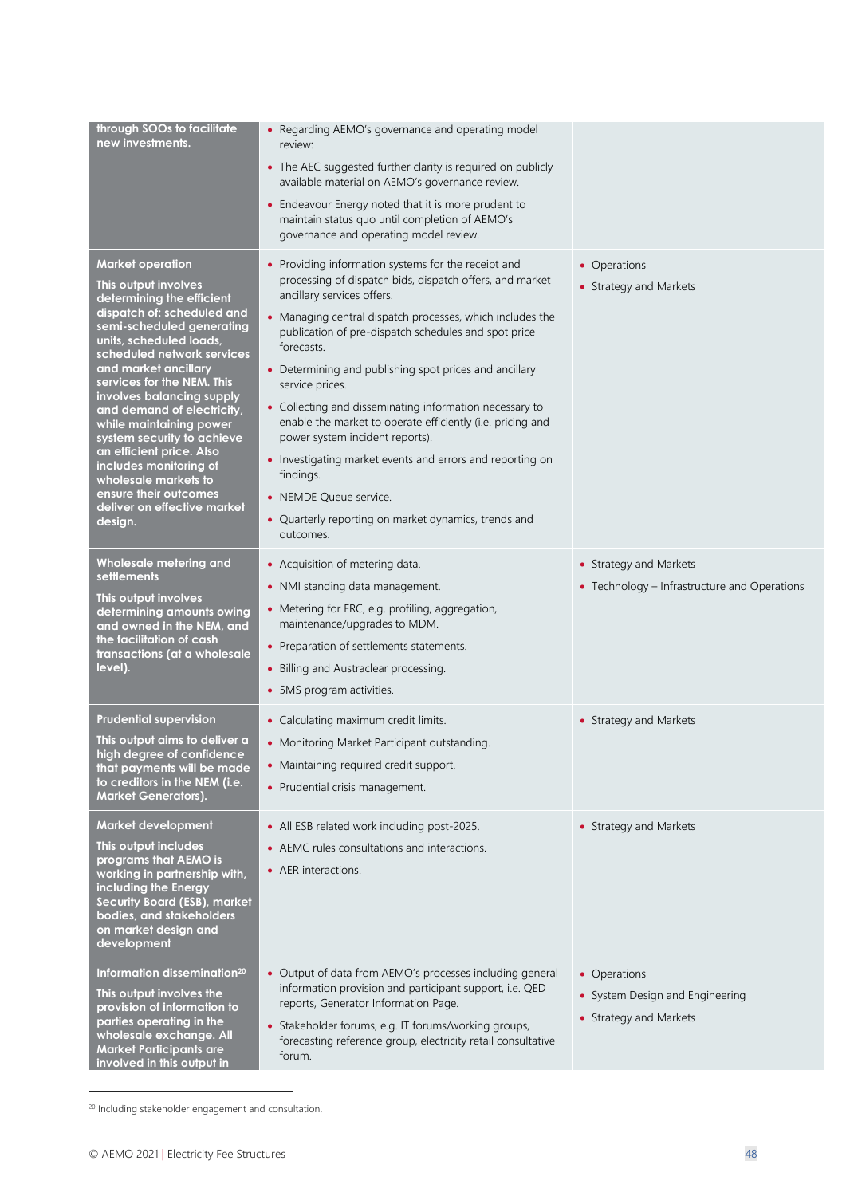| | | |
|---|---|---|
| **through SOOs to facilitate new investments.** | • Regarding AEMO's governance and operating model review:<br>• The AEC suggested further clarity is required on publicly available material on AEMO's governance review.<br>• Endeavour Energy noted that it is more prudent to maintain status quo until completion of AEMO's governance and operating model review. | |
| **Market operation**<br>**This output involves determining the efficient dispatch of: scheduled and semi-scheduled generating units, scheduled loads, scheduled network services and market ancillary services for the NEM. This involves balancing supply and demand of electricity, while maintaining power system security to achieve an efficient price. Also includes monitoring of wholesale markets to ensure their outcomes deliver on effective market design.** | • Providing information systems for the receipt and processing of dispatch bids, dispatch offers, and market ancillary services offers.<br>• Managing central dispatch processes, which includes the publication of pre-dispatch schedules and spot price forecasts.<br>• Determining and publishing spot prices and ancillary service prices.<br>• Collecting and disseminating information necessary to enable the market to operate efficiently (i.e. pricing and power system incident reports).<br>• Investigating market events and errors and reporting on findings.<br>• NEMDE Queue service.<br>• Quarterly reporting on market dynamics, trends and outcomes. | • Operations<br>• Strategy and Markets |
| **Wholesale metering and settlements**<br>**This output involves determining amounts owing and owned in the NEM, and the facilitation of cash transactions (at a wholesale level).** | • Acquisition of metering data.<br>• NMI standing data management.<br>• Metering for FRC, e.g. profiling, aggregation, maintenance/upgrades to MDM.<br>• Preparation of settlements statements.<br>• Billing and Austraclear processing.<br>• 5MS program activities. | • Strategy and Markets<br>• Technology – Infrastructure and Operations |
| **Prudential supervision**<br>**This output aims to deliver a high degree of confidence that payments will be made to creditors in the NEM (i.e. Market Generators).** | • Calculating maximum credit limits.<br>• Monitoring Market Participant outstanding.<br>• Maintaining required credit support.<br>• Prudential crisis management. | • Strategy and Markets |
| **Market development**<br>**This output includes programs that AEMO is working in partnership with, including the Energy Security Board (ESB), market bodies, and stakeholders on market design and development** | • All ESB related work including post-2025.<br>• AEMC rules consultations and interactions.<br>• AER interactions. | • Strategy and Markets |
| **Information dissemination[20]**<br>**This output involves the provision of information to parties operating in the wholesale exchange. All Market Participants are involved in this output in** | • Output of data from AEMO's processes including general information provision and participant support, i.e. QED reports, Generator Information Page.<br>• Stakeholder forums, e.g. IT forums/working groups, forecasting reference group, electricity retail consultative forum. | • Operations<br>• System Design and Engineering<br>• Strategy and Markets |

[20] Including stakeholder engagement and consultation.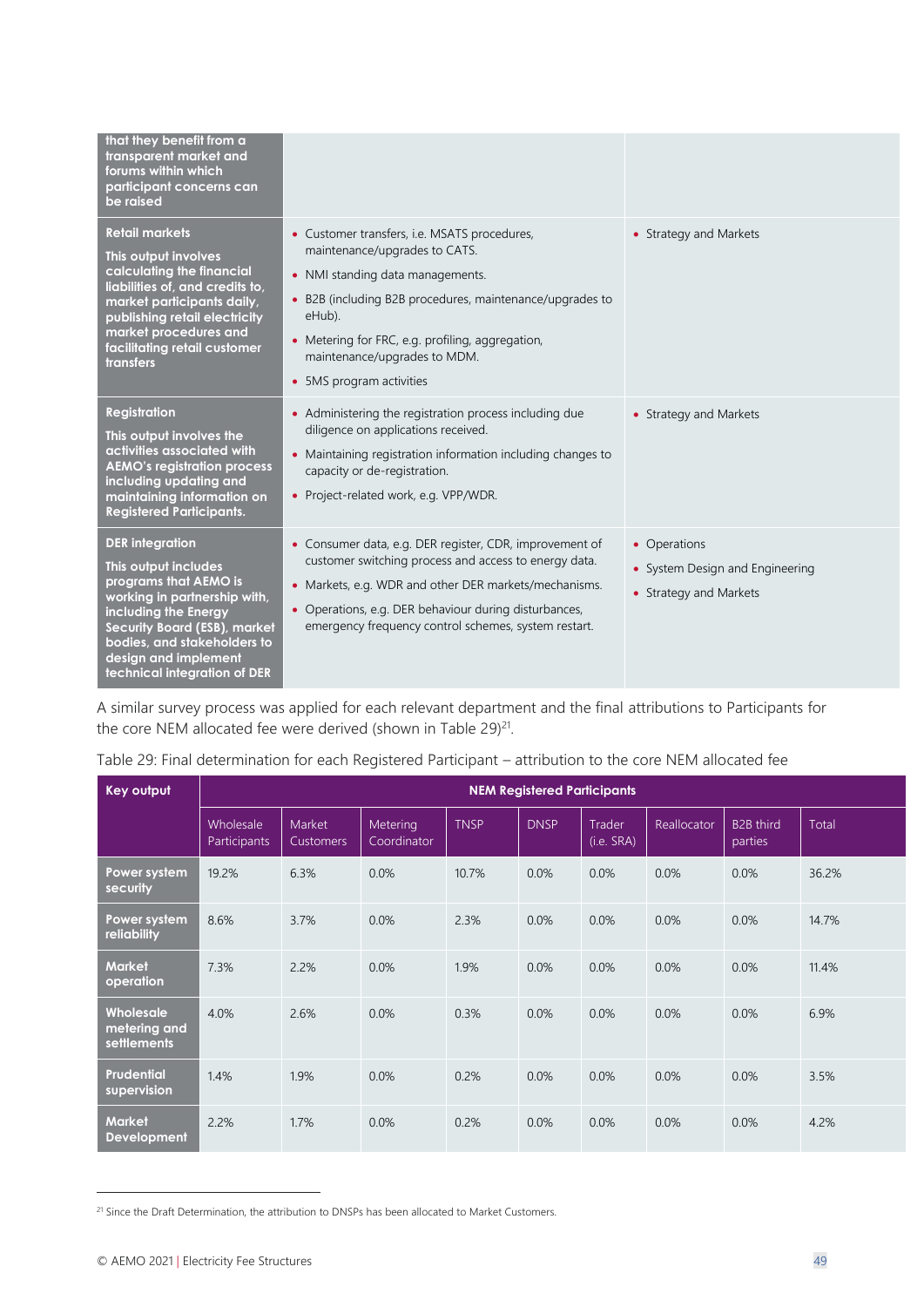| | | |
|---|---|---|
| **that they benefit from a transparent market and forums within which participant concerns can be raised** | | |
| **Retail markets**<br><br>**This output involves calculating the financial liabilities of, and credits to, market participants daily, publishing retail electricity market procedures and facilitating retail customer transfers** | • Customer transfers, i.e. MSATS procedures, maintenance/upgrades to CATS.<br>• NMI standing data managements.<br>• B2B (including B2B procedures, maintenance/upgrades to eHub).<br>• Metering for FRC, e.g. profiling, aggregation, maintenance/upgrades to MDM.<br>• 5MS program activities | • Strategy and Markets |
| **Registration**<br><br>**This output involves the activities associated with AEMO's registration process including updating and maintaining information on Registered Participants.** | • Administering the registration process including due diligence on applications received.<br>• Maintaining registration information including changes to capacity or de-registration.<br>• Project-related work, e.g. VPP/WDR. | • Strategy and Markets |
| **DER integration**<br><br>**This output includes programs that AEMO is working in partnership with, including the Energy Security Board (ESB), market bodies, and stakeholders to design and implement technical integration of DER** | • Consumer data, e.g. DER register, CDR, improvement of customer switching process and access to energy data.<br>• Markets, e.g. WDR and other DER markets/mechanisms.<br>• Operations, e.g. DER behaviour during disturbances, emergency frequency control schemes, system restart. | • Operations<br>• System Design and Engineering<br>• Strategy and Markets |

A similar survey process was applied for each relevant department and the final attributions to Participants for the core NEM allocated fee were derived (shown in Table 29)[21].

Table 29: Final determination for each Registered Participant – attribution to the core NEM allocated fee

| Key output | NEM Registered Participants | | | | | | | | |
|---|---|---|---|---|---|---|---|---|---|
| | Wholesale Participants | Market Customers | Metering Coordinator | TNSP | DNSP | Trader (i.e. SRA) | Reallocator | B2B third parties | Total |
| **Power system security** | 19.2% | 6.3% | 0.0% | 10.7% | 0.0% | 0.0% | 0.0% | 0.0% | 36.2% |
| **Power system reliability** | 8.6% | 3.7% | 0.0% | 2.3% | 0.0% | 0.0% | 0.0% | 0.0% | 14.7% |
| **Market operation** | 7.3% | 2.2% | 0.0% | 1.9% | 0.0% | 0.0% | 0.0% | 0.0% | 11.4% |
| **Wholesale metering and settlements** | 4.0% | 2.6% | 0.0% | 0.3% | 0.0% | 0.0% | 0.0% | 0.0% | 6.9% |
| **Prudential supervision** | 1.4% | 1.9% | 0.0% | 0.2% | 0.0% | 0.0% | 0.0% | 0.0% | 3.5% |
| **Market Development** | 2.2% | 1.7% | 0.0% | 0.2% | 0.0% | 0.0% | 0.0% | 0.0% | 4.2% |

[21] Since the Draft Determination, the attribution to DNSPs has been allocated to Market Customers.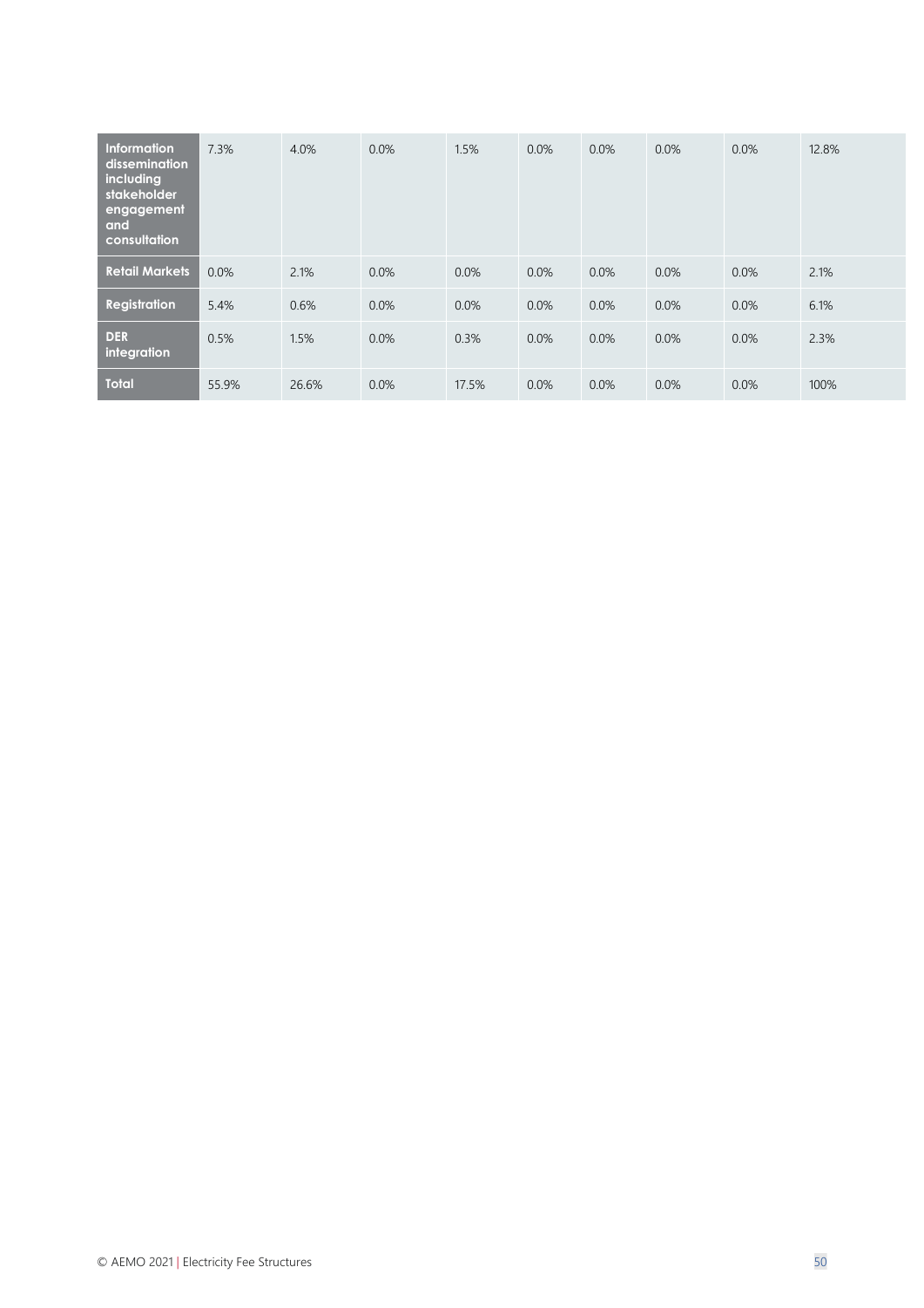| | | | | | | | | | |
|---|---|---|---|---|---|---|---|---|---|
| **Information dissemination including stakeholder engagement and consultation** | 7.3% | 4.0% | 0.0% | 1.5% | 0.0% | 0.0% | 0.0% | 0.0% | 12.8% |
| **Retail Markets** | 0.0% | 2.1% | 0.0% | 0.0% | 0.0% | 0.0% | 0.0% | 0.0% | 2.1% |
| **Registration** | 5.4% | 0.6% | 0.0% | 0.0% | 0.0% | 0.0% | 0.0% | 0.0% | 6.1% |
| **DER integration** | 0.5% | 1.5% | 0.0% | 0.3% | 0.0% | 0.0% | 0.0% | 0.0% | 2.3% |
| **Total** | 55.9% | 26.6% | 0.0% | 17.5% | 0.0% | 0.0% | 0.0% | 0.0% | 100% |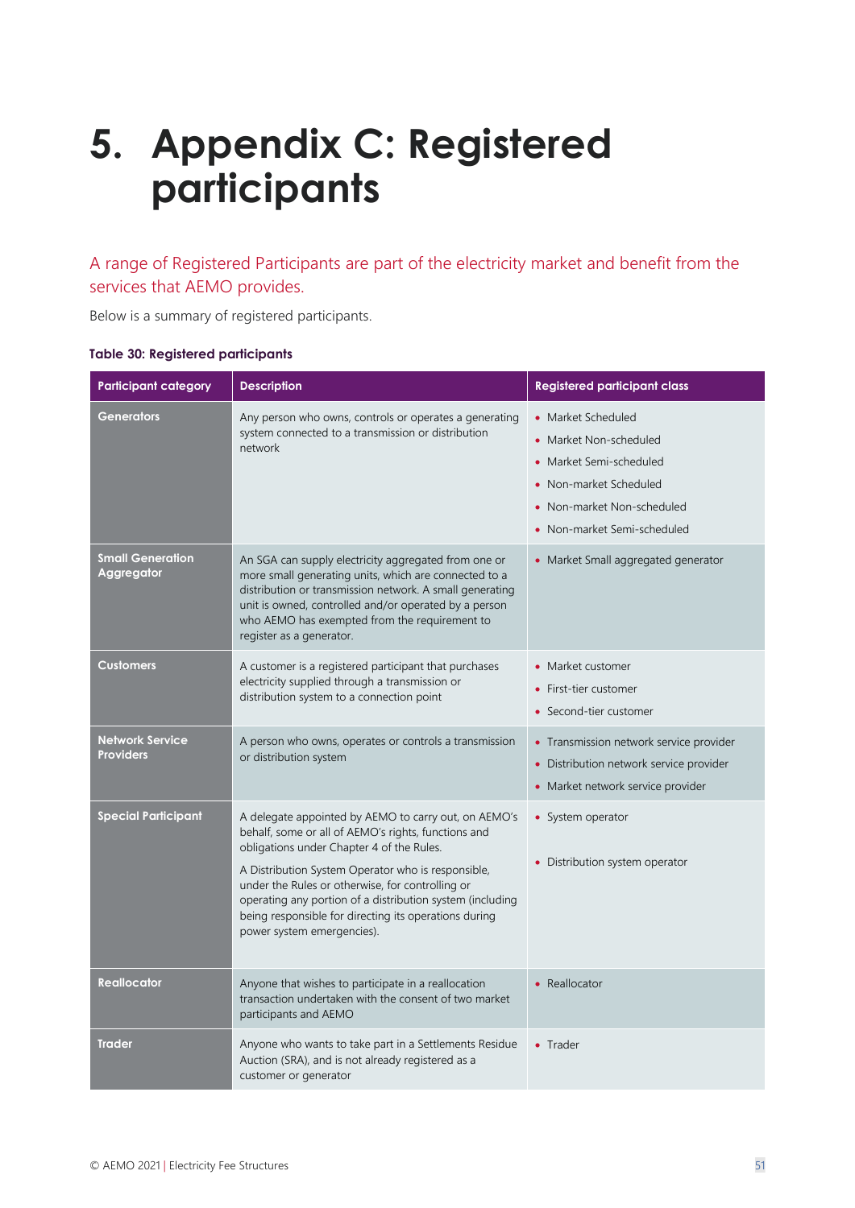# 5. Appendix C: Registered participants

A range of Registered Participants are part of the electricity market and benefit from the services that AEMO provides.

Below is a summary of registered participants.

**Table 30: Registered participants**

| Participant category | Description | Registered participant class |
|---|---|---|
| **Generators** | Any person who owns, controls or operates a generating system connected to a transmission or distribution network | • Market Scheduled<br>• Market Non-scheduled<br>• Market Semi-scheduled<br>• Non-market Scheduled<br>• Non-market Non-scheduled<br>• Non-market Semi-scheduled |
| **Small Generation Aggregator** | An SGA can supply electricity aggregated from one or more small generating units, which are connected to a distribution or transmission network. A small generating unit is owned, controlled and/or operated by a person who AEMO has exempted from the requirement to register as a generator. | • Market Small aggregated generator |
| **Customers** | A customer is a registered participant that purchases electricity supplied through a transmission or distribution system to a connection point | • Market customer<br>• First-tier customer<br>• Second-tier customer |
| **Network Service Providers** | A person who owns, operates or controls a transmission or distribution system | • Transmission network service provider<br>• Distribution network service provider<br>• Market network service provider |
| **Special Participant** | A delegate appointed by AEMO to carry out, on AEMO's behalf, some or all of AEMO's rights, functions and obligations under Chapter 4 of the Rules.<br>A Distribution System Operator who is responsible, under the Rules or otherwise, for controlling or operating any portion of a distribution system (including being responsible for directing its operations during power system emergencies). | • System operator<br>• Distribution system operator |
| **Reallocator** | Anyone that wishes to participate in a reallocation transaction undertaken with the consent of two market participants and AEMO | • Reallocator |
| **Trader** | Anyone who wants to take part in a Settlements Residue Auction (SRA), and is not already registered as a customer or generator | • Trader |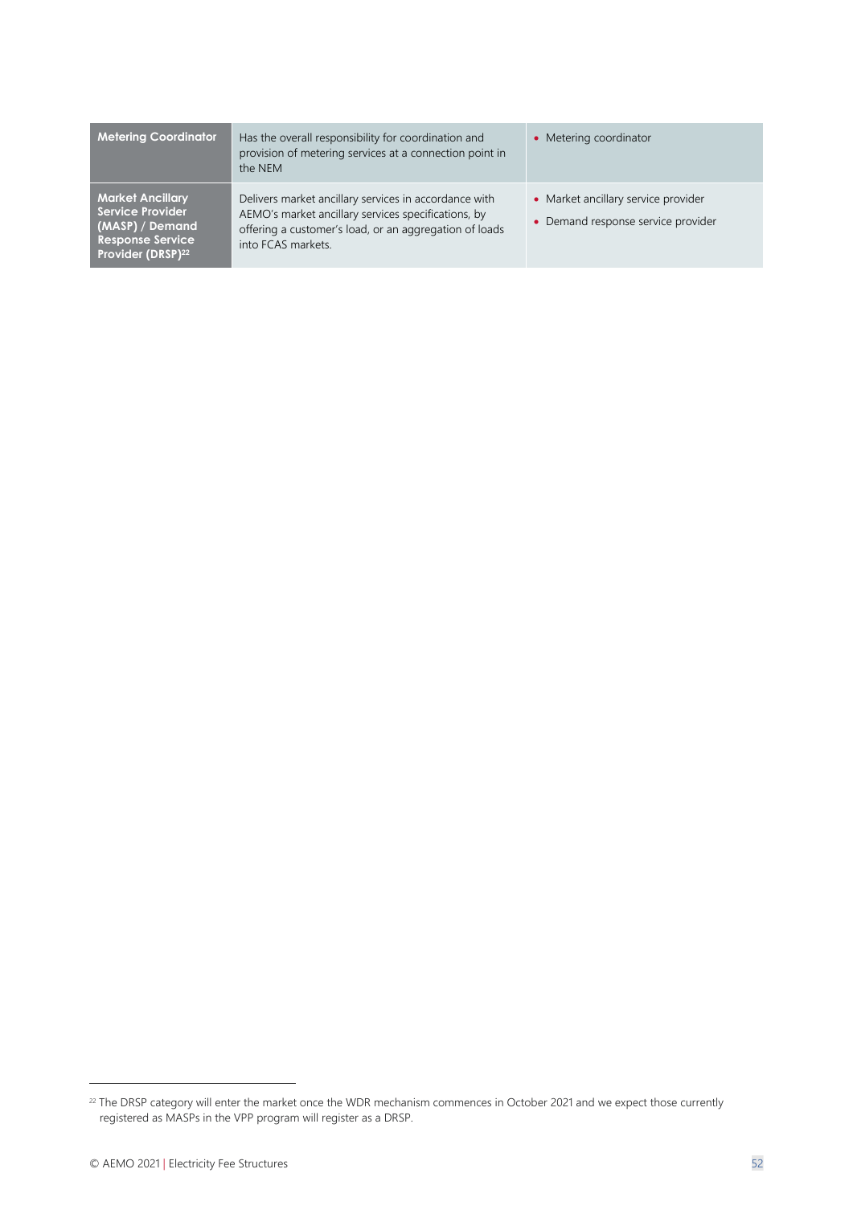| | | |
|---|---|---|
| **Metering Coordinator** | Has the overall responsibility for coordination and provision of metering services at a connection point in the NEM | • Metering coordinator |
| **Market Ancillary Service Provider (MASP) / Demand Response Service Provider (DRSP)**[22] | Delivers market ancillary services in accordance with AEMO's market ancillary services specifications, by offering a customer's load, or an aggregation of loads into FCAS markets. | • Market ancillary service provider<br>• Demand response service provider |

[22] The DRSP category will enter the market once the WDR mechanism commences in October 2021 and we expect those currently registered as MASPs in the VPP program will register as a DRSP.